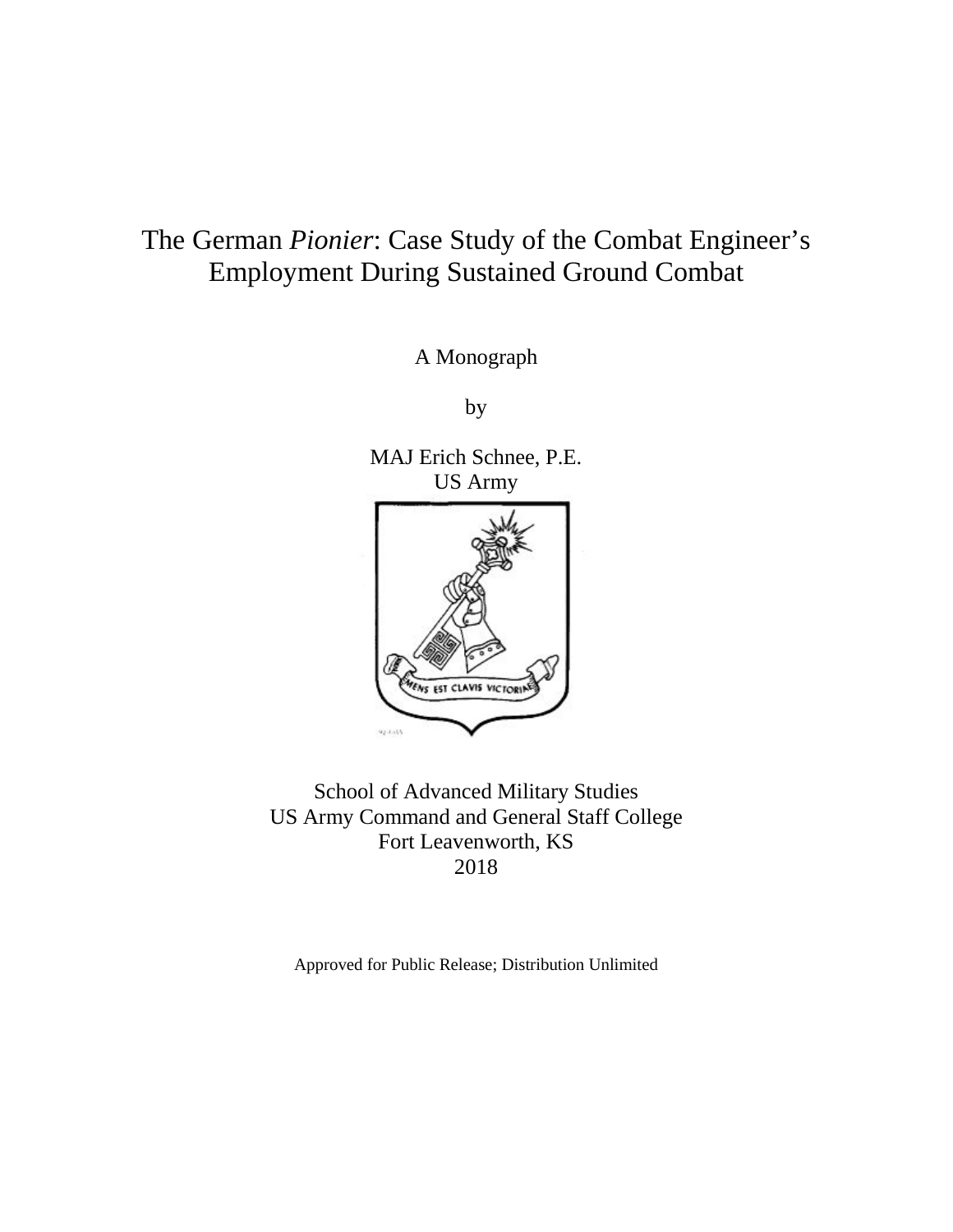# The German *Pionier*: Case Study of the Combat Engineer's Employment During Sustained Ground Combat

A Monograph

by

MAJ Erich Schnee, P.E.
US Army

School of Advanced Military Studies
US Army Command and General Staff College
Fort Leavenworth, KS
2018

Approved for Public Release; Distribution Unlimited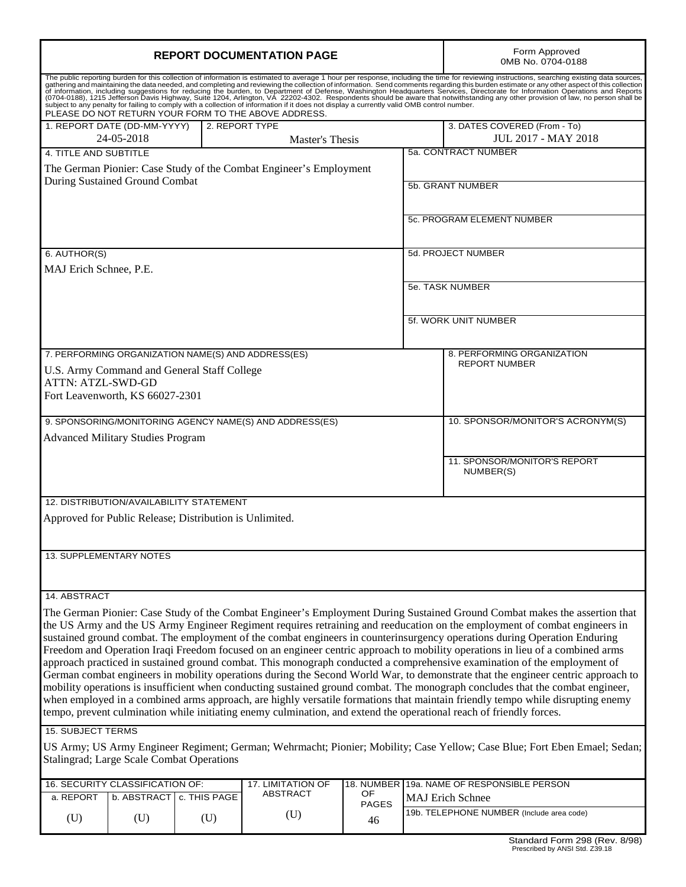# REPORT DOCUMENTATION PAGE

Form Approved
OMB No. 0704-0188

The public reporting burden for this collection of information is estimated to average 1 hour per response, including the time for reviewing instructions, searching existing data sources, gathering and maintaining the data needed, and completing and reviewing the collection of information. Send comments regarding this burden estimate or any other aspect of this collection of information, including suggestions for reducing the burden, to Department of Defense, Washington Headquarters Services, Directorate for Information Operations and Reports (0704-0188), 1215 Jefferson Davis Highway, Suite 1204, Arlington, VA 22202-4302. Respondents should be aware that notwithstanding any other provision of law, no person shall be subject to any penalty for failing to comply with a collection of information if it does not display a currently valid OMB control number.
PLEASE DO NOT RETURN YOUR FORM TO THE ABOVE ADDRESS.

| 1. REPORT DATE (DD-MM-YYYY) | 2. REPORT TYPE | 3. DATES COVERED (From - To) |
|---|---|---|
| 24-05-2018 | Master's Thesis | JUL 2017 - MAY 2018 |

**4. TITLE AND SUBTITLE**
The German Pionier: Case Study of the Combat Engineer's Employment During Sustained Ground Combat

5a. CONTRACT NUMBER

5b. GRANT NUMBER

5c. PROGRAM ELEMENT NUMBER

**6. AUTHOR(S)**
MAJ Erich Schnee, P.E.

5d. PROJECT NUMBER

5e. TASK NUMBER

5f. WORK UNIT NUMBER

**7. PERFORMING ORGANIZATION NAME(S) AND ADDRESS(ES)**
U.S. Army Command and General Staff College
ATTN: ATZL-SWD-GD
Fort Leavenworth, KS 66027-2301

8. PERFORMING ORGANIZATION REPORT NUMBER

**9. SPONSORING/MONITORING AGENCY NAME(S) AND ADDRESS(ES)**
Advanced Military Studies Program

10. SPONSOR/MONITOR'S ACRONYM(S)

11. SPONSOR/MONITOR'S REPORT NUMBER(S)

**12. DISTRIBUTION/AVAILABILITY STATEMENT**
Approved for Public Release; Distribution is Unlimited.

**13. SUPPLEMENTARY NOTES**

**14. ABSTRACT**
The German Pionier: Case Study of the Combat Engineer's Employment During Sustained Ground Combat makes the assertion that the US Army and the US Army Engineer Regiment requires retraining and reeducation on the employment of combat engineers in sustained ground combat. The employment of the combat engineers in counterinsurgency operations during Operation Enduring Freedom and Operation Iraqi Freedom focused on an engineer centric approach to mobility operations in lieu of a combined arms approach practiced in sustained ground combat. This monograph conducted a comprehensive examination of the employment of German combat engineers in mobility operations during the Second World War, to demonstrate that the engineer centric approach to mobility operations is insufficient when conducting sustained ground combat. The monograph concludes that the combat engineer, when employed in a combined arms approach, are highly versatile formations that maintain friendly tempo while disrupting enemy tempo, prevent culmination while initiating enemy culmination, and extend the operational reach of friendly forces.

**15. SUBJECT TERMS**
US Army; US Army Engineer Regiment; German; Wehrmacht; Pionier; Mobility; Case Yellow; Case Blue; Fort Eben Emael; Sedan; Stalingrad; Large Scale Combat Operations

| 16. SECURITY CLASSIFICATION OF: | | | 17. LIMITATION OF ABSTRACT | 18. NUMBER OF PAGES | 19a. NAME OF RESPONSIBLE PERSON |
|---|---|---|---|---|---|
| a. REPORT | b. ABSTRACT | c. THIS PAGE | | | MAJ Erich Schnee |
| (U) | (U) | (U) | (U) | 46 | 19b. TELEPHONE NUMBER (Include area code) |

Standard Form 298 (Rev. 8/98)
Prescribed by ANSI Std. Z39.18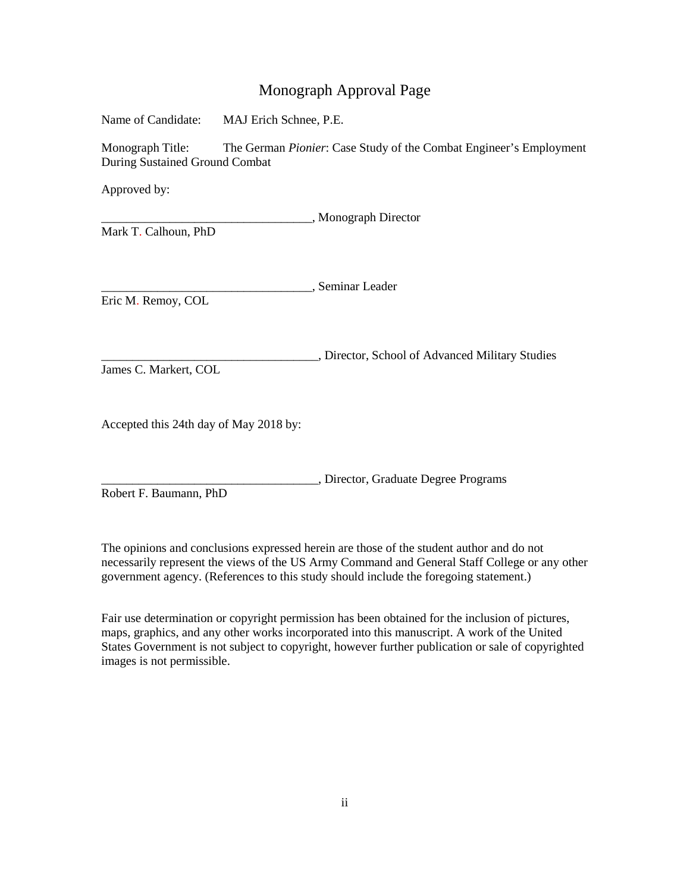# Monograph Approval Page

Name of Candidate: MAJ Erich Schnee, P.E.

Monograph Title: The German *Pionier*: Case Study of the Combat Engineer's Employment During Sustained Ground Combat

Approved by:

__________________________________, Monograph Director
Mark T. Calhoun, PhD

__________________________________, Seminar Leader
Eric M. Remoy, COL

___________________________________, Director, School of Advanced Military Studies
James C. Markert, COL

Accepted this 24th day of May 2018 by:

___________________________________, Director, Graduate Degree Programs
Robert F. Baumann, PhD

The opinions and conclusions expressed herein are those of the student author and do not necessarily represent the views of the US Army Command and General Staff College or any other government agency. (References to this study should include the foregoing statement.)

Fair use determination or copyright permission has been obtained for the inclusion of pictures, maps, graphics, and any other works incorporated into this manuscript. A work of the United States Government is not subject to copyright, however further publication or sale of copyrighted images is not permissible.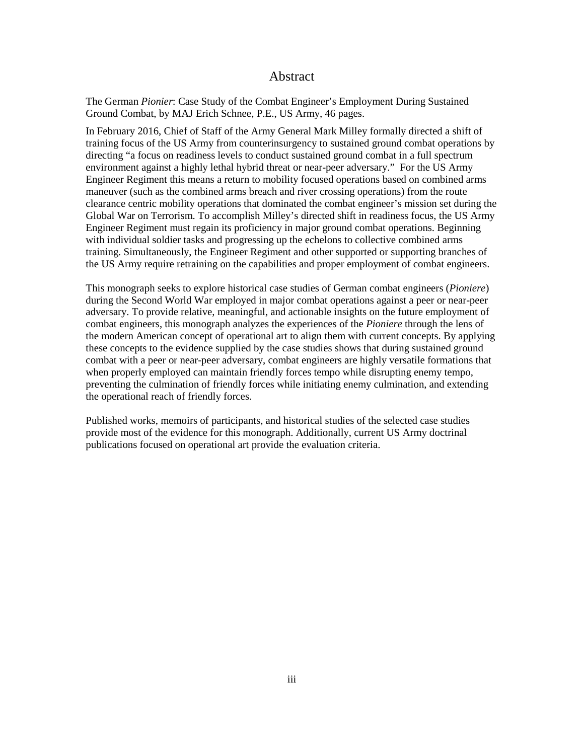# Abstract

The German *Pionier*: Case Study of the Combat Engineer's Employment During Sustained Ground Combat, by MAJ Erich Schnee, P.E., US Army, 46 pages.

In February 2016, Chief of Staff of the Army General Mark Milley formally directed a shift of training focus of the US Army from counterinsurgency to sustained ground combat operations by directing "a focus on readiness levels to conduct sustained ground combat in a full spectrum environment against a highly lethal hybrid threat or near-peer adversary." For the US Army Engineer Regiment this means a return to mobility focused operations based on combined arms maneuver (such as the combined arms breach and river crossing operations) from the route clearance centric mobility operations that dominated the combat engineer's mission set during the Global War on Terrorism. To accomplish Milley's directed shift in readiness focus, the US Army Engineer Regiment must regain its proficiency in major ground combat operations. Beginning with individual soldier tasks and progressing up the echelons to collective combined arms training. Simultaneously, the Engineer Regiment and other supported or supporting branches of the US Army require retraining on the capabilities and proper employment of combat engineers.

This monograph seeks to explore historical case studies of German combat engineers (*Pioniere*) during the Second World War employed in major combat operations against a peer or near-peer adversary. To provide relative, meaningful, and actionable insights on the future employment of combat engineers, this monograph analyzes the experiences of the *Pioniere* through the lens of the modern American concept of operational art to align them with current concepts. By applying these concepts to the evidence supplied by the case studies shows that during sustained ground combat with a peer or near-peer adversary, combat engineers are highly versatile formations that when properly employed can maintain friendly forces tempo while disrupting enemy tempo, preventing the culmination of friendly forces while initiating enemy culmination, and extending the operational reach of friendly forces.

Published works, memoirs of participants, and historical studies of the selected case studies provide most of the evidence for this monograph. Additionally, current US Army doctrinal publications focused on operational art provide the evaluation criteria.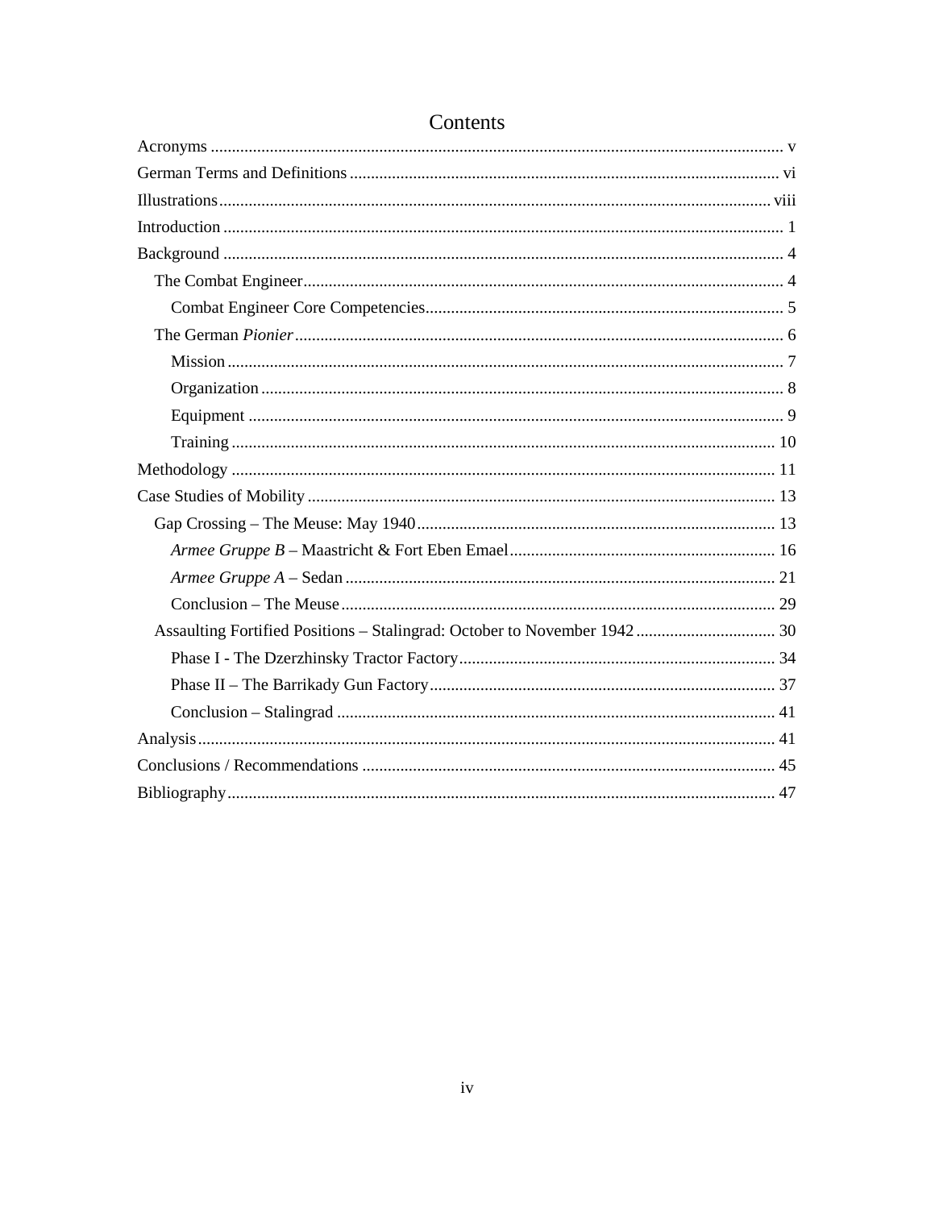# Contents

Acronyms ..... v

German Terms and Definitions ..... vi

Illustrations ..... viii

Introduction ..... 1

Background ..... 4

- The Combat Engineer ..... 4
  - Combat Engineer Core Competencies ..... 5
- The German *Pionier* ..... 6
  - Mission ..... 7
  - Organization ..... 8
  - Equipment ..... 9
  - Training ..... 10

Methodology ..... 11

Case Studies of Mobility ..... 13

- Gap Crossing – The Meuse: May 1940 ..... 13
  - *Armee Gruppe B* – Maastricht & Fort Eben Emael ..... 16
  - *Armee Gruppe A* – Sedan ..... 21
  - Conclusion – The Meuse ..... 29
- Assaulting Fortified Positions – Stalingrad: October to November 1942 ..... 30
  - Phase I - The Dzerzhinsky Tractor Factory ..... 34
  - Phase II – The Barrikady Gun Factory ..... 37
  - Conclusion – Stalingrad ..... 41

Analysis ..... 41

Conclusions / Recommendations ..... 45

Bibliography ..... 47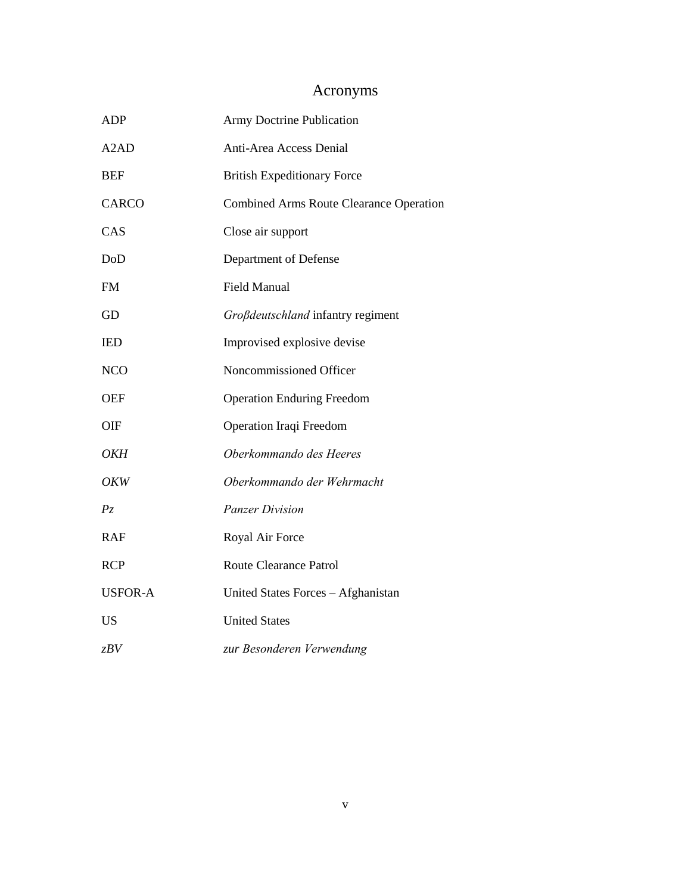# Acronyms

| | |
|---|---|
| ADP | Army Doctrine Publication |
| A2AD | Anti-Area Access Denial |
| BEF | British Expeditionary Force |
| CARCO | Combined Arms Route Clearance Operation |
| CAS | Close air support |
| DoD | Department of Defense |
| FM | Field Manual |
| GD | *Großdeutschland* infantry regiment |
| IED | Improvised explosive devise |
| NCO | Noncommissioned Officer |
| OEF | Operation Enduring Freedom |
| OIF | Operation Iraqi Freedom |
| *OKH* | *Oberkommando des Heeres* |
| *OKW* | *Oberkommando der Wehrmacht* |
| *Pz* | *Panzer Division* |
| RAF | Royal Air Force |
| RCP | Route Clearance Patrol |
| USFOR-A | United States Forces – Afghanistan |
| US | United States |
| *zBV* | *zur Besonderen Verwendung* |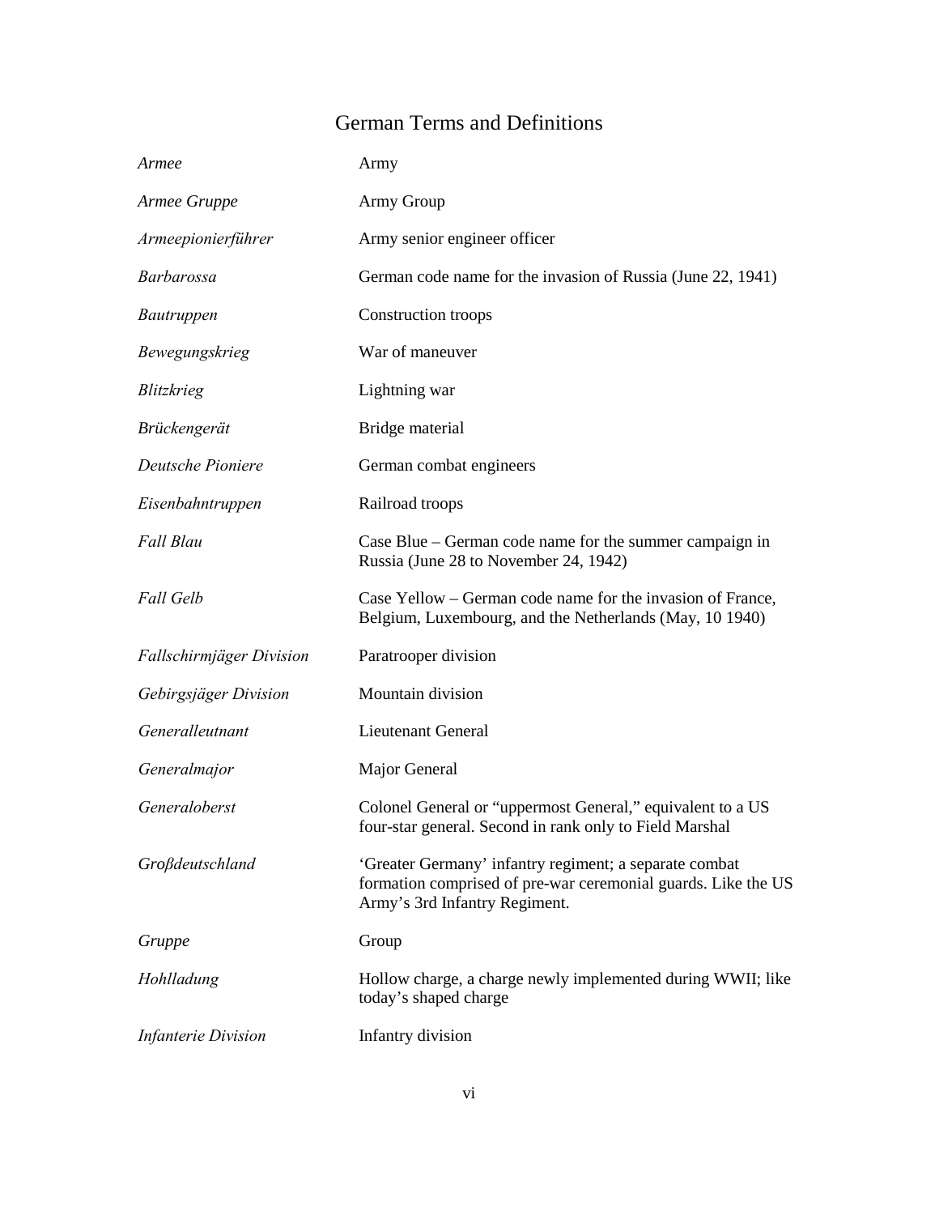# German Terms and Definitions

| | |
|---|---|
| *Armee* | Army |
| *Armee Gruppe* | Army Group |
| *Armeepionierführer* | Army senior engineer officer |
| *Barbarossa* | German code name for the invasion of Russia (June 22, 1941) |
| *Bautruppen* | Construction troops |
| *Bewegungskrieg* | War of maneuver |
| *Blitzkrieg* | Lightning war |
| *Brückengerät* | Bridge material |
| *Deutsche Pioniere* | German combat engineers |
| *Eisenbahntruppen* | Railroad troops |
| *Fall Blau* | Case Blue – German code name for the summer campaign in Russia (June 28 to November 24, 1942) |
| *Fall Gelb* | Case Yellow – German code name for the invasion of France, Belgium, Luxembourg, and the Netherlands (May, 10 1940) |
| *Fallschirmjäger Division* | Paratrooper division |
| *Gebirgsjäger Division* | Mountain division |
| *Generalleutnant* | Lieutenant General |
| *Generalmajor* | Major General |
| *Generaloberst* | Colonel General or "uppermost General," equivalent to a US four-star general. Second in rank only to Field Marshal |
| *Großdeutschland* | 'Greater Germany' infantry regiment; a separate combat formation comprised of pre-war ceremonial guards. Like the US Army's 3rd Infantry Regiment. |
| *Gruppe* | Group |
| *Hohlladung* | Hollow charge, a charge newly implemented during WWII; like today's shaped charge |
| *Infanterie Division* | Infantry division |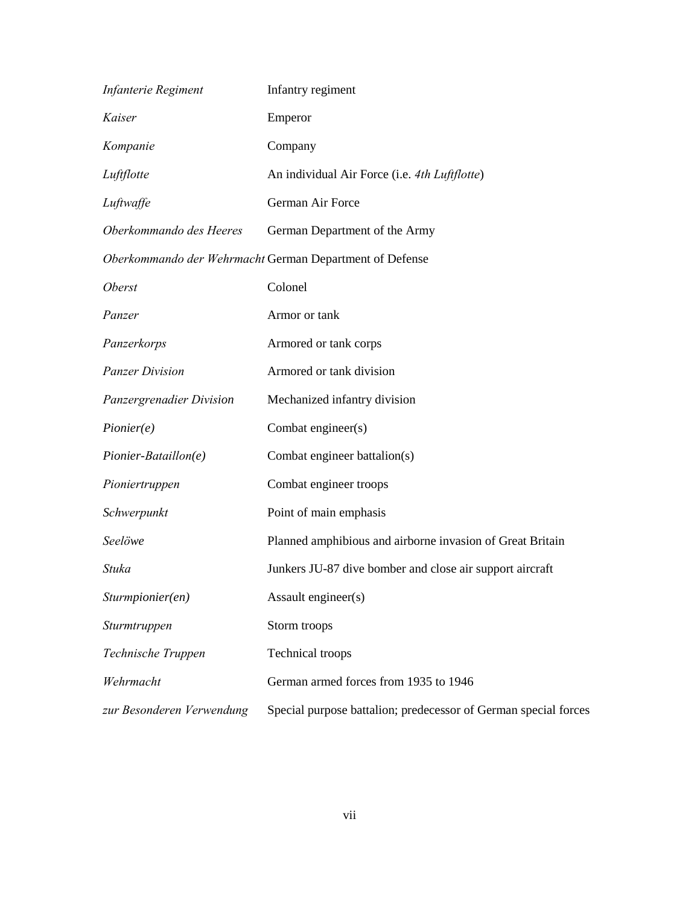| | |
|---|---|
| *Infanterie Regiment* | Infantry regiment |
| *Kaiser* | Emperor |
| *Kompanie* | Company |
| *Luftflotte* | An individual Air Force (i.e. *4th Luftflotte*) |
| *Luftwaffe* | German Air Force |
| *Oberkommando des Heeres* | German Department of the Army |
| *Oberkommando der Wehrmacht* | German Department of Defense |
| *Oberst* | Colonel |
| *Panzer* | Armor or tank |
| *Panzerkorps* | Armored or tank corps |
| *Panzer Division* | Armored or tank division |
| *Panzergrenadier Division* | Mechanized infantry division |
| *Pionier(e)* | Combat engineer(s) |
| *Pionier-Bataillon(e)* | Combat engineer battalion(s) |
| *Pioniertruppen* | Combat engineer troops |
| *Schwerpunkt* | Point of main emphasis |
| *Seelöwe* | Planned amphibious and airborne invasion of Great Britain |
| *Stuka* | Junkers JU-87 dive bomber and close air support aircraft |
| *Sturmpionier(en)* | Assault engineer(s) |
| *Sturmtruppen* | Storm troops |
| *Technische Truppen* | Technical troops |
| *Wehrmacht* | German armed forces from 1935 to 1946 |
| *zur Besonderen Verwendung* | Special purpose battalion; predecessor of German special forces |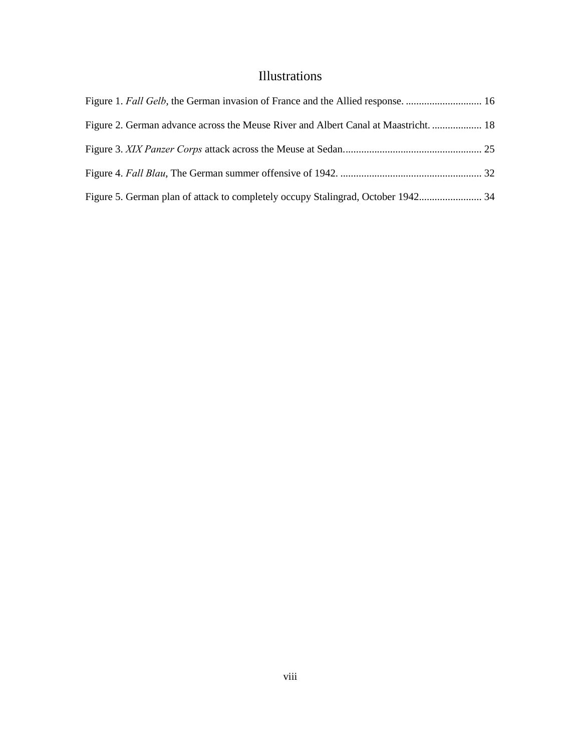# Illustrations

Figure 1. *Fall Gelb*, the German invasion of France and the Allied response. ............................. 16

Figure 2. German advance across the Meuse River and Albert Canal at Maastricht. ................... 18

Figure 3. *XIX Panzer Corps* attack across the Meuse at Sedan..................................................... 25

Figure 4. *Fall Blau*, The German summer offensive of 1942. ...................................................... 32

Figure 5. German plan of attack to completely occupy Stalingrad, October 1942........................ 34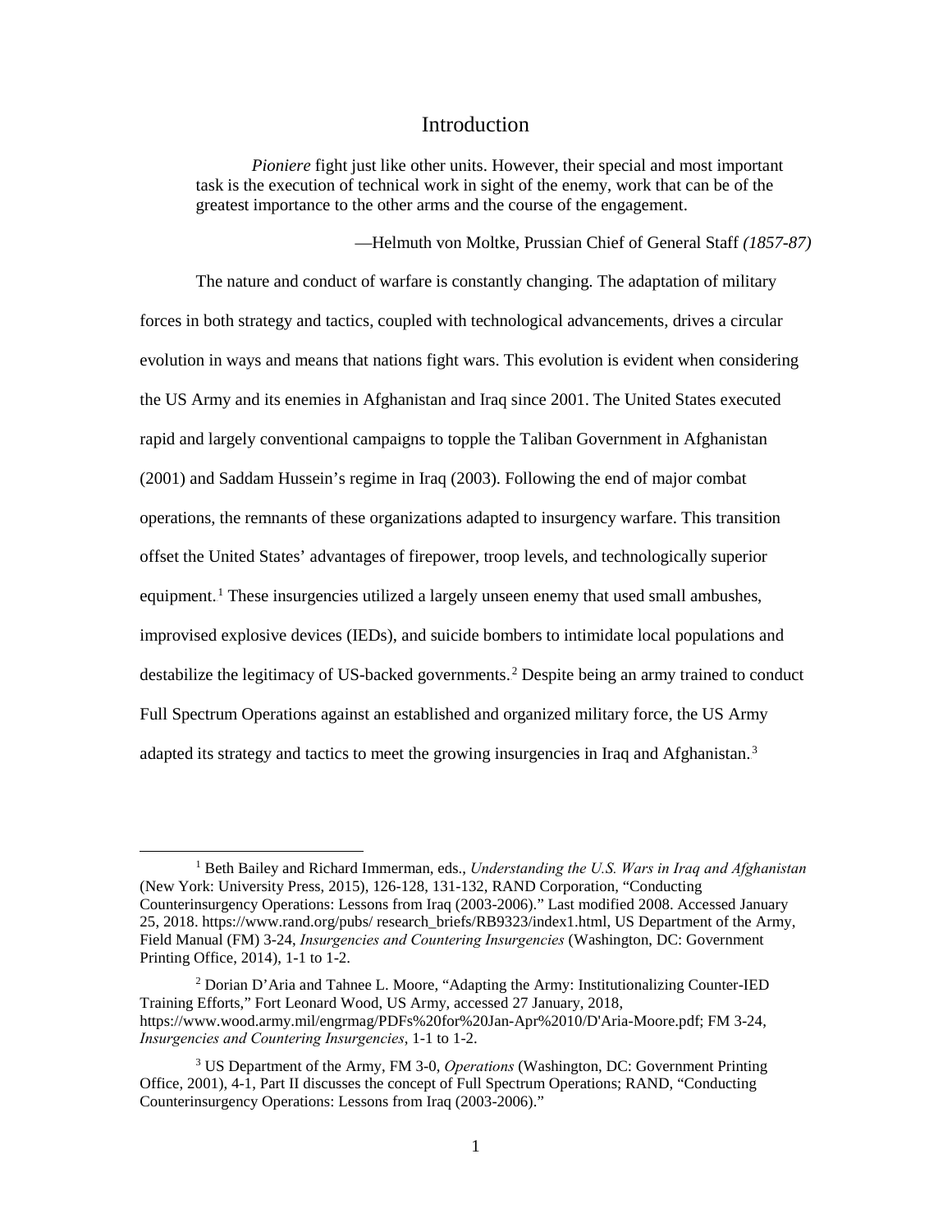# Introduction

> *Pioniere* fight just like other units. However, their special and most important task is the execution of technical work in sight of the enemy, work that can be of the greatest importance to the other arms and the course of the engagement.
>
> —Helmuth von Moltke, Prussian Chief of General Staff *(1857-87)*

The nature and conduct of warfare is constantly changing. The adaptation of military forces in both strategy and tactics, coupled with technological advancements, drives a circular evolution in ways and means that nations fight wars. This evolution is evident when considering the US Army and its enemies in Afghanistan and Iraq since 2001. The United States executed rapid and largely conventional campaigns to topple the Taliban Government in Afghanistan (2001) and Saddam Hussein's regime in Iraq (2003). Following the end of major combat operations, the remnants of these organizations adapted to insurgency warfare. This transition offset the United States' advantages of firepower, troop levels, and technologically superior equipment.[1] These insurgencies utilized a largely unseen enemy that used small ambushes, improvised explosive devices (IEDs), and suicide bombers to intimidate local populations and destabilize the legitimacy of US-backed governments.[2] Despite being an army trained to conduct Full Spectrum Operations against an established and organized military force, the US Army adapted its strategy and tactics to meet the growing insurgencies in Iraq and Afghanistan.[3]

---

[1] Beth Bailey and Richard Immerman, eds., *Understanding the U.S. Wars in Iraq and Afghanistan* (New York: University Press, 2015), 126-128, 131-132, RAND Corporation, "Conducting Counterinsurgency Operations: Lessons from Iraq (2003-2006)." Last modified 2008. Accessed January 25, 2018. https://www.rand.org/pubs/ research_briefs/RB9323/index1.html, US Department of the Army, Field Manual (FM) 3-24, *Insurgencies and Countering Insurgencies* (Washington, DC: Government Printing Office, 2014), 1-1 to 1-2.

[2] Dorian D'Aria and Tahnee L. Moore, "Adapting the Army: Institutionalizing Counter-IED Training Efforts," Fort Leonard Wood, US Army, accessed 27 January, 2018, https://www.wood.army.mil/engrmag/PDFs%20for%20Jan-Apr%2010/D'Aria-Moore.pdf; FM 3-24, *Insurgencies and Countering Insurgencies*, 1-1 to 1-2.

[3] US Department of the Army, FM 3-0, *Operations* (Washington, DC: Government Printing Office, 2001), 4-1, Part II discusses the concept of Full Spectrum Operations; RAND, "Conducting Counterinsurgency Operations: Lessons from Iraq (2003-2006)."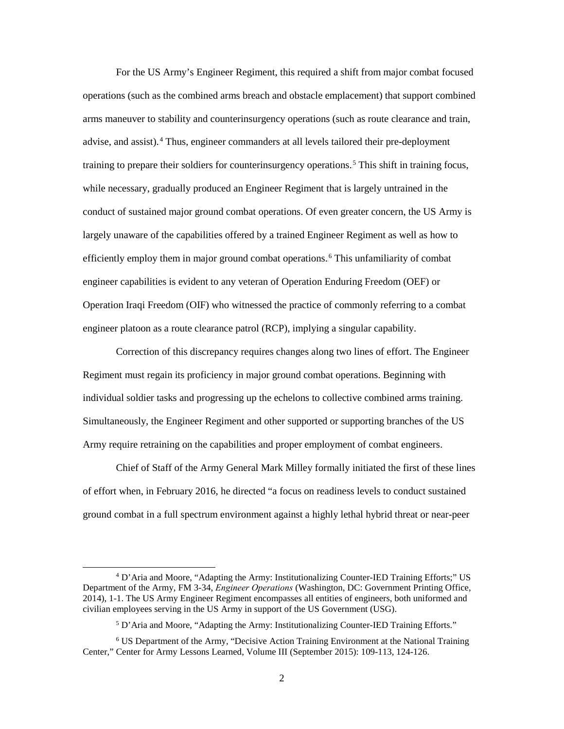For the US Army's Engineer Regiment, this required a shift from major combat focused operations (such as the combined arms breach and obstacle emplacement) that support combined arms maneuver to stability and counterinsurgency operations (such as route clearance and train, advise, and assist).[4] Thus, engineer commanders at all levels tailored their pre-deployment training to prepare their soldiers for counterinsurgency operations.[5] This shift in training focus, while necessary, gradually produced an Engineer Regiment that is largely untrained in the conduct of sustained major ground combat operations. Of even greater concern, the US Army is largely unaware of the capabilities offered by a trained Engineer Regiment as well as how to efficiently employ them in major ground combat operations.[6] This unfamiliarity of combat engineer capabilities is evident to any veteran of Operation Enduring Freedom (OEF) or Operation Iraqi Freedom (OIF) who witnessed the practice of commonly referring to a combat engineer platoon as a route clearance patrol (RCP), implying a singular capability.

Correction of this discrepancy requires changes along two lines of effort. The Engineer Regiment must regain its proficiency in major ground combat operations. Beginning with individual soldier tasks and progressing up the echelons to collective combined arms training. Simultaneously, the Engineer Regiment and other supported or supporting branches of the US Army require retraining on the capabilities and proper employment of combat engineers.

Chief of Staff of the Army General Mark Milley formally initiated the first of these lines of effort when, in February 2016, he directed "a focus on readiness levels to conduct sustained ground combat in a full spectrum environment against a highly lethal hybrid threat or near-peer

---

[4] D'Aria and Moore, "Adapting the Army: Institutionalizing Counter-IED Training Efforts;" US Department of the Army, FM 3-34, *Engineer Operations* (Washington, DC: Government Printing Office, 2014), 1-1. The US Army Engineer Regiment encompasses all entities of engineers, both uniformed and civilian employees serving in the US Army in support of the US Government (USG).

[5] D'Aria and Moore, "Adapting the Army: Institutionalizing Counter-IED Training Efforts."

[6] US Department of the Army, "Decisive Action Training Environment at the National Training Center," Center for Army Lessons Learned, Volume III (September 2015): 109-113, 124-126.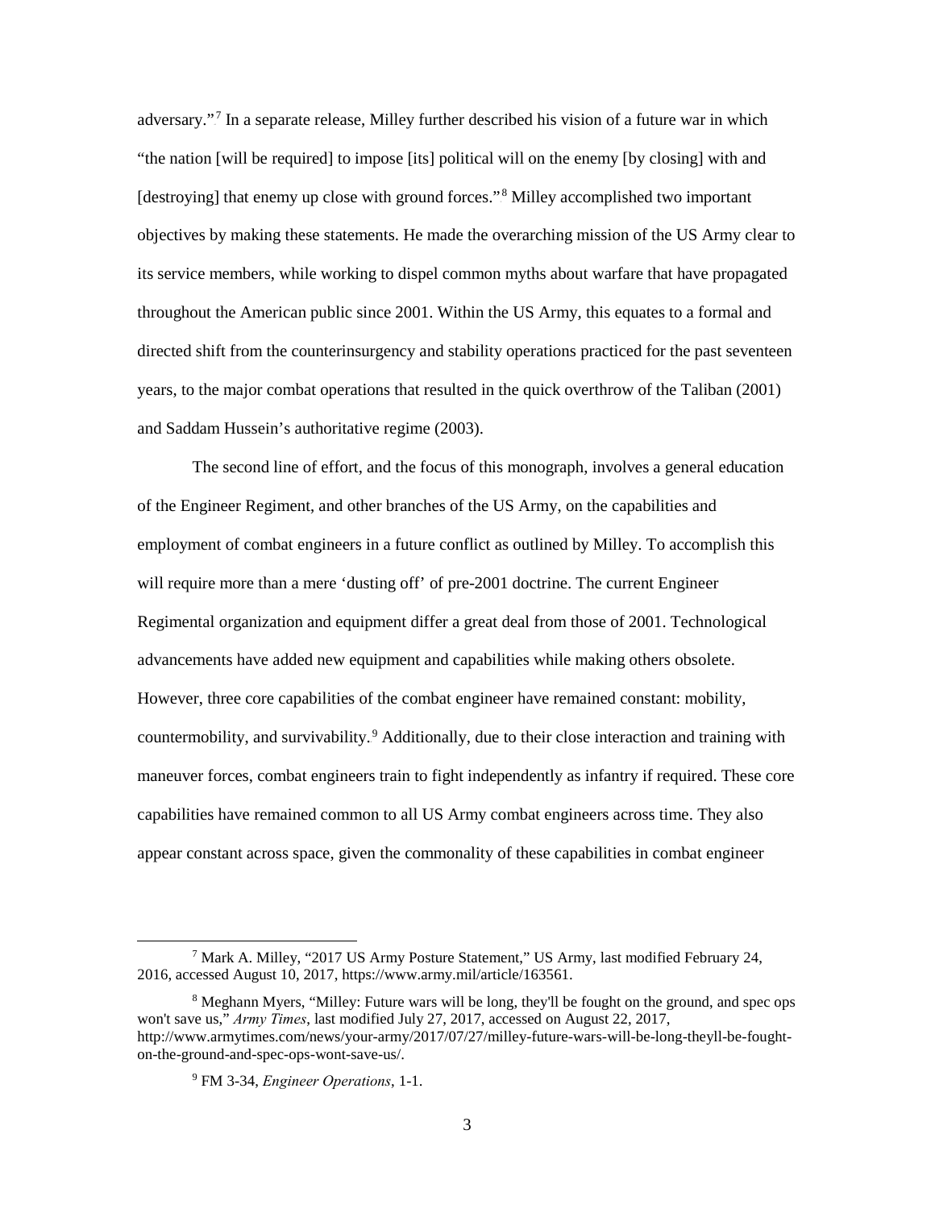adversary."[7] In a separate release, Milley further described his vision of a future war in which "the nation [will be required] to impose [its] political will on the enemy [by closing] with and [destroying] that enemy up close with ground forces."[8] Milley accomplished two important objectives by making these statements. He made the overarching mission of the US Army clear to its service members, while working to dispel common myths about warfare that have propagated throughout the American public since 2001. Within the US Army, this equates to a formal and directed shift from the counterinsurgency and stability operations practiced for the past seventeen years, to the major combat operations that resulted in the quick overthrow of the Taliban (2001) and Saddam Hussein's authoritative regime (2003).

The second line of effort, and the focus of this monograph, involves a general education of the Engineer Regiment, and other branches of the US Army, on the capabilities and employment of combat engineers in a future conflict as outlined by Milley. To accomplish this will require more than a mere 'dusting off' of pre-2001 doctrine. The current Engineer Regimental organization and equipment differ a great deal from those of 2001. Technological advancements have added new equipment and capabilities while making others obsolete. However, three core capabilities of the combat engineer have remained constant: mobility, countermobility, and survivability.[9] Additionally, due to their close interaction and training with maneuver forces, combat engineers train to fight independently as infantry if required. These core capabilities have remained common to all US Army combat engineers across time. They also appear constant across space, given the commonality of these capabilities in combat engineer

---

[7] Mark A. Milley, "2017 US Army Posture Statement," US Army, last modified February 24, 2016, accessed August 10, 2017, https://www.army.mil/article/163561.

[8] Meghann Myers, "Milley: Future wars will be long, they'll be fought on the ground, and spec ops won't save us," *Army Times*, last modified July 27, 2017, accessed on August 22, 2017, http://www.armytimes.com/news/your-army/2017/07/27/milley-future-wars-will-be-long-theyll-be-fought-on-the-ground-and-spec-ops-wont-save-us/.

[9] FM 3-34, *Engineer Operations*, 1-1.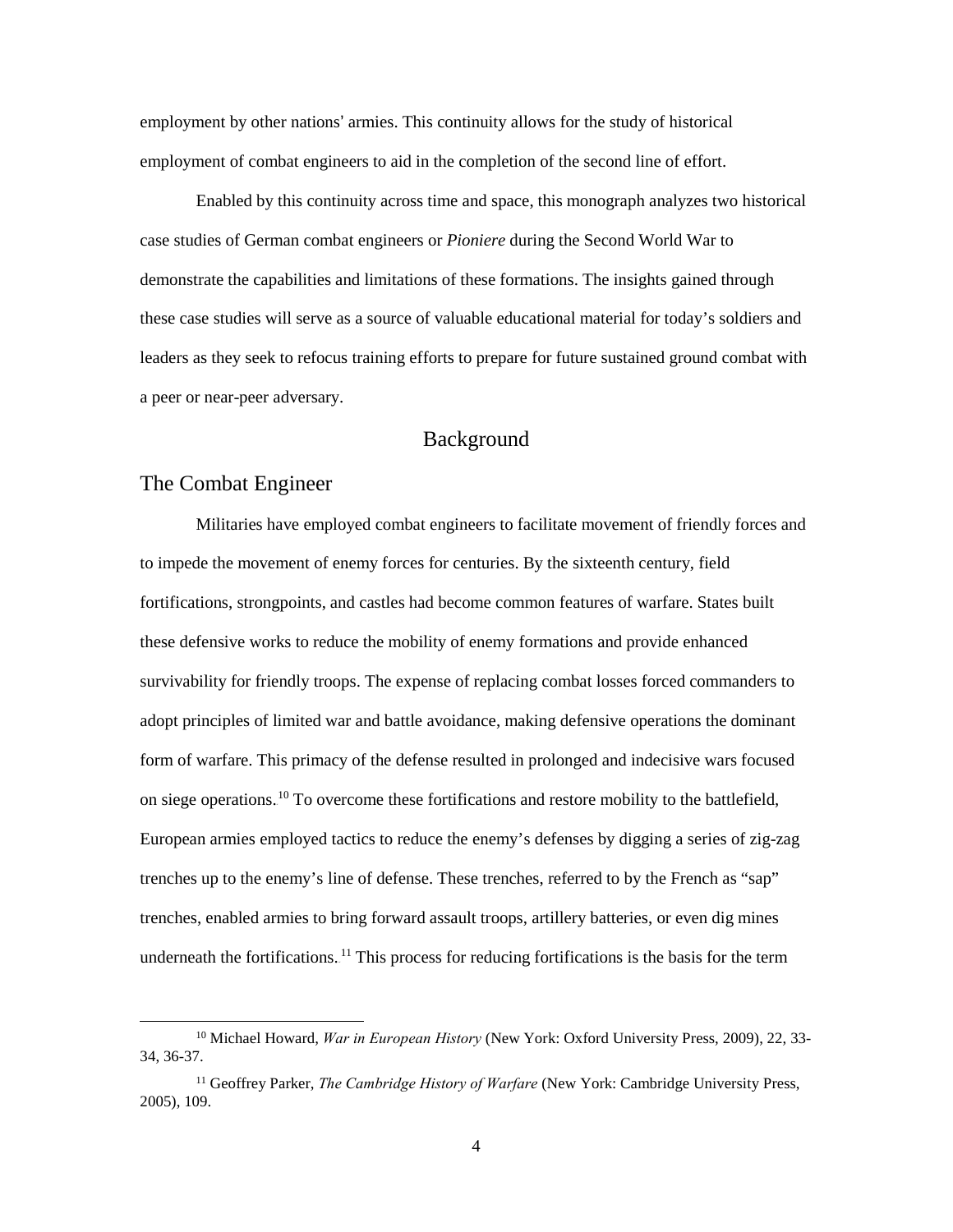employment by other nations' armies. This continuity allows for the study of historical employment of combat engineers to aid in the completion of the second line of effort.

Enabled by this continuity across time and space, this monograph analyzes two historical case studies of German combat engineers or *Pioniere* during the Second World War to demonstrate the capabilities and limitations of these formations. The insights gained through these case studies will serve as a source of valuable educational material for today's soldiers and leaders as they seek to refocus training efforts to prepare for future sustained ground combat with a peer or near-peer adversary.

## Background

### The Combat Engineer

Militaries have employed combat engineers to facilitate movement of friendly forces and to impede the movement of enemy forces for centuries. By the sixteenth century, field fortifications, strongpoints, and castles had become common features of warfare. States built these defensive works to reduce the mobility of enemy formations and provide enhanced survivability for friendly troops. The expense of replacing combat losses forced commanders to adopt principles of limited war and battle avoidance, making defensive operations the dominant form of warfare. This primacy of the defense resulted in prolonged and indecisive wars focused on siege operations.[10] To overcome these fortifications and restore mobility to the battlefield, European armies employed tactics to reduce the enemy's defenses by digging a series of zig-zag trenches up to the enemy's line of defense. These trenches, referred to by the French as "sap" trenches, enabled armies to bring forward assault troops, artillery batteries, or even dig mines underneath the fortifications.[11] This process for reducing fortifications is the basis for the term

---

[10] Michael Howard, *War in European History* (New York: Oxford University Press, 2009), 22, 33-34, 36-37.

[11] Geoffrey Parker, *The Cambridge History of Warfare* (New York: Cambridge University Press, 2005), 109.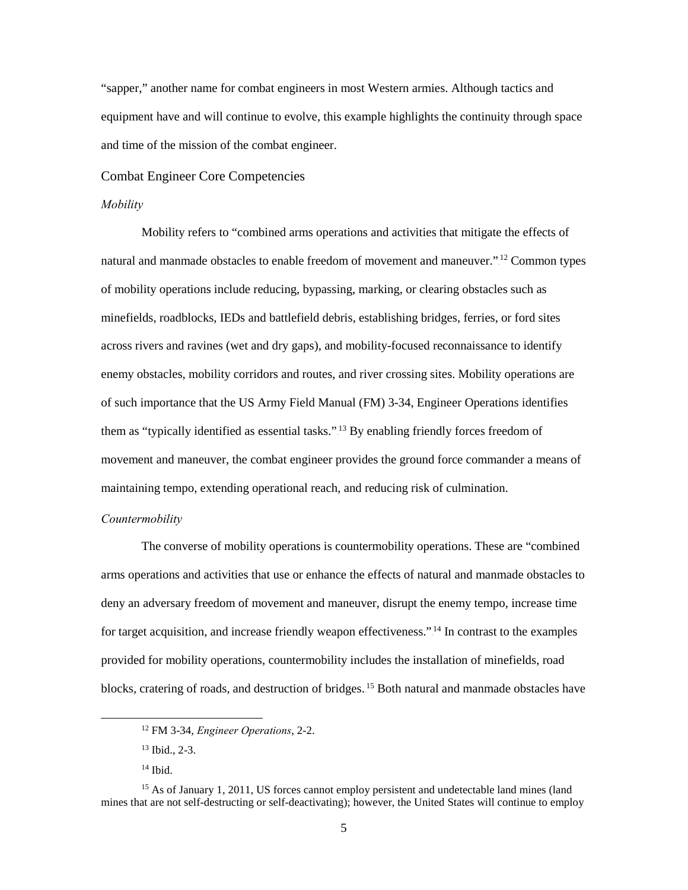"sapper," another name for combat engineers in most Western armies. Although tactics and equipment have and will continue to evolve, this example highlights the continuity through space and time of the mission of the combat engineer.

## Combat Engineer Core Competencies

### *Mobility*

Mobility refers to "combined arms operations and activities that mitigate the effects of natural and manmade obstacles to enable freedom of movement and maneuver."[12] Common types of mobility operations include reducing, bypassing, marking, or clearing obstacles such as minefields, roadblocks, IEDs and battlefield debris, establishing bridges, ferries, or ford sites across rivers and ravines (wet and dry gaps), and mobility-focused reconnaissance to identify enemy obstacles, mobility corridors and routes, and river crossing sites. Mobility operations are of such importance that the US Army Field Manual (FM) 3-34, Engineer Operations identifies them as "typically identified as essential tasks."[13] By enabling friendly forces freedom of movement and maneuver, the combat engineer provides the ground force commander a means of maintaining tempo, extending operational reach, and reducing risk of culmination.

### *Countermobility*

The converse of mobility operations is countermobility operations. These are "combined arms operations and activities that use or enhance the effects of natural and manmade obstacles to deny an adversary freedom of movement and maneuver, disrupt the enemy tempo, increase time for target acquisition, and increase friendly weapon effectiveness."[14] In contrast to the examples provided for mobility operations, countermobility includes the installation of minefields, road blocks, cratering of roads, and destruction of bridges.[15] Both natural and manmade obstacles have

---

[12] FM 3-34, *Engineer Operations*, 2-2.

[13] Ibid., 2-3.

[14] Ibid.

[15] As of January 1, 2011, US forces cannot employ persistent and undetectable land mines (land mines that are not self-destructing or self-deactivating); however, the United States will continue to employ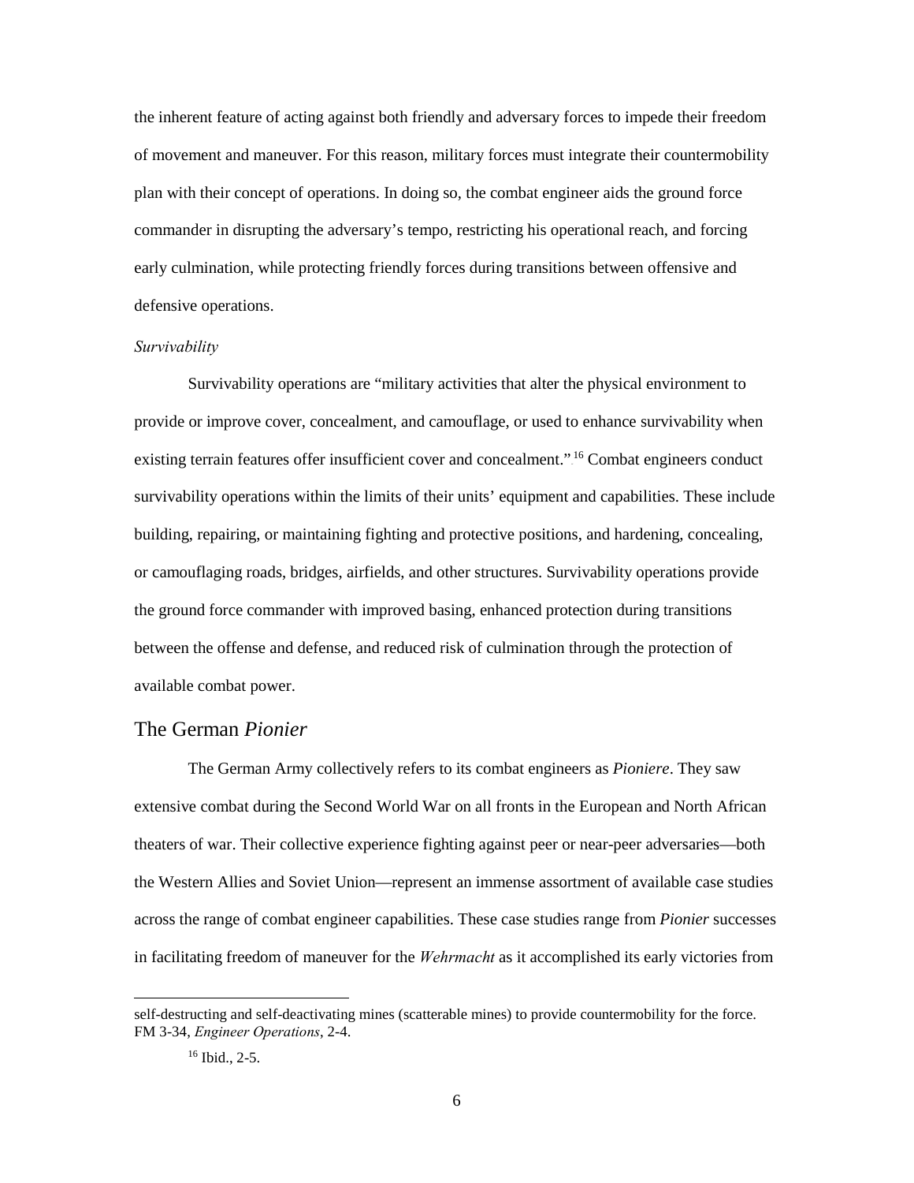the inherent feature of acting against both friendly and adversary forces to impede their freedom of movement and maneuver. For this reason, military forces must integrate their countermobility plan with their concept of operations. In doing so, the combat engineer aids the ground force commander in disrupting the adversary's tempo, restricting his operational reach, and forcing early culmination, while protecting friendly forces during transitions between offensive and defensive operations.

*Survivability*

Survivability operations are "military activities that alter the physical environment to provide or improve cover, concealment, and camouflage, or used to enhance survivability when existing terrain features offer insufficient cover and concealment."[16] Combat engineers conduct survivability operations within the limits of their units' equipment and capabilities. These include building, repairing, or maintaining fighting and protective positions, and hardening, concealing, or camouflaging roads, bridges, airfields, and other structures. Survivability operations provide the ground force commander with improved basing, enhanced protection during transitions between the offense and defense, and reduced risk of culmination through the protection of available combat power.

## The German *Pionier*

The German Army collectively refers to its combat engineers as *Pioniere*. They saw extensive combat during the Second World War on all fronts in the European and North African theaters of war. Their collective experience fighting against peer or near-peer adversaries—both the Western Allies and Soviet Union—represent an immense assortment of available case studies across the range of combat engineer capabilities. These case studies range from *Pionier* successes in facilitating freedom of maneuver for the *Wehrmacht* as it accomplished its early victories from

---

self-destructing and self-deactivating mines (scatterable mines) to provide countermobility for the force. FM 3-34, *Engineer Operations*, 2-4.

[16] Ibid., 2-5.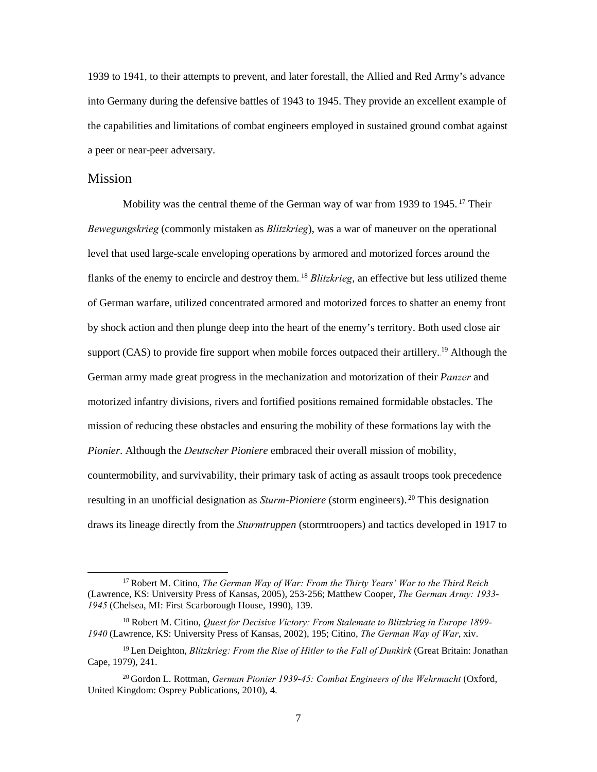1939 to 1941, to their attempts to prevent, and later forestall, the Allied and Red Army's advance into Germany during the defensive battles of 1943 to 1945. They provide an excellent example of the capabilities and limitations of combat engineers employed in sustained ground combat against a peer or near-peer adversary.

## Mission

Mobility was the central theme of the German way of war from 1939 to 1945.[17] Their *Bewegungskrieg* (commonly mistaken as *Blitzkrieg*), was a war of maneuver on the operational level that used large-scale enveloping operations by armored and motorized forces around the flanks of the enemy to encircle and destroy them.[18] *Blitzkrieg*, an effective but less utilized theme of German warfare, utilized concentrated armored and motorized forces to shatter an enemy front by shock action and then plunge deep into the heart of the enemy's territory. Both used close air support (CAS) to provide fire support when mobile forces outpaced their artillery.[19] Although the German army made great progress in the mechanization and motorization of their *Panzer* and motorized infantry divisions, rivers and fortified positions remained formidable obstacles. The mission of reducing these obstacles and ensuring the mobility of these formations lay with the *Pionier*. Although the *Deutscher Pioniere* embraced their overall mission of mobility, countermobility, and survivability, their primary task of acting as assault troops took precedence resulting in an unofficial designation as *Sturm-Pioniere* (storm engineers).[20] This designation draws its lineage directly from the *Sturmtruppen* (stormtroopers) and tactics developed in 1917 to

---

[17] Robert M. Citino, *The German Way of War: From the Thirty Years' War to the Third Reich* (Lawrence, KS: University Press of Kansas, 2005), 253-256; Matthew Cooper, *The German Army: 1933-1945* (Chelsea, MI: First Scarborough House, 1990), 139.

[18] Robert M. Citino, *Quest for Decisive Victory: From Stalemate to Blitzkrieg in Europe 1899-1940* (Lawrence, KS: University Press of Kansas, 2002), 195; Citino, *The German Way of War*, xiv.

[19] Len Deighton, *Blitzkrieg: From the Rise of Hitler to the Fall of Dunkirk* (Great Britain: Jonathan Cape, 1979), 241.

[20] Gordon L. Rottman, *German Pionier 1939-45: Combat Engineers of the Wehrmacht* (Oxford, United Kingdom: Osprey Publications, 2010), 4.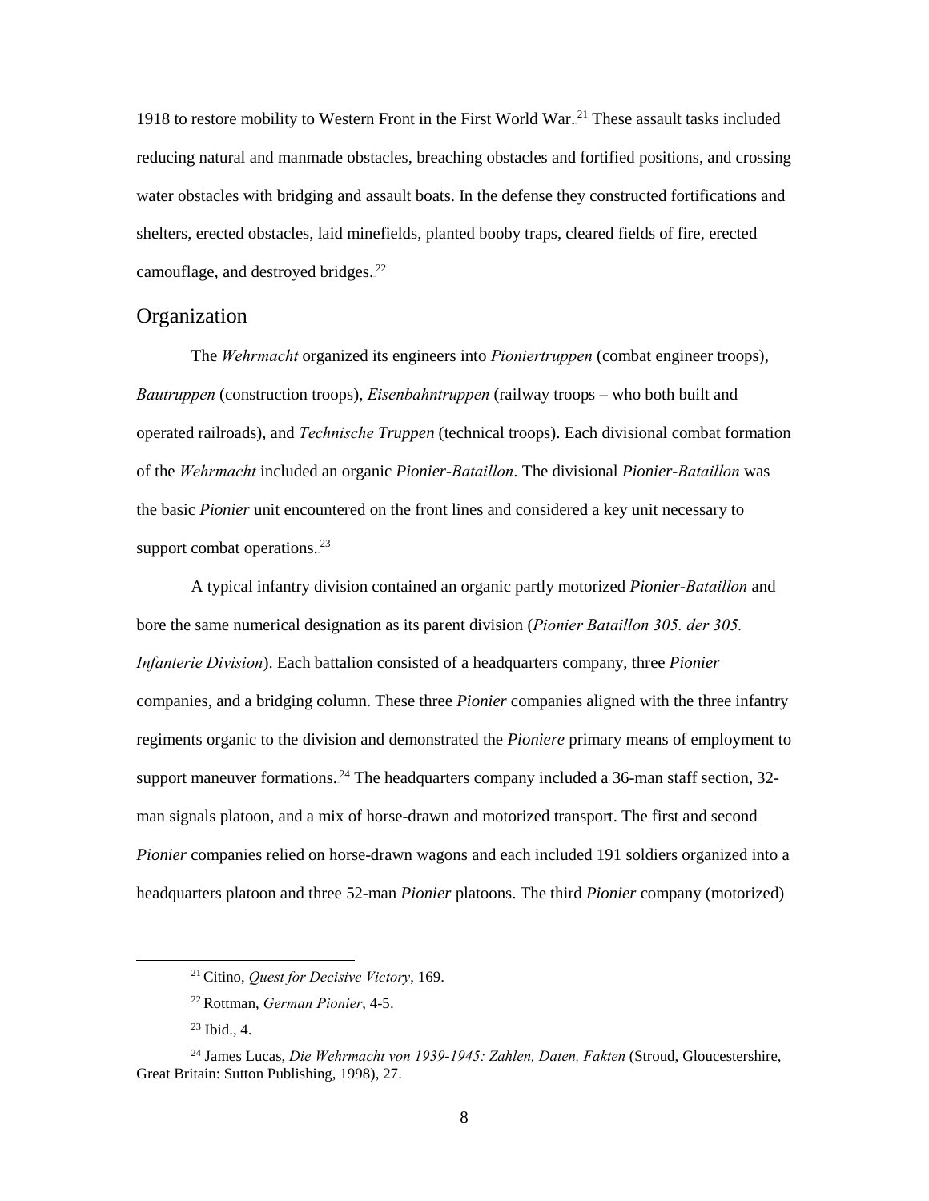1918 to restore mobility to Western Front in the First World War.[21] These assault tasks included reducing natural and manmade obstacles, breaching obstacles and fortified positions, and crossing water obstacles with bridging and assault boats. In the defense they constructed fortifications and shelters, erected obstacles, laid minefields, planted booby traps, cleared fields of fire, erected camouflage, and destroyed bridges.[22]

## Organization

The *Wehrmacht* organized its engineers into *Pioniertruppen* (combat engineer troops), *Bautruppen* (construction troops), *Eisenbahntruppen* (railway troops – who both built and operated railroads), and *Technische Truppen* (technical troops). Each divisional combat formation of the *Wehrmacht* included an organic *Pionier-Bataillon*. The divisional *Pionier-Bataillon* was the basic *Pionier* unit encountered on the front lines and considered a key unit necessary to support combat operations.[23]

A typical infantry division contained an organic partly motorized *Pionier-Bataillon* and bore the same numerical designation as its parent division (*Pionier Bataillon 305. der 305. Infanterie Division*). Each battalion consisted of a headquarters company, three *Pionier* companies, and a bridging column. These three *Pionier* companies aligned with the three infantry regiments organic to the division and demonstrated the *Pioniere* primary means of employment to support maneuver formations.[24] The headquarters company included a 36-man staff section, 32-man signals platoon, and a mix of horse-drawn and motorized transport. The first and second *Pionier* companies relied on horse-drawn wagons and each included 191 soldiers organized into a headquarters platoon and three 52-man *Pionier* platoons. The third *Pionier* company (motorized)

---

[21] Citino, *Quest for Decisive Victory*, 169.

[22] Rottman, *German Pionier*, 4-5.

[23] Ibid., 4.

[24] James Lucas, *Die Wehrmacht von 1939-1945: Zahlen, Daten, Fakten* (Stroud, Gloucestershire, Great Britain: Sutton Publishing, 1998), 27.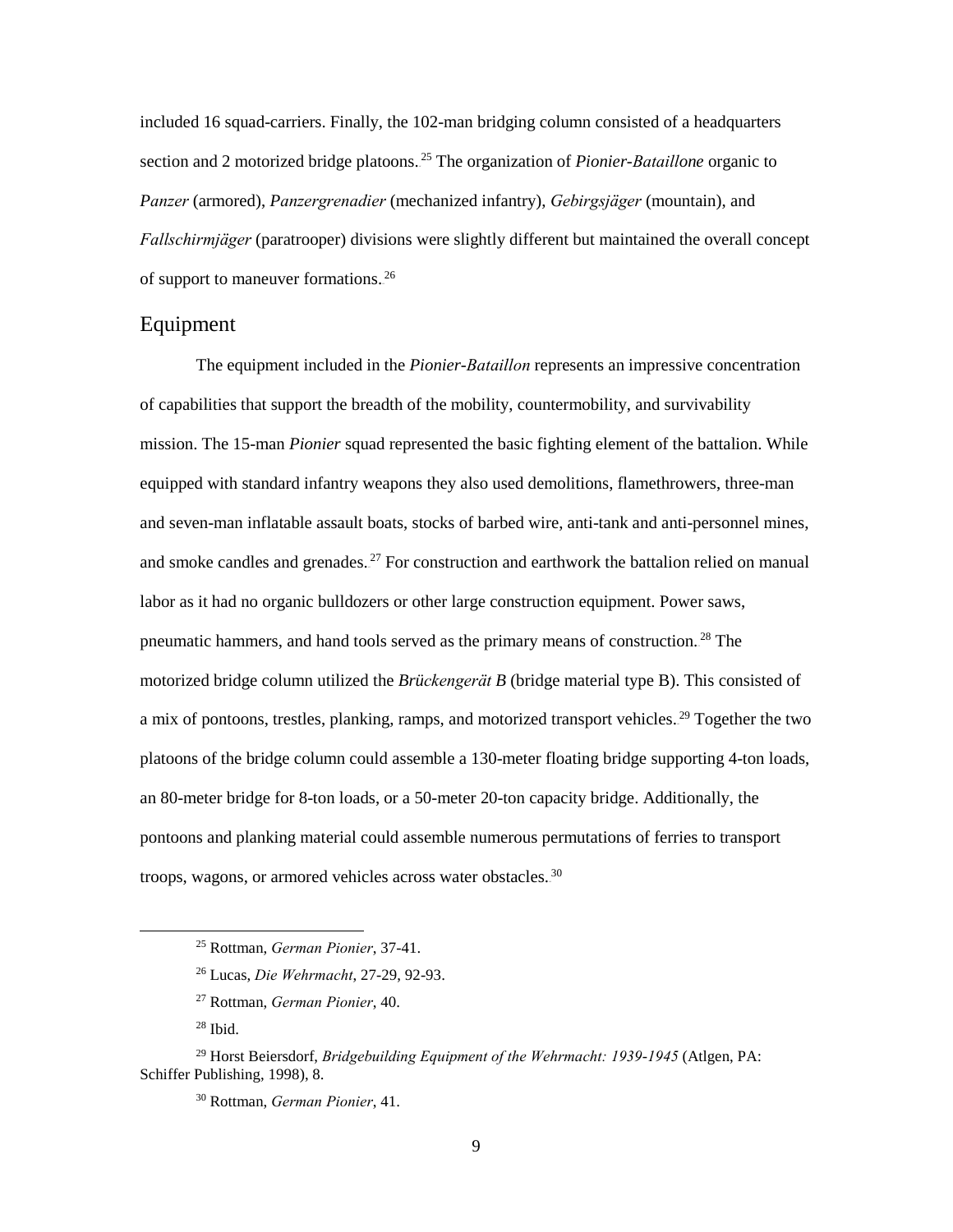included 16 squad-carriers. Finally, the 102-man bridging column consisted of a headquarters section and 2 motorized bridge platoons.[25] The organization of *Pionier-Bataillone* organic to *Panzer* (armored), *Panzergrenadier* (mechanized infantry), *Gebirgsjäger* (mountain), and *Fallschirmjäger* (paratrooper) divisions were slightly different but maintained the overall concept of support to maneuver formations.[26]

## Equipment

The equipment included in the *Pionier-Bataillon* represents an impressive concentration of capabilities that support the breadth of the mobility, countermobility, and survivability mission. The 15-man *Pionier* squad represented the basic fighting element of the battalion. While equipped with standard infantry weapons they also used demolitions, flamethrowers, three-man and seven-man inflatable assault boats, stocks of barbed wire, anti-tank and anti-personnel mines, and smoke candles and grenades.[27] For construction and earthwork the battalion relied on manual labor as it had no organic bulldozers or other large construction equipment. Power saws, pneumatic hammers, and hand tools served as the primary means of construction.[28] The motorized bridge column utilized the *Brückengerät B* (bridge material type B). This consisted of a mix of pontoons, trestles, planking, ramps, and motorized transport vehicles.[29] Together the two platoons of the bridge column could assemble a 130-meter floating bridge supporting 4-ton loads, an 80-meter bridge for 8-ton loads, or a 50-meter 20-ton capacity bridge. Additionally, the pontoons and planking material could assemble numerous permutations of ferries to transport troops, wagons, or armored vehicles across water obstacles.[30]

---

[25] Rottman, *German Pionier*, 37-41.

[26] Lucas, *Die Wehrmacht*, 27-29, 92-93.

[27] Rottman, *German Pionier*, 40.

[28] Ibid.

[29] Horst Beiersdorf, *Bridgebuilding Equipment of the Wehrmacht: 1939-1945* (Atlgen, PA: Schiffer Publishing, 1998), 8.

[30] Rottman, *German Pionier*, 41.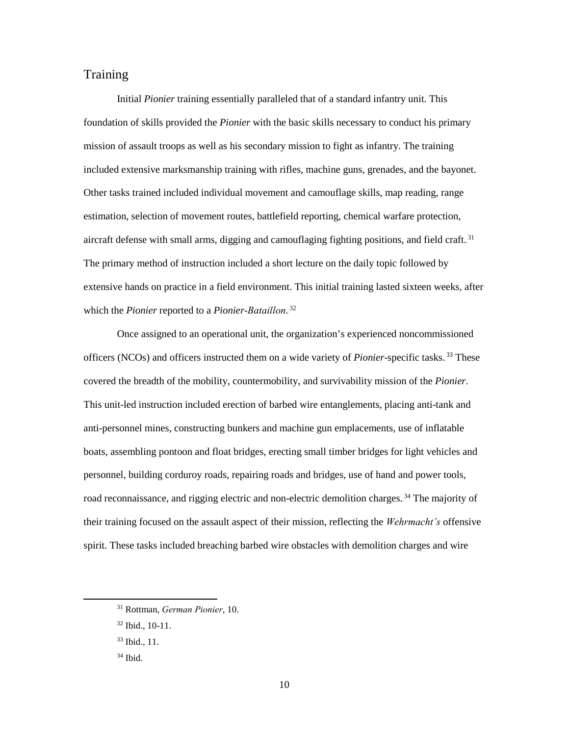## Training

Initial *Pionier* training essentially paralleled that of a standard infantry unit. This foundation of skills provided the *Pionier* with the basic skills necessary to conduct his primary mission of assault troops as well as his secondary mission to fight as infantry. The training included extensive marksmanship training with rifles, machine guns, grenades, and the bayonet. Other tasks trained included individual movement and camouflage skills, map reading, range estimation, selection of movement routes, battlefield reporting, chemical warfare protection, aircraft defense with small arms, digging and camouflaging fighting positions, and field craft.[31] The primary method of instruction included a short lecture on the daily topic followed by extensive hands on practice in a field environment. This initial training lasted sixteen weeks, after which the *Pionier* reported to a *Pionier-Bataillon*.[32]

Once assigned to an operational unit, the organization's experienced noncommissioned officers (NCOs) and officers instructed them on a wide variety of *Pionier*-specific tasks.[33] These covered the breadth of the mobility, countermobility, and survivability mission of the *Pionier*. This unit-led instruction included erection of barbed wire entanglements, placing anti-tank and anti-personnel mines, constructing bunkers and machine gun emplacements, use of inflatable boats, assembling pontoon and float bridges, erecting small timber bridges for light vehicles and personnel, building corduroy roads, repairing roads and bridges, use of hand and power tools, road reconnaissance, and rigging electric and non-electric demolition charges.[34] The majority of their training focused on the assault aspect of their mission, reflecting the *Wehrmacht's* offensive spirit. These tasks included breaching barbed wire obstacles with demolition charges and wire

[31] Rottman, *German Pionier*, 10.

[32] Ibid., 10-11.

[33] Ibid., 11.

[34] Ibid.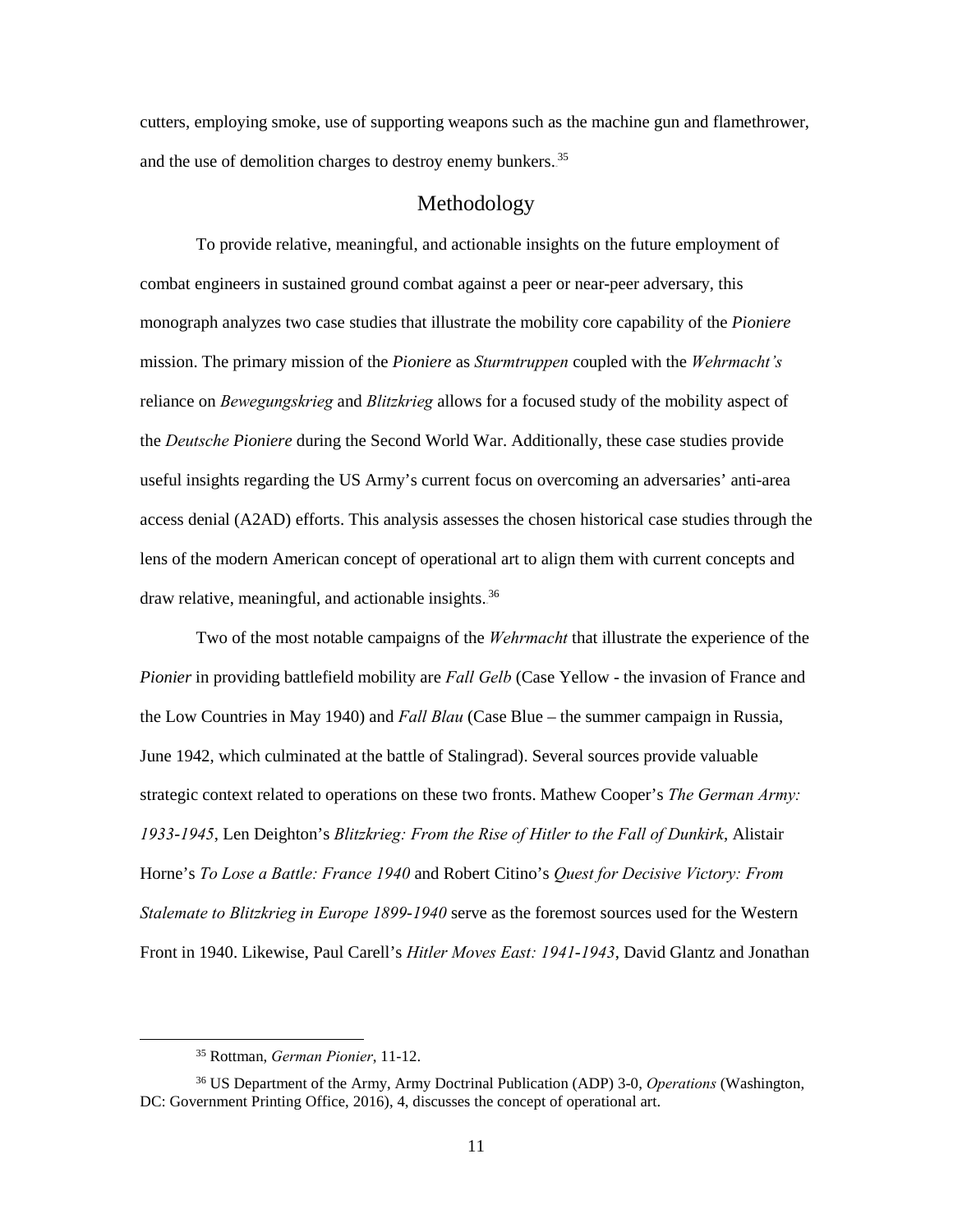cutters, employing smoke, use of supporting weapons such as the machine gun and flamethrower, and the use of demolition charges to destroy enemy bunkers.[35]

## Methodology

To provide relative, meaningful, and actionable insights on the future employment of combat engineers in sustained ground combat against a peer or near-peer adversary, this monograph analyzes two case studies that illustrate the mobility core capability of the *Pioniere* mission. The primary mission of the *Pioniere* as *Sturmtruppen* coupled with the *Wehrmacht's* reliance on *Bewegungskrieg* and *Blitzkrieg* allows for a focused study of the mobility aspect of the *Deutsche Pioniere* during the Second World War. Additionally, these case studies provide useful insights regarding the US Army's current focus on overcoming an adversaries' anti-area access denial (A2AD) efforts. This analysis assesses the chosen historical case studies through the lens of the modern American concept of operational art to align them with current concepts and draw relative, meaningful, and actionable insights.[36]

Two of the most notable campaigns of the *Wehrmacht* that illustrate the experience of the *Pionier* in providing battlefield mobility are *Fall Gelb* (Case Yellow - the invasion of France and the Low Countries in May 1940) and *Fall Blau* (Case Blue – the summer campaign in Russia, June 1942, which culminated at the battle of Stalingrad). Several sources provide valuable strategic context related to operations on these two fronts. Mathew Cooper's *The German Army: 1933-1945*, Len Deighton's *Blitzkrieg: From the Rise of Hitler to the Fall of Dunkirk*, Alistair Horne's *To Lose a Battle: France 1940* and Robert Citino's *Quest for Decisive Victory: From Stalemate to Blitzkrieg in Europe 1899-1940* serve as the foremost sources used for the Western Front in 1940. Likewise, Paul Carell's *Hitler Moves East: 1941-1943*, David Glantz and Jonathan

---

[35] Rottman, *German Pionier*, 11-12.

[36] US Department of the Army, Army Doctrinal Publication (ADP) 3-0, *Operations* (Washington, DC: Government Printing Office, 2016), 4, discusses the concept of operational art.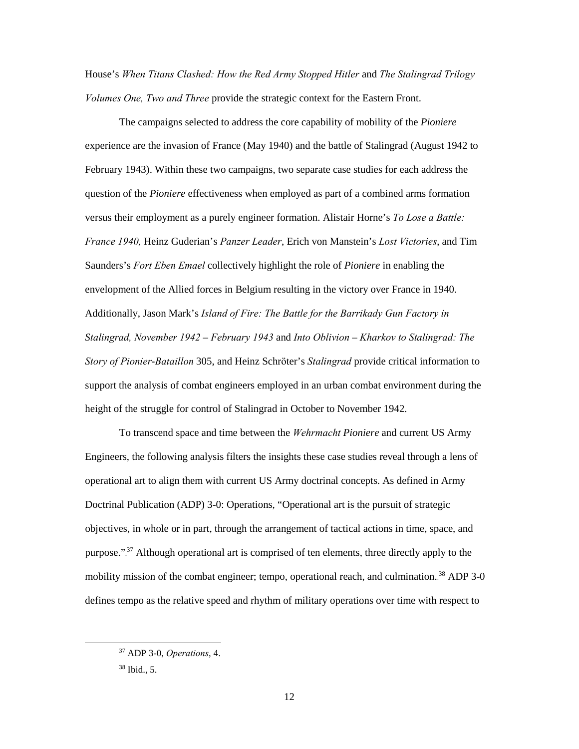House's *When Titans Clashed: How the Red Army Stopped Hitler* and *The Stalingrad Trilogy Volumes One, Two and Three* provide the strategic context for the Eastern Front.

The campaigns selected to address the core capability of mobility of the *Pioniere* experience are the invasion of France (May 1940) and the battle of Stalingrad (August 1942 to February 1943). Within these two campaigns, two separate case studies for each address the question of the *Pioniere* effectiveness when employed as part of a combined arms formation versus their employment as a purely engineer formation. Alistair Horne's *To Lose a Battle: France 1940,* Heinz Guderian's *Panzer Leader*, Erich von Manstein's *Lost Victories*, and Tim Saunders's *Fort Eben Emael* collectively highlight the role of *Pioniere* in enabling the envelopment of the Allied forces in Belgium resulting in the victory over France in 1940. Additionally, Jason Mark's *Island of Fire: The Battle for the Barrikady Gun Factory in Stalingrad, November 1942 – February 1943* and *Into Oblivion – Kharkov to Stalingrad: The Story of Pionier-Bataillon* 305, and Heinz Schröter's *Stalingrad* provide critical information to support the analysis of combat engineers employed in an urban combat environment during the height of the struggle for control of Stalingrad in October to November 1942.

To transcend space and time between the *Wehrmacht Pioniere* and current US Army Engineers, the following analysis filters the insights these case studies reveal through a lens of operational art to align them with current US Army doctrinal concepts. As defined in Army Doctrinal Publication (ADP) 3-0: Operations, "Operational art is the pursuit of strategic objectives, in whole or in part, through the arrangement of tactical actions in time, space, and purpose."[37] Although operational art is comprised of ten elements, three directly apply to the mobility mission of the combat engineer; tempo, operational reach, and culmination.[38] ADP 3-0 defines tempo as the relative speed and rhythm of military operations over time with respect to

[37] ADP 3-0, *Operations*, 4.

[38] Ibid., 5.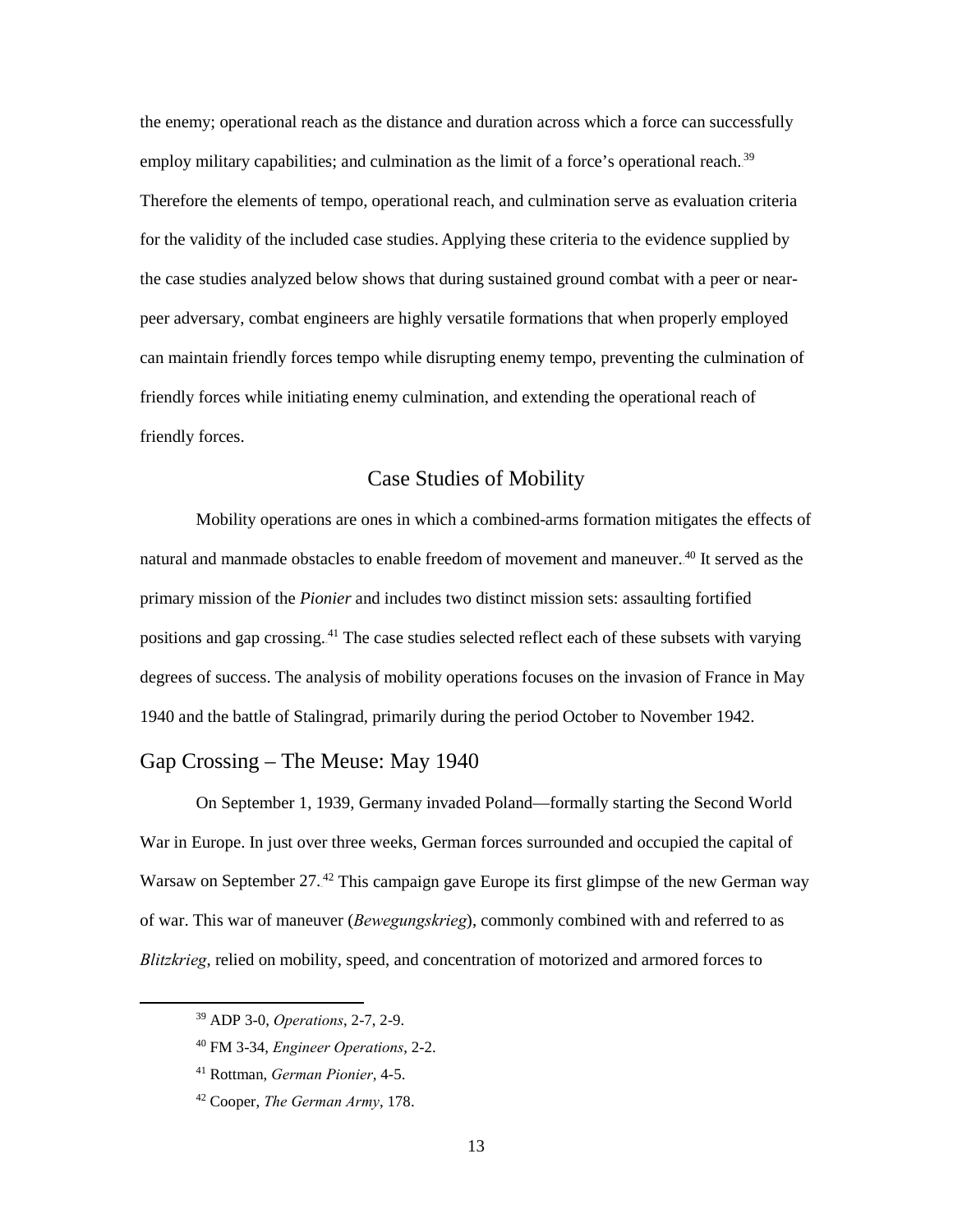the enemy; operational reach as the distance and duration across which a force can successfully employ military capabilities; and culmination as the limit of a force's operational reach.[39] Therefore the elements of tempo, operational reach, and culmination serve as evaluation criteria for the validity of the included case studies. Applying these criteria to the evidence supplied by the case studies analyzed below shows that during sustained ground combat with a peer or near-peer adversary, combat engineers are highly versatile formations that when properly employed can maintain friendly forces tempo while disrupting enemy tempo, preventing the culmination of friendly forces while initiating enemy culmination, and extending the operational reach of friendly forces.

## Case Studies of Mobility

Mobility operations are ones in which a combined-arms formation mitigates the effects of natural and manmade obstacles to enable freedom of movement and maneuver.[40] It served as the primary mission of the *Pionier* and includes two distinct mission sets: assaulting fortified positions and gap crossing.[41] The case studies selected reflect each of these subsets with varying degrees of success. The analysis of mobility operations focuses on the invasion of France in May 1940 and the battle of Stalingrad, primarily during the period October to November 1942.

### Gap Crossing – The Meuse: May 1940

On September 1, 1939, Germany invaded Poland—formally starting the Second World War in Europe. In just over three weeks, German forces surrounded and occupied the capital of Warsaw on September 27.[42] This campaign gave Europe its first glimpse of the new German way of war. This war of maneuver (*Bewegungskrieg*), commonly combined with and referred to as *Blitzkrieg*, relied on mobility, speed, and concentration of motorized and armored forces to

[39] ADP 3-0, *Operations*, 2-7, 2-9.

[40] FM 3-34, *Engineer Operations*, 2-2.

[41] Rottman, *German Pionier*, 4-5.

[42] Cooper, *The German Army*, 178.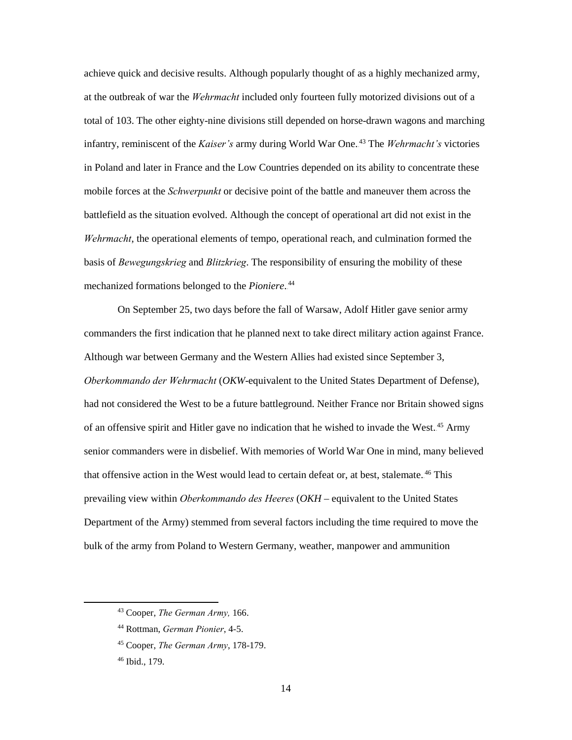achieve quick and decisive results. Although popularly thought of as a highly mechanized army, at the outbreak of war the *Wehrmacht* included only fourteen fully motorized divisions out of a total of 103. The other eighty-nine divisions still depended on horse-drawn wagons and marching infantry, reminiscent of the *Kaiser's* army during World War One.[43] The *Wehrmacht's* victories in Poland and later in France and the Low Countries depended on its ability to concentrate these mobile forces at the *Schwerpunkt* or decisive point of the battle and maneuver them across the battlefield as the situation evolved. Although the concept of operational art did not exist in the *Wehrmacht*, the operational elements of tempo, operational reach, and culmination formed the basis of *Bewegungskrieg* and *Blitzkrieg*. The responsibility of ensuring the mobility of these mechanized formations belonged to the *Pioniere*.[44]

On September 25, two days before the fall of Warsaw, Adolf Hitler gave senior army commanders the first indication that he planned next to take direct military action against France. Although war between Germany and the Western Allies had existed since September 3, *Oberkommando der Wehrmacht* (*OKW*-equivalent to the United States Department of Defense), had not considered the West to be a future battleground. Neither France nor Britain showed signs of an offensive spirit and Hitler gave no indication that he wished to invade the West.[45] Army senior commanders were in disbelief. With memories of World War One in mind, many believed that offensive action in the West would lead to certain defeat or, at best, stalemate.[46] This prevailing view within *Oberkommando des Heeres* (*OKH* – equivalent to the United States Department of the Army) stemmed from several factors including the time required to move the bulk of the army from Poland to Western Germany, weather, manpower and ammunition

[43] Cooper, *The German Army,* 166.

[44] Rottman, *German Pionier*, 4-5.

[45] Cooper, *The German Army*, 178-179.

[46] Ibid., 179.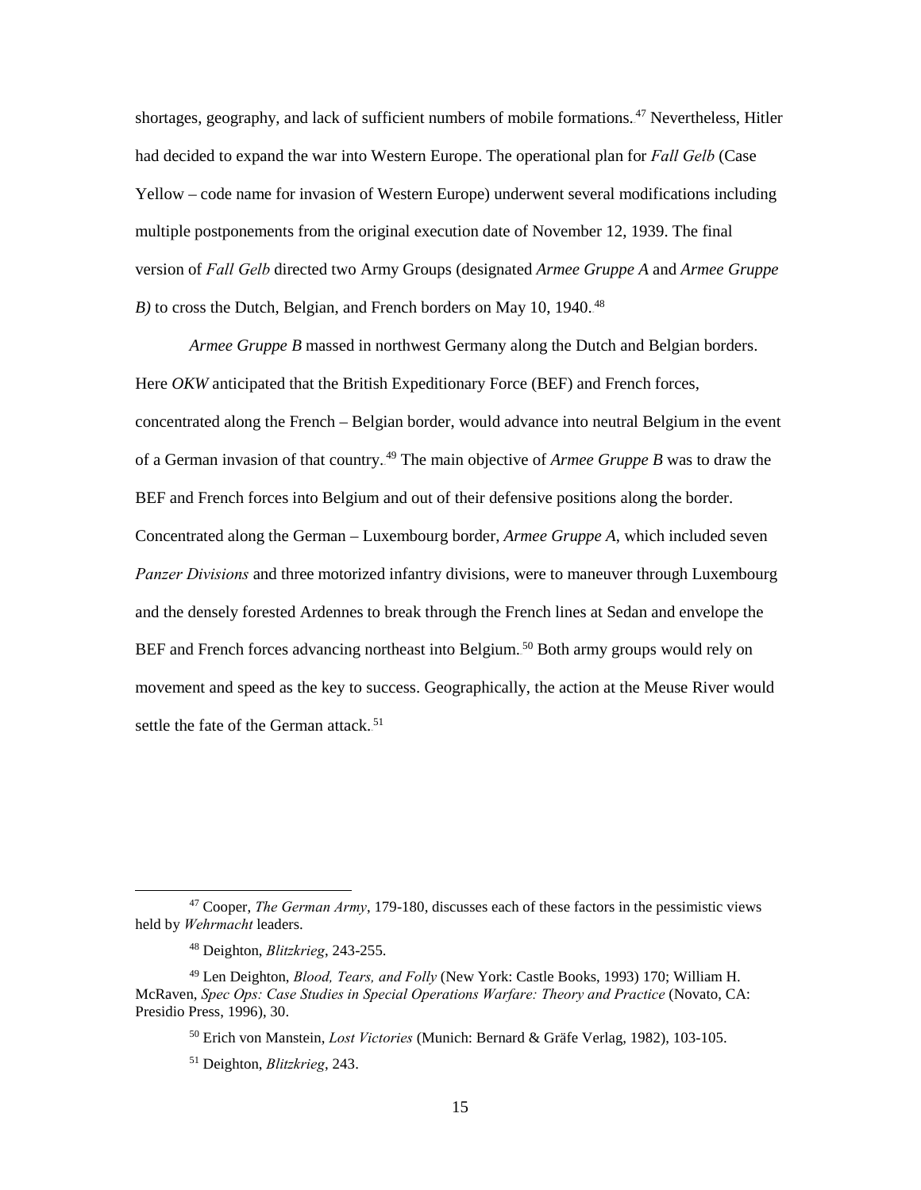shortages, geography, and lack of sufficient numbers of mobile formations.[47] Nevertheless, Hitler had decided to expand the war into Western Europe. The operational plan for *Fall Gelb* (Case Yellow – code name for invasion of Western Europe) underwent several modifications including multiple postponements from the original execution date of November 12, 1939. The final version of *Fall Gelb* directed two Army Groups (designated *Armee Gruppe A* and *Armee Gruppe B)* to cross the Dutch, Belgian, and French borders on May 10, 1940.[48]

*Armee Gruppe B* massed in northwest Germany along the Dutch and Belgian borders. Here *OKW* anticipated that the British Expeditionary Force (BEF) and French forces, concentrated along the French – Belgian border, would advance into neutral Belgium in the event of a German invasion of that country.[49] The main objective of *Armee Gruppe B* was to draw the BEF and French forces into Belgium and out of their defensive positions along the border. Concentrated along the German – Luxembourg border, *Armee Gruppe A*, which included seven *Panzer Divisions* and three motorized infantry divisions, were to maneuver through Luxembourg and the densely forested Ardennes to break through the French lines at Sedan and envelope the BEF and French forces advancing northeast into Belgium.[50] Both army groups would rely on movement and speed as the key to success. Geographically, the action at the Meuse River would settle the fate of the German attack.[51]

---

[47] Cooper, *The German Army*, 179-180, discusses each of these factors in the pessimistic views held by *Wehrmacht* leaders.

[48] Deighton, *Blitzkrieg*, 243-255.

[49] Len Deighton, *Blood, Tears, and Folly* (New York: Castle Books, 1993) 170; William H. McRaven, *Spec Ops: Case Studies in Special Operations Warfare: Theory and Practice* (Novato, CA: Presidio Press, 1996), 30.

[50] Erich von Manstein, *Lost Victories* (Munich: Bernard & Gräfe Verlag, 1982), 103-105.

[51] Deighton, *Blitzkrieg*, 243.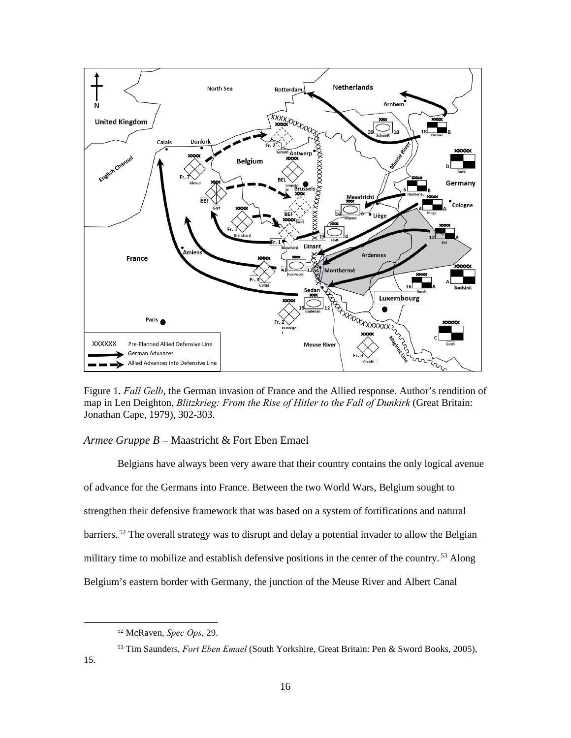Figure 1. *Fall Gelb*, the German invasion of France and the Allied response. Author's rendition of map in Len Deighton, *Blitzkrieg: From the Rise of Hitler to the Fall of Dunkirk* (Great Britain: Jonathan Cape, 1979), 302-303.

### *Armee Gruppe B* – Maastricht & Fort Eben Emael

Belgians have always been very aware that their country contains the only logical avenue of advance for the Germans into France. Between the two World Wars, Belgium sought to strengthen their defensive framework that was based on a system of fortifications and natural barriers.[52] The overall strategy was to disrupt and delay a potential invader to allow the Belgian military time to mobilize and establish defensive positions in the center of the country.[53] Along Belgium's eastern border with Germany, the junction of the Meuse River and Albert Canal

[52] McRaven, *Spec Ops,* 29.

[53] Tim Saunders, *Fort Eben Emael* (South Yorkshire, Great Britain: Pen & Sword Books, 2005), 15.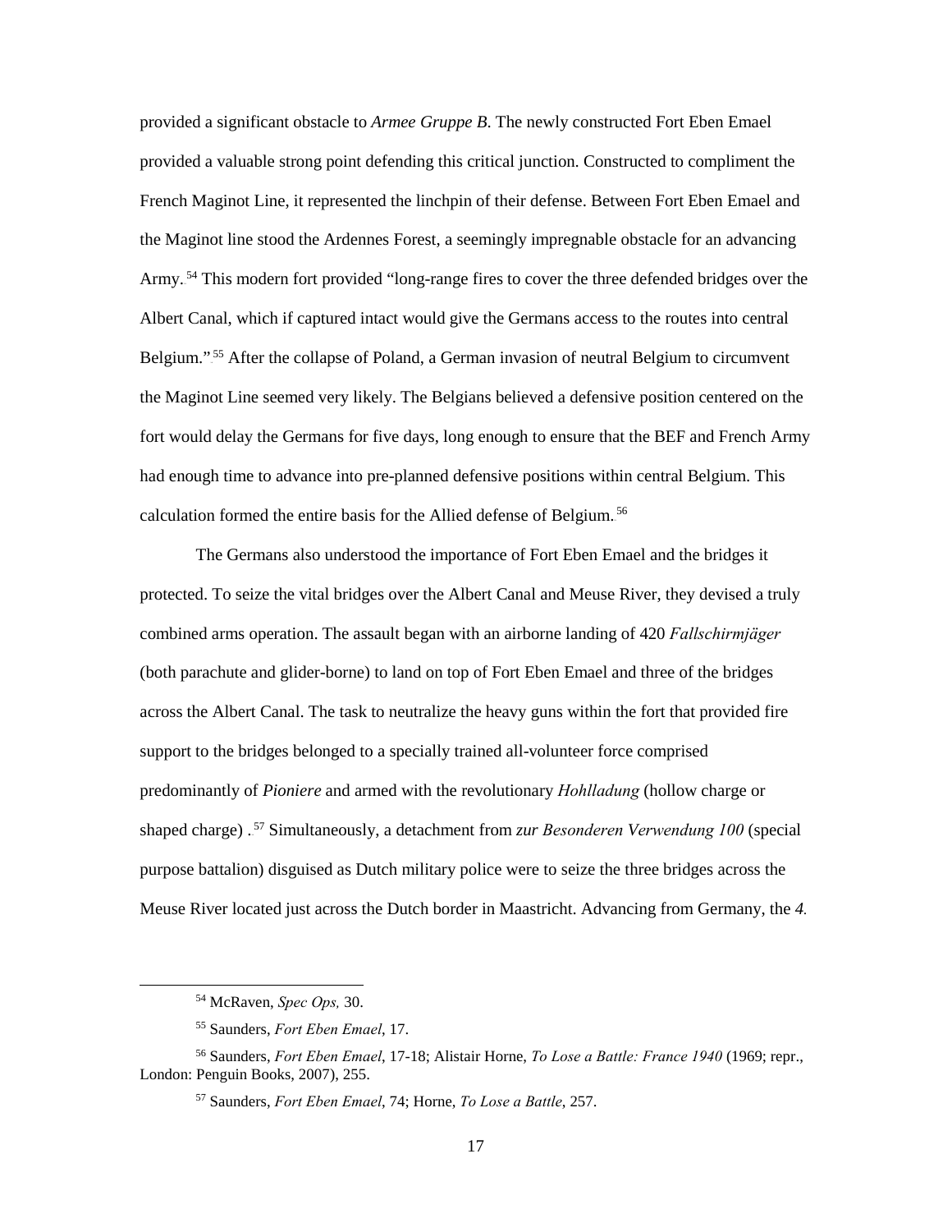provided a significant obstacle to *Armee Gruppe B*. The newly constructed Fort Eben Emael provided a valuable strong point defending this critical junction. Constructed to compliment the French Maginot Line, it represented the linchpin of their defense. Between Fort Eben Emael and the Maginot line stood the Ardennes Forest, a seemingly impregnable obstacle for an advancing Army.[54] This modern fort provided "long-range fires to cover the three defended bridges over the Albert Canal, which if captured intact would give the Germans access to the routes into central Belgium."[55] After the collapse of Poland, a German invasion of neutral Belgium to circumvent the Maginot Line seemed very likely. The Belgians believed a defensive position centered on the fort would delay the Germans for five days, long enough to ensure that the BEF and French Army had enough time to advance into pre-planned defensive positions within central Belgium. This calculation formed the entire basis for the Allied defense of Belgium.[56]

The Germans also understood the importance of Fort Eben Emael and the bridges it protected. To seize the vital bridges over the Albert Canal and Meuse River, they devised a truly combined arms operation. The assault began with an airborne landing of 420 *Fallschirmjäger* (both parachute and glider-borne) to land on top of Fort Eben Emael and three of the bridges across the Albert Canal. The task to neutralize the heavy guns within the fort that provided fire support to the bridges belonged to a specially trained all-volunteer force comprised predominantly of *Pioniere* and armed with the revolutionary *Hohlladung* (hollow charge or shaped charge) .[57] Simultaneously, a detachment from *zur Besonderen Verwendung 100* (special purpose battalion) disguised as Dutch military police were to seize the three bridges across the Meuse River located just across the Dutch border in Maastricht. Advancing from Germany, the *4.*

---

[54] McRaven, *Spec Ops,* 30.

[55] Saunders, *Fort Eben Emael*, 17.

[56] Saunders, *Fort Eben Emael*, 17-18; Alistair Horne, *To Lose a Battle: France 1940* (1969; repr., London: Penguin Books, 2007), 255.

[57] Saunders, *Fort Eben Emael*, 74; Horne, *To Lose a Battle*, 257.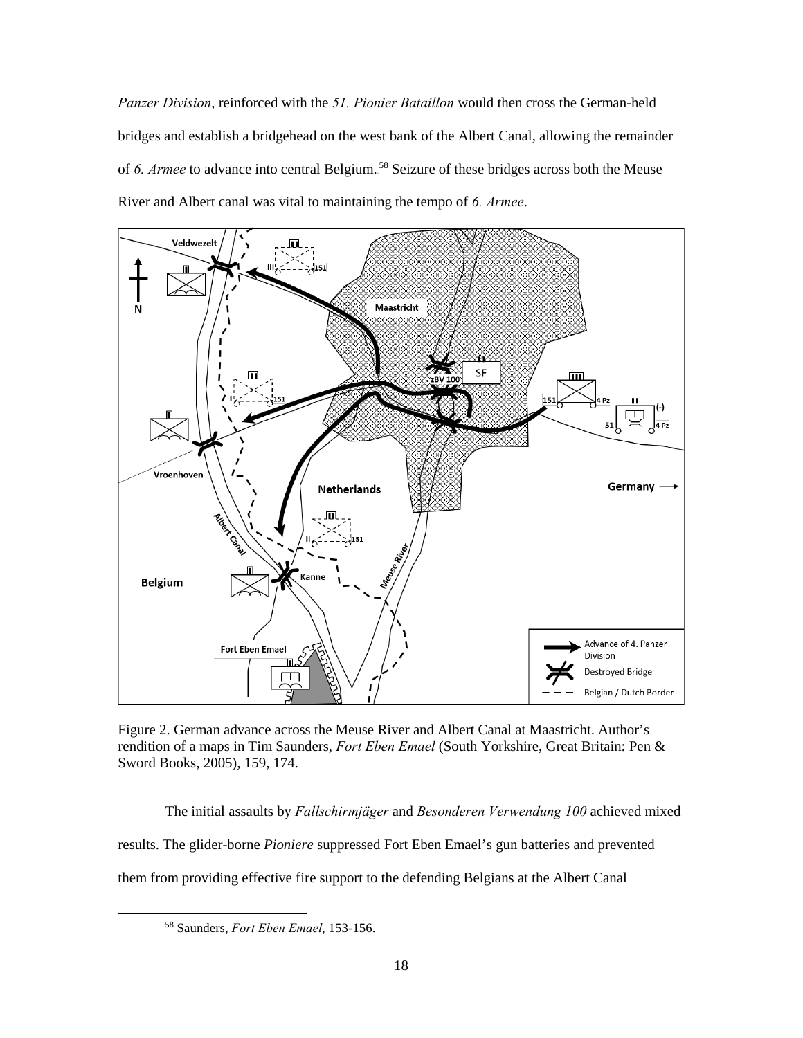*Panzer Division*, reinforced with the *51. Pionier Bataillon* would then cross the German-held bridges and establish a bridgehead on the west bank of the Albert Canal, allowing the remainder of *6. Armee* to advance into central Belgium.[58] Seizure of these bridges across both the Meuse River and Albert canal was vital to maintaining the tempo of *6. Armee*.

Figure 2. German advance across the Meuse River and Albert Canal at Maastricht. Author's rendition of a maps in Tim Saunders, *Fort Eben Emael* (South Yorkshire, Great Britain: Pen & Sword Books, 2005), 159, 174.

The initial assaults by *Fallschirmjäger* and *Besonderen Verwendung 100* achieved mixed results. The glider-borne *Pioniere* suppressed Fort Eben Emael's gun batteries and prevented them from providing effective fire support to the defending Belgians at the Albert Canal

[58] Saunders, *Fort Eben Emael*, 153-156.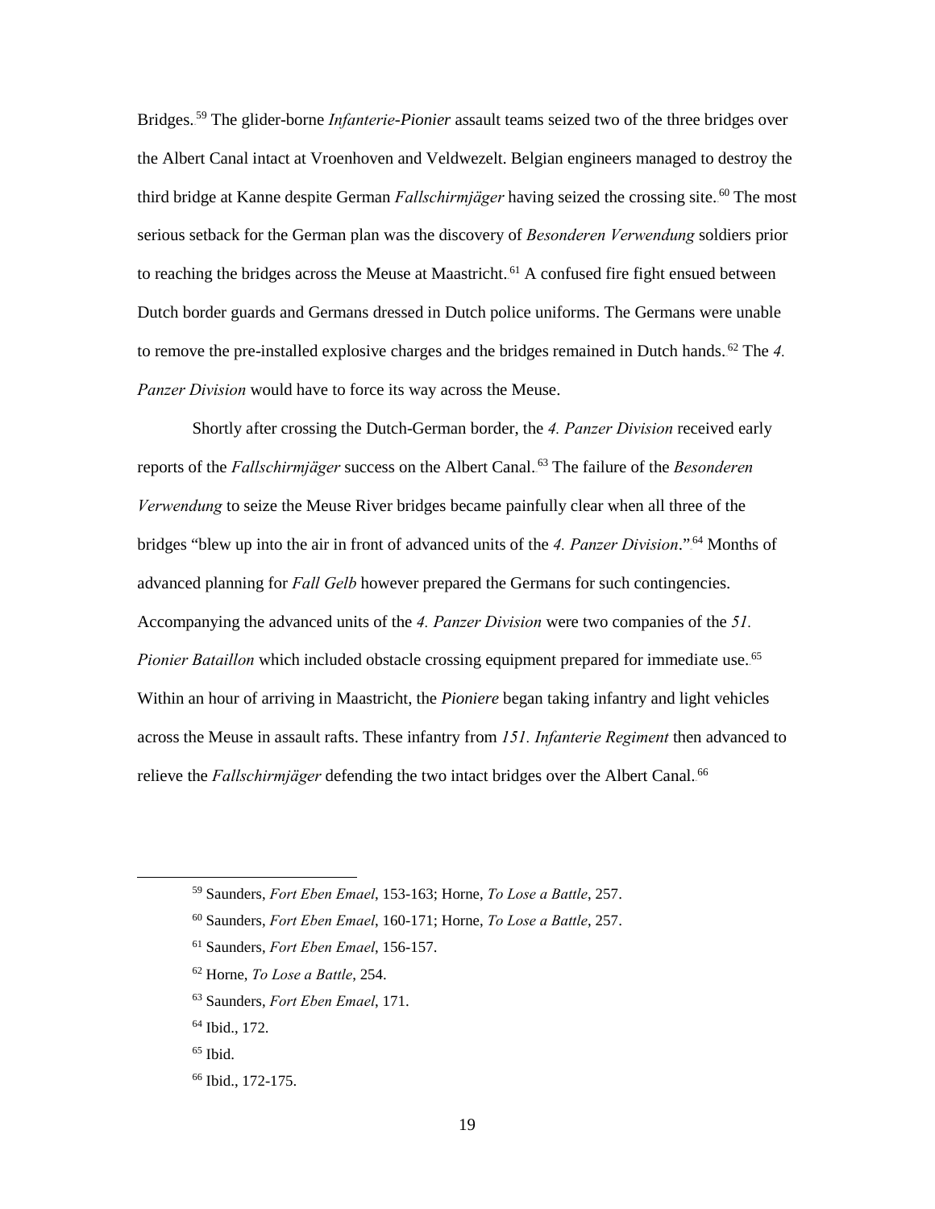Bridges.[59] The glider-borne *Infanterie-Pionier* assault teams seized two of the three bridges over the Albert Canal intact at Vroenhoven and Veldwezelt. Belgian engineers managed to destroy the third bridge at Kanne despite German *Fallschirmjäger* having seized the crossing site.[60] The most serious setback for the German plan was the discovery of *Besonderen Verwendung* soldiers prior to reaching the bridges across the Meuse at Maastricht.[61] A confused fire fight ensued between Dutch border guards and Germans dressed in Dutch police uniforms. The Germans were unable to remove the pre-installed explosive charges and the bridges remained in Dutch hands.[62] The *4. Panzer Division* would have to force its way across the Meuse.

Shortly after crossing the Dutch-German border, the *4. Panzer Division* received early reports of the *Fallschirmjäger* success on the Albert Canal.[63] The failure of the *Besonderen Verwendung* to seize the Meuse River bridges became painfully clear when all three of the bridges "blew up into the air in front of advanced units of the *4. Panzer Division*."[64] Months of advanced planning for *Fall Gelb* however prepared the Germans for such contingencies. Accompanying the advanced units of the *4. Panzer Division* were two companies of the *51. Pionier Bataillon* which included obstacle crossing equipment prepared for immediate use.[65] Within an hour of arriving in Maastricht, the *Pioniere* began taking infantry and light vehicles across the Meuse in assault rafts. These infantry from *151. Infanterie Regiment* then advanced to relieve the *Fallschirmjäger* defending the two intact bridges over the Albert Canal.[66]

---

[59] Saunders, *Fort Eben Emael*, 153-163; Horne, *To Lose a Battle*, 257.

[60] Saunders, *Fort Eben Emael*, 160-171; Horne, *To Lose a Battle*, 257.

[61] Saunders, *Fort Eben Emael*, 156-157.

[62] Horne, *To Lose a Battle*, 254.

[63] Saunders, *Fort Eben Emael*, 171.

[64] Ibid., 172.

[65] Ibid.

[66] Ibid., 172-175.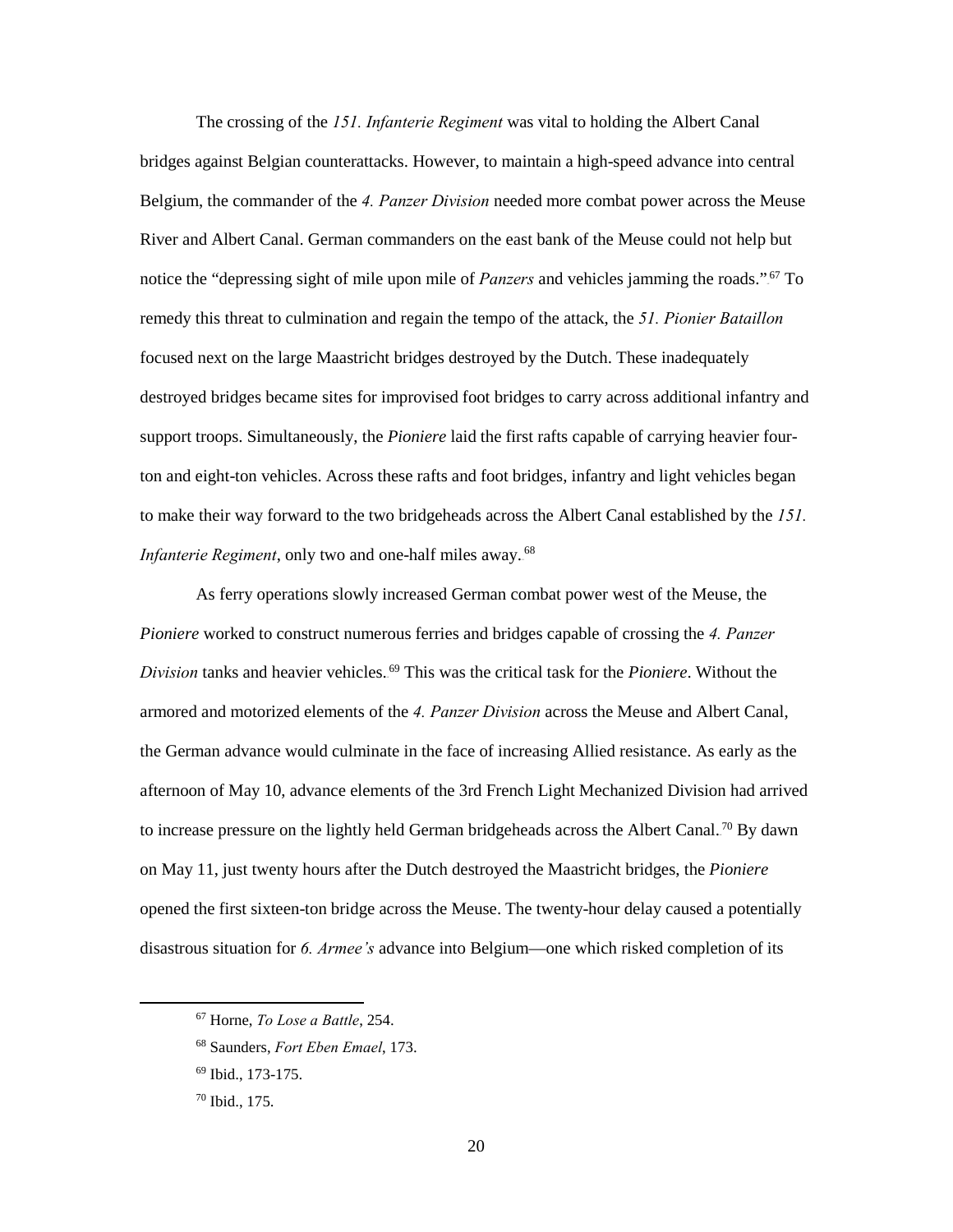The crossing of the *151. Infanterie Regiment* was vital to holding the Albert Canal bridges against Belgian counterattacks. However, to maintain a high-speed advance into central Belgium, the commander of the *4. Panzer Division* needed more combat power across the Meuse River and Albert Canal. German commanders on the east bank of the Meuse could not help but notice the "depressing sight of mile upon mile of *Panzers* and vehicles jamming the roads."[67] To remedy this threat to culmination and regain the tempo of the attack, the *51. Pionier Bataillon* focused next on the large Maastricht bridges destroyed by the Dutch. These inadequately destroyed bridges became sites for improvised foot bridges to carry across additional infantry and support troops. Simultaneously, the *Pioniere* laid the first rafts capable of carrying heavier four-ton and eight-ton vehicles. Across these rafts and foot bridges, infantry and light vehicles began to make their way forward to the two bridgeheads across the Albert Canal established by the *151. Infanterie Regiment*, only two and one-half miles away.[68]

As ferry operations slowly increased German combat power west of the Meuse, the *Pioniere* worked to construct numerous ferries and bridges capable of crossing the *4. Panzer Division* tanks and heavier vehicles.[69] This was the critical task for the *Pioniere*. Without the armored and motorized elements of the *4. Panzer Division* across the Meuse and Albert Canal, the German advance would culminate in the face of increasing Allied resistance. As early as the afternoon of May 10, advance elements of the 3rd French Light Mechanized Division had arrived to increase pressure on the lightly held German bridgeheads across the Albert Canal.[70] By dawn on May 11, just twenty hours after the Dutch destroyed the Maastricht bridges, the *Pioniere* opened the first sixteen-ton bridge across the Meuse. The twenty-hour delay caused a potentially disastrous situation for *6. Armee's* advance into Belgium—one which risked completion of its

---

[67] Horne, *To Lose a Battle*, 254.

[68] Saunders, *Fort Eben Emael*, 173.

[69] Ibid., 173-175.

[70] Ibid., 175.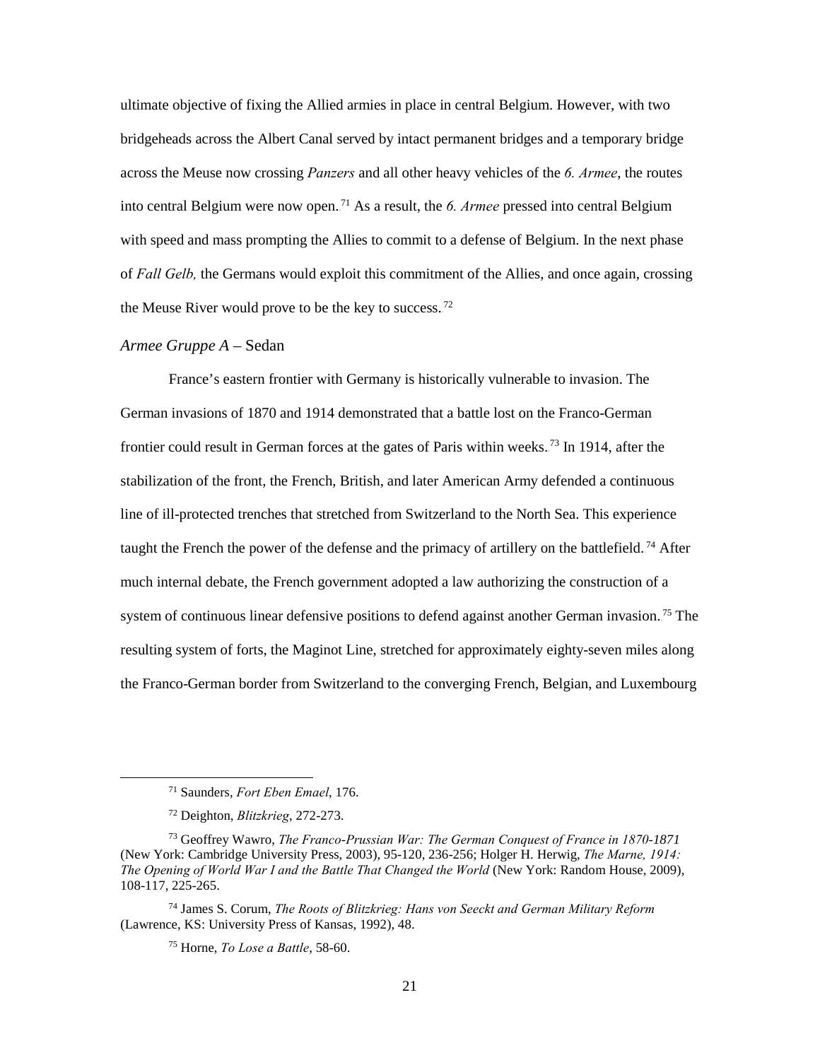ultimate objective of fixing the Allied armies in place in central Belgium. However, with two bridgeheads across the Albert Canal served by intact permanent bridges and a temporary bridge across the Meuse now crossing *Panzers* and all other heavy vehicles of the *6. Armee*, the routes into central Belgium were now open.[71] As a result, the *6. Armee* pressed into central Belgium with speed and mass prompting the Allies to commit to a defense of Belgium. In the next phase of *Fall Gelb,* the Germans would exploit this commitment of the Allies, and once again, crossing the Meuse River would prove to be the key to success.[72]

### *Armee Gruppe A* – Sedan

France's eastern frontier with Germany is historically vulnerable to invasion. The German invasions of 1870 and 1914 demonstrated that a battle lost on the Franco-German frontier could result in German forces at the gates of Paris within weeks.[73] In 1914, after the stabilization of the front, the French, British, and later American Army defended a continuous line of ill-protected trenches that stretched from Switzerland to the North Sea. This experience taught the French the power of the defense and the primacy of artillery on the battlefield.[74] After much internal debate, the French government adopted a law authorizing the construction of a system of continuous linear defensive positions to defend against another German invasion.[75] The resulting system of forts, the Maginot Line, stretched for approximately eighty-seven miles along the Franco-German border from Switzerland to the converging French, Belgian, and Luxembourg

---

[71] Saunders, *Fort Eben Emael*, 176.

[72] Deighton, *Blitzkrieg*, 272-273.

[73] Geoffrey Wawro, *The Franco-Prussian War: The German Conquest of France in 1870-1871* (New York: Cambridge University Press, 2003), 95-120, 236-256; Holger H. Herwig, *The Marne, 1914: The Opening of World War I and the Battle That Changed the World* (New York: Random House, 2009), 108-117, 225-265.

[74] James S. Corum, *The Roots of Blitzkrieg: Hans von Seeckt and German Military Reform* (Lawrence, KS: University Press of Kansas, 1992), 48.

[75] Horne, *To Lose a Battle*, 58-60.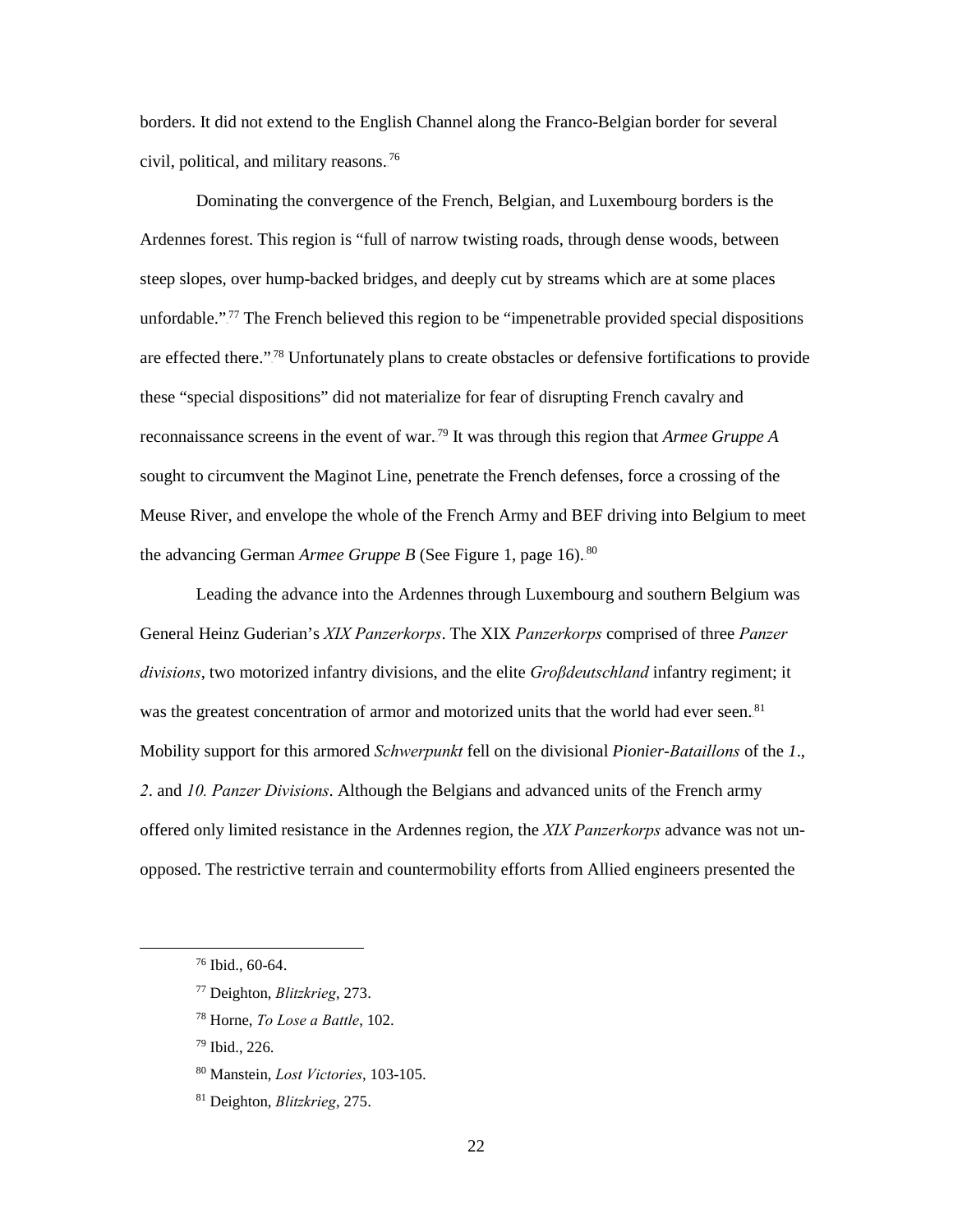borders. It did not extend to the English Channel along the Franco-Belgian border for several civil, political, and military reasons.[76]

Dominating the convergence of the French, Belgian, and Luxembourg borders is the Ardennes forest. This region is "full of narrow twisting roads, through dense woods, between steep slopes, over hump-backed bridges, and deeply cut by streams which are at some places unfordable."[77] The French believed this region to be "impenetrable provided special dispositions are effected there."[78] Unfortunately plans to create obstacles or defensive fortifications to provide these "special dispositions" did not materialize for fear of disrupting French cavalry and reconnaissance screens in the event of war.[79] It was through this region that *Armee Gruppe A* sought to circumvent the Maginot Line, penetrate the French defenses, force a crossing of the Meuse River, and envelope the whole of the French Army and BEF driving into Belgium to meet the advancing German *Armee Gruppe B* (See Figure 1, page 16).[80]

Leading the advance into the Ardennes through Luxembourg and southern Belgium was General Heinz Guderian's *XIX Panzerkorps*. The XIX *Panzerkorps* comprised of three *Panzer divisions*, two motorized infantry divisions, and the elite *Großdeutschland* infantry regiment; it was the greatest concentration of armor and motorized units that the world had ever seen.[81] Mobility support for this armored *Schwerpunkt* fell on the divisional *Pionier-Bataillons* of the *1.*, *2*. and *10. Panzer Divisions*. Although the Belgians and advanced units of the French army offered only limited resistance in the Ardennes region, the *XIX Panzerkorps* advance was not un-opposed. The restrictive terrain and countermobility efforts from Allied engineers presented the

---

[76] Ibid., 60-64.

[77] Deighton, *Blitzkrieg*, 273.

[78] Horne, *To Lose a Battle*, 102.

[79] Ibid., 226.

[80] Manstein, *Lost Victories*, 103-105.

[81] Deighton, *Blitzkrieg*, 275.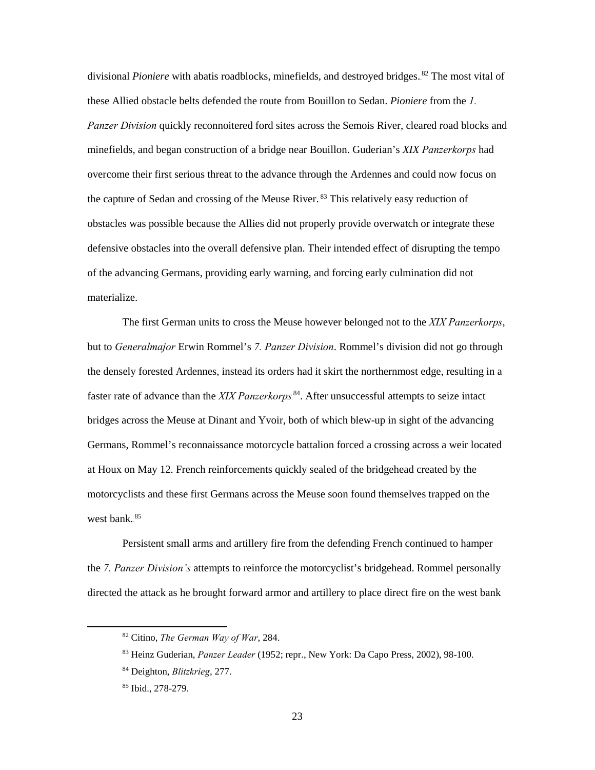divisional *Pioniere* with abatis roadblocks, minefields, and destroyed bridges.[82] The most vital of these Allied obstacle belts defended the route from Bouillon to Sedan. *Pioniere* from the *1. Panzer Division* quickly reconnoitered ford sites across the Semois River, cleared road blocks and minefields, and began construction of a bridge near Bouillon. Guderian's *XIX Panzerkorps* had overcome their first serious threat to the advance through the Ardennes and could now focus on the capture of Sedan and crossing of the Meuse River.[83] This relatively easy reduction of obstacles was possible because the Allies did not properly provide overwatch or integrate these defensive obstacles into the overall defensive plan. Their intended effect of disrupting the tempo of the advancing Germans, providing early warning, and forcing early culmination did not materialize.

The first German units to cross the Meuse however belonged not to the *XIX Panzerkorps*, but to *Generalmajor* Erwin Rommel's *7. Panzer Division*. Rommel's division did not go through the densely forested Ardennes, instead its orders had it skirt the northernmost edge, resulting in a faster rate of advance than the *XIX Panzerkorps*[84]. After unsuccessful attempts to seize intact bridges across the Meuse at Dinant and Yvoir, both of which blew-up in sight of the advancing Germans, Rommel's reconnaissance motorcycle battalion forced a crossing across a weir located at Houx on May 12. French reinforcements quickly sealed of the bridgehead created by the motorcyclists and these first Germans across the Meuse soon found themselves trapped on the west bank.[85]

Persistent small arms and artillery fire from the defending French continued to hamper the *7. Panzer Division's* attempts to reinforce the motorcyclist's bridgehead. Rommel personally directed the attack as he brought forward armor and artillery to place direct fire on the west bank

---

[82] Citino, *The German Way of War*, 284.

[83] Heinz Guderian, *Panzer Leader* (1952; repr., New York: Da Capo Press, 2002), 98-100.

[84] Deighton, *Blitzkrieg*, 277.

[85] Ibid., 278-279.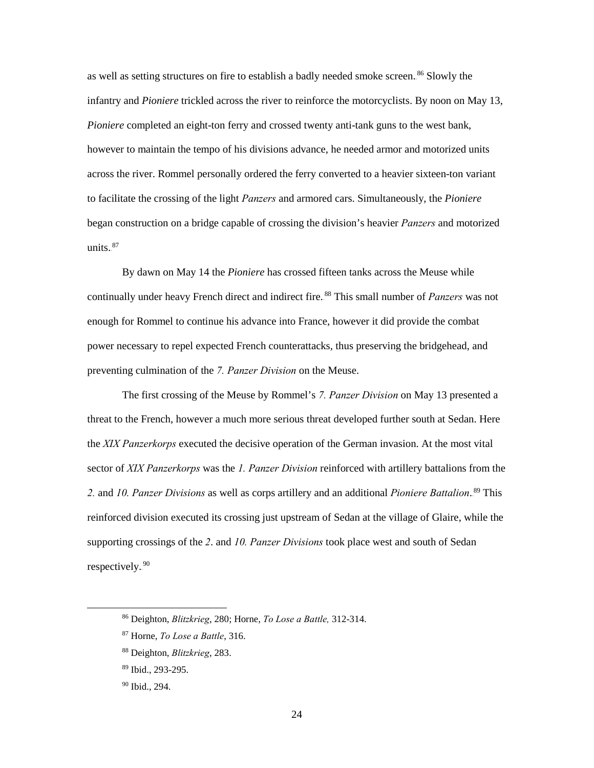as well as setting structures on fire to establish a badly needed smoke screen.[86] Slowly the infantry and *Pioniere* trickled across the river to reinforce the motorcyclists. By noon on May 13, *Pioniere* completed an eight-ton ferry and crossed twenty anti-tank guns to the west bank, however to maintain the tempo of his divisions advance, he needed armor and motorized units across the river. Rommel personally ordered the ferry converted to a heavier sixteen-ton variant to facilitate the crossing of the light *Panzers* and armored cars. Simultaneously, the *Pioniere* began construction on a bridge capable of crossing the division's heavier *Panzers* and motorized units.[87]

By dawn on May 14 the *Pioniere* has crossed fifteen tanks across the Meuse while continually under heavy French direct and indirect fire.[88] This small number of *Panzers* was not enough for Rommel to continue his advance into France, however it did provide the combat power necessary to repel expected French counterattacks, thus preserving the bridgehead, and preventing culmination of the *7. Panzer Division* on the Meuse.

The first crossing of the Meuse by Rommel's *7. Panzer Division* on May 13 presented a threat to the French, however a much more serious threat developed further south at Sedan. Here the *XIX Panzerkorps* executed the decisive operation of the German invasion. At the most vital sector of *XIX Panzerkorps* was the *1. Panzer Division* reinforced with artillery battalions from the *2.* and *10. Panzer Divisions* as well as corps artillery and an additional *Pioniere Battalion*.[89] This reinforced division executed its crossing just upstream of Sedan at the village of Glaire, while the supporting crossings of the *2*. and *10. Panzer Divisions* took place west and south of Sedan respectively.[90]

---

[86] Deighton, *Blitzkrieg*, 280; Horne, *To Lose a Battle,* 312-314.

[87] Horne, *To Lose a Battle*, 316.

[88] Deighton, *Blitzkrieg*, 283.

[89] Ibid., 293-295.

[90] Ibid., 294.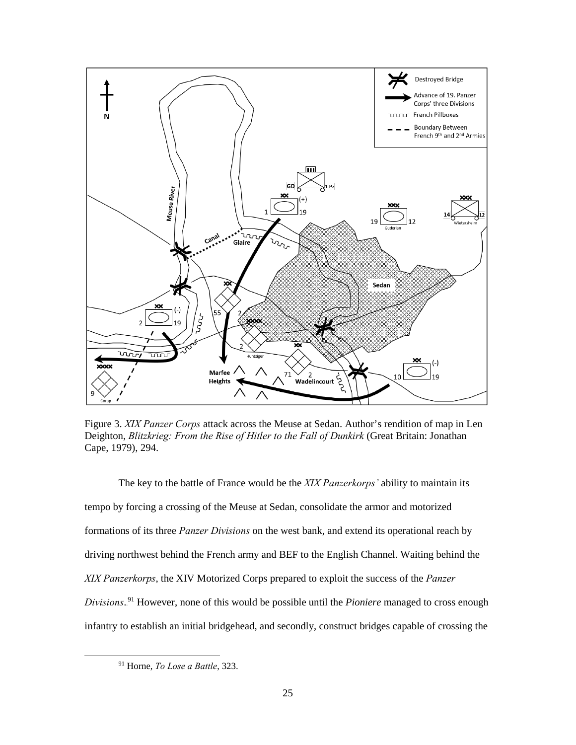Figure 3. *XIX Panzer Corps* attack across the Meuse at Sedan. Author's rendition of map in Len Deighton, *Blitzkrieg: From the Rise of Hitler to the Fall of Dunkirk* (Great Britain: Jonathan Cape, 1979), 294.

The key to the battle of France would be the *XIX Panzerkorps'* ability to maintain its tempo by forcing a crossing of the Meuse at Sedan, consolidate the armor and motorized formations of its three *Panzer Divisions* on the west bank, and extend its operational reach by driving northwest behind the French army and BEF to the English Channel. Waiting behind the *XIX Panzerkorps*, the XIV Motorized Corps prepared to exploit the success of the *Panzer Divisions*.[91] However, none of this would be possible until the *Pioniere* managed to cross enough infantry to establish an initial bridgehead, and secondly, construct bridges capable of crossing the

[91] Horne, *To Lose a Battle*, 323.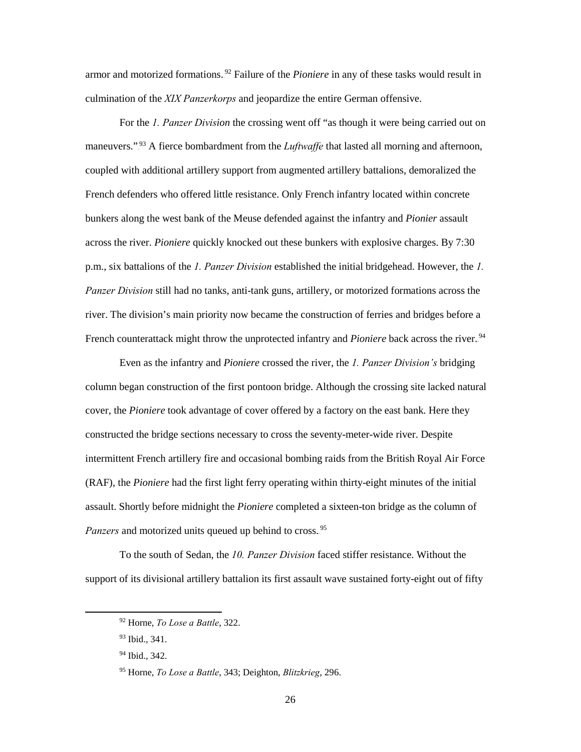armor and motorized formations.[92] Failure of the *Pioniere* in any of these tasks would result in culmination of the *XIX Panzerkorps* and jeopardize the entire German offensive.

For the *1. Panzer Division* the crossing went off "as though it were being carried out on maneuvers."[93] A fierce bombardment from the *Luftwaffe* that lasted all morning and afternoon, coupled with additional artillery support from augmented artillery battalions, demoralized the French defenders who offered little resistance. Only French infantry located within concrete bunkers along the west bank of the Meuse defended against the infantry and *Pionier* assault across the river. *Pioniere* quickly knocked out these bunkers with explosive charges. By 7:30 p.m., six battalions of the *1. Panzer Division* established the initial bridgehead. However, the *1. Panzer Division* still had no tanks, anti-tank guns, artillery, or motorized formations across the river. The division's main priority now became the construction of ferries and bridges before a French counterattack might throw the unprotected infantry and *Pioniere* back across the river.[94]

Even as the infantry and *Pioniere* crossed the river, the *1. Panzer Division's* bridging column began construction of the first pontoon bridge. Although the crossing site lacked natural cover, the *Pioniere* took advantage of cover offered by a factory on the east bank. Here they constructed the bridge sections necessary to cross the seventy-meter-wide river. Despite intermittent French artillery fire and occasional bombing raids from the British Royal Air Force (RAF), the *Pioniere* had the first light ferry operating within thirty-eight minutes of the initial assault. Shortly before midnight the *Pioniere* completed a sixteen-ton bridge as the column of *Panzers* and motorized units queued up behind to cross.[95]

To the south of Sedan, the *10. Panzer Division* faced stiffer resistance. Without the support of its divisional artillery battalion its first assault wave sustained forty-eight out of fifty

---

[92] Horne, *To Lose a Battle*, 322.

[93] Ibid., 341.

[94] Ibid., 342.

[95] Horne, *To Lose a Battle*, 343; Deighton, *Blitzkrieg*, 296.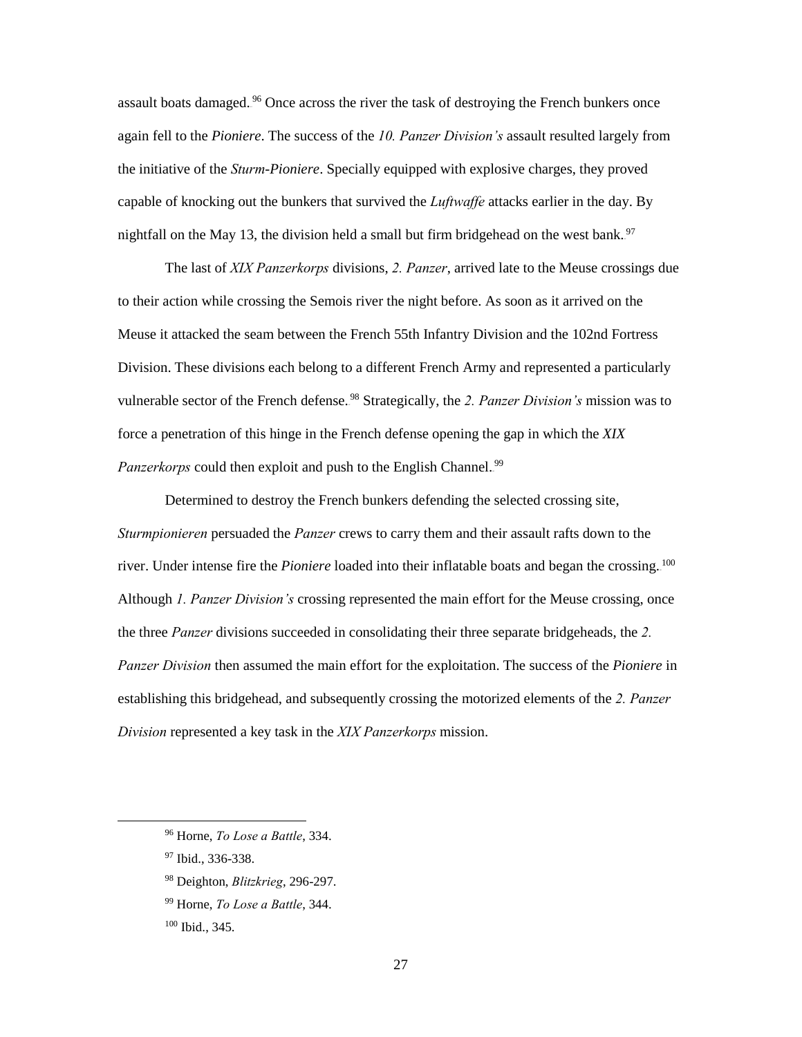assault boats damaged.[96] Once across the river the task of destroying the French bunkers once again fell to the *Pioniere*. The success of the *10. Panzer Division's* assault resulted largely from the initiative of the *Sturm-Pioniere*. Specially equipped with explosive charges, they proved capable of knocking out the bunkers that survived the *Luftwaffe* attacks earlier in the day. By nightfall on the May 13, the division held a small but firm bridgehead on the west bank.[97]

The last of *XIX Panzerkorps* divisions, *2. Panzer*, arrived late to the Meuse crossings due to their action while crossing the Semois river the night before. As soon as it arrived on the Meuse it attacked the seam between the French 55th Infantry Division and the 102nd Fortress Division. These divisions each belong to a different French Army and represented a particularly vulnerable sector of the French defense.[98] Strategically, the *2. Panzer Division's* mission was to force a penetration of this hinge in the French defense opening the gap in which the *XIX Panzerkorps* could then exploit and push to the English Channel.[99]

Determined to destroy the French bunkers defending the selected crossing site, *Sturmpionieren* persuaded the *Panzer* crews to carry them and their assault rafts down to the river. Under intense fire the *Pioniere* loaded into their inflatable boats and began the crossing.[100] Although *1. Panzer Division's* crossing represented the main effort for the Meuse crossing, once the three *Panzer* divisions succeeded in consolidating their three separate bridgeheads, the *2. Panzer Division* then assumed the main effort for the exploitation. The success of the *Pioniere* in establishing this bridgehead, and subsequently crossing the motorized elements of the *2. Panzer Division* represented a key task in the *XIX Panzerkorps* mission.

---

[96] Horne, *To Lose a Battle*, 334.

[97] Ibid., 336-338.

[98] Deighton, *Blitzkrieg*, 296-297.

[99] Horne, *To Lose a Battle*, 344.

[100] Ibid., 345.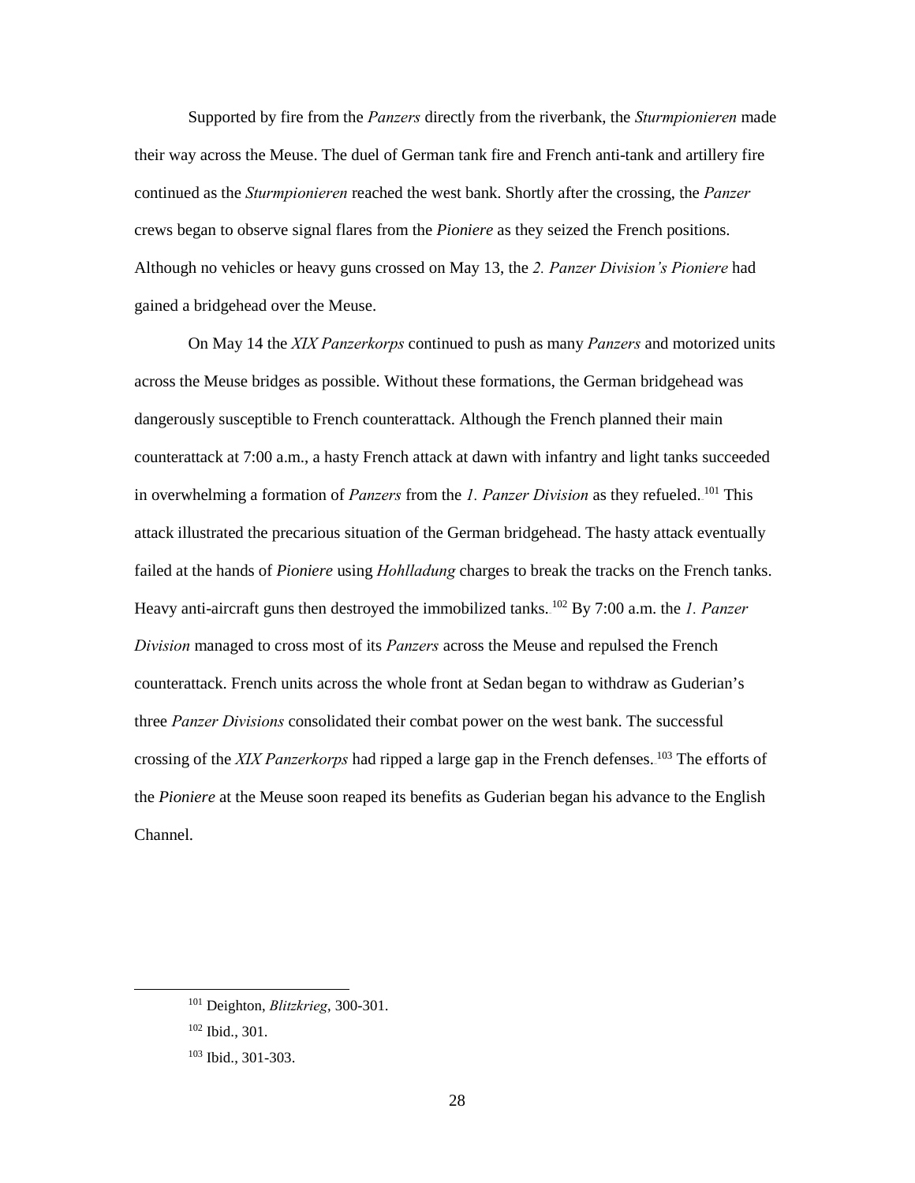Supported by fire from the *Panzers* directly from the riverbank, the *Sturmpionieren* made their way across the Meuse. The duel of German tank fire and French anti-tank and artillery fire continued as the *Sturmpionieren* reached the west bank. Shortly after the crossing, the *Panzer* crews began to observe signal flares from the *Pioniere* as they seized the French positions. Although no vehicles or heavy guns crossed on May 13, the *2. Panzer Division's Pioniere* had gained a bridgehead over the Meuse.

On May 14 the *XIX Panzerkorps* continued to push as many *Panzers* and motorized units across the Meuse bridges as possible. Without these formations, the German bridgehead was dangerously susceptible to French counterattack. Although the French planned their main counterattack at 7:00 a.m., a hasty French attack at dawn with infantry and light tanks succeeded in overwhelming a formation of *Panzers* from the *1. Panzer Division* as they refueled.[101] This attack illustrated the precarious situation of the German bridgehead. The hasty attack eventually failed at the hands of *Pioniere* using *Hohlladung* charges to break the tracks on the French tanks. Heavy anti-aircraft guns then destroyed the immobilized tanks.[102] By 7:00 a.m. the *1. Panzer Division* managed to cross most of its *Panzers* across the Meuse and repulsed the French counterattack. French units across the whole front at Sedan began to withdraw as Guderian's three *Panzer Divisions* consolidated their combat power on the west bank. The successful crossing of the *XIX Panzerkorps* had ripped a large gap in the French defenses.[103] The efforts of the *Pioniere* at the Meuse soon reaped its benefits as Guderian began his advance to the English Channel.

---

[101] Deighton, *Blitzkrieg*, 300-301.

[102] Ibid., 301.

[103] Ibid., 301-303.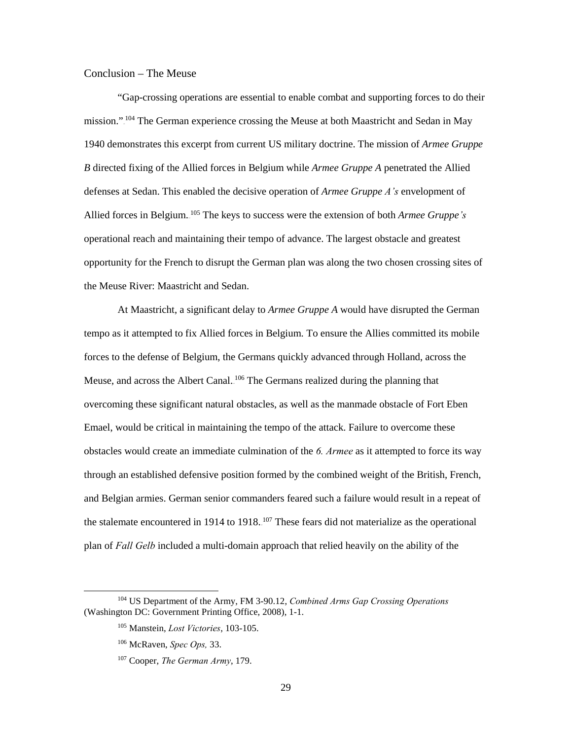## Conclusion – The Meuse

"Gap-crossing operations are essential to enable combat and supporting forces to do their mission."[104] The German experience crossing the Meuse at both Maastricht and Sedan in May 1940 demonstrates this excerpt from current US military doctrine. The mission of *Armee Gruppe B* directed fixing of the Allied forces in Belgium while *Armee Gruppe A* penetrated the Allied defenses at Sedan. This enabled the decisive operation of *Armee Gruppe A's* envelopment of Allied forces in Belgium.[105] The keys to success were the extension of both *Armee Gruppe's* operational reach and maintaining their tempo of advance. The largest obstacle and greatest opportunity for the French to disrupt the German plan was along the two chosen crossing sites of the Meuse River: Maastricht and Sedan.

At Maastricht, a significant delay to *Armee Gruppe A* would have disrupted the German tempo as it attempted to fix Allied forces in Belgium. To ensure the Allies committed its mobile forces to the defense of Belgium, the Germans quickly advanced through Holland, across the Meuse, and across the Albert Canal.[106] The Germans realized during the planning that overcoming these significant natural obstacles, as well as the manmade obstacle of Fort Eben Emael, would be critical in maintaining the tempo of the attack. Failure to overcome these obstacles would create an immediate culmination of the *6. Armee* as it attempted to force its way through an established defensive position formed by the combined weight of the British, French, and Belgian armies. German senior commanders feared such a failure would result in a repeat of the stalemate encountered in 1914 to 1918.[107] These fears did not materialize as the operational plan of *Fall Gelb* included a multi-domain approach that relied heavily on the ability of the

---

[104] US Department of the Army, FM 3-90.12, *Combined Arms Gap Crossing Operations* (Washington DC: Government Printing Office, 2008), 1-1.

[105] Manstein, *Lost Victories*, 103-105.

[106] McRaven, *Spec Ops,* 33.

[107] Cooper, *The German Army*, 179.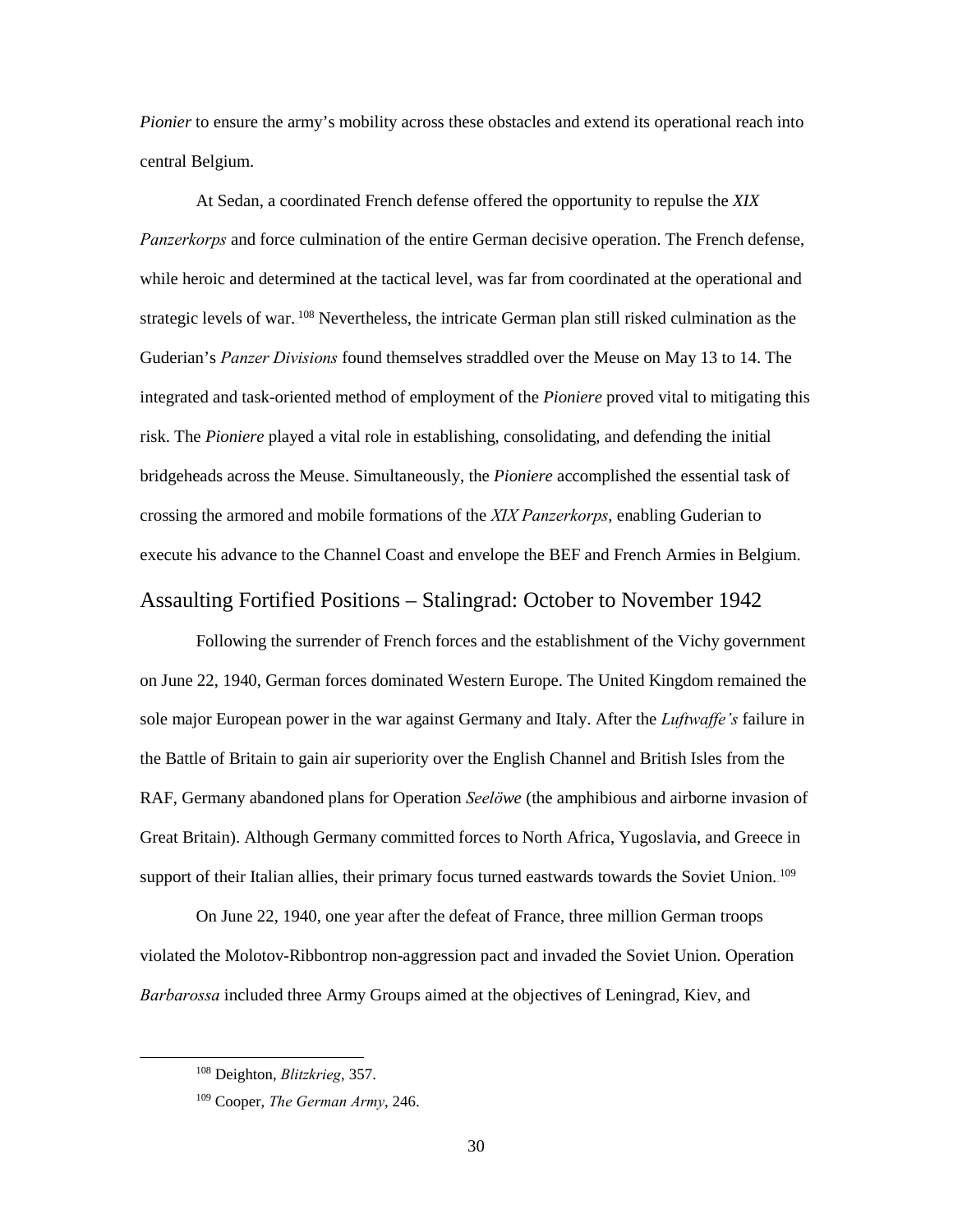*Pionier* to ensure the army's mobility across these obstacles and extend its operational reach into central Belgium.

At Sedan, a coordinated French defense offered the opportunity to repulse the *XIX Panzerkorps* and force culmination of the entire German decisive operation. The French defense, while heroic and determined at the tactical level, was far from coordinated at the operational and strategic levels of war.[108] Nevertheless, the intricate German plan still risked culmination as the Guderian's *Panzer Divisions* found themselves straddled over the Meuse on May 13 to 14. The integrated and task-oriented method of employment of the *Pioniere* proved vital to mitigating this risk. The *Pioniere* played a vital role in establishing, consolidating, and defending the initial bridgeheads across the Meuse. Simultaneously, the *Pioniere* accomplished the essential task of crossing the armored and mobile formations of the *XIX Panzerkorps*, enabling Guderian to execute his advance to the Channel Coast and envelope the BEF and French Armies in Belgium.

## Assaulting Fortified Positions – Stalingrad: October to November 1942

Following the surrender of French forces and the establishment of the Vichy government on June 22, 1940, German forces dominated Western Europe. The United Kingdom remained the sole major European power in the war against Germany and Italy. After the *Luftwaffe's* failure in the Battle of Britain to gain air superiority over the English Channel and British Isles from the RAF, Germany abandoned plans for Operation *Seelöwe* (the amphibious and airborne invasion of Great Britain). Although Germany committed forces to North Africa, Yugoslavia, and Greece in support of their Italian allies, their primary focus turned eastwards towards the Soviet Union.[109]

On June 22, 1940, one year after the defeat of France, three million German troops violated the Molotov-Ribbontrop non-aggression pact and invaded the Soviet Union. Operation *Barbarossa* included three Army Groups aimed at the objectives of Leningrad, Kiev, and

[108] Deighton, *Blitzkrieg*, 357.

[109] Cooper, *The German Army*, 246.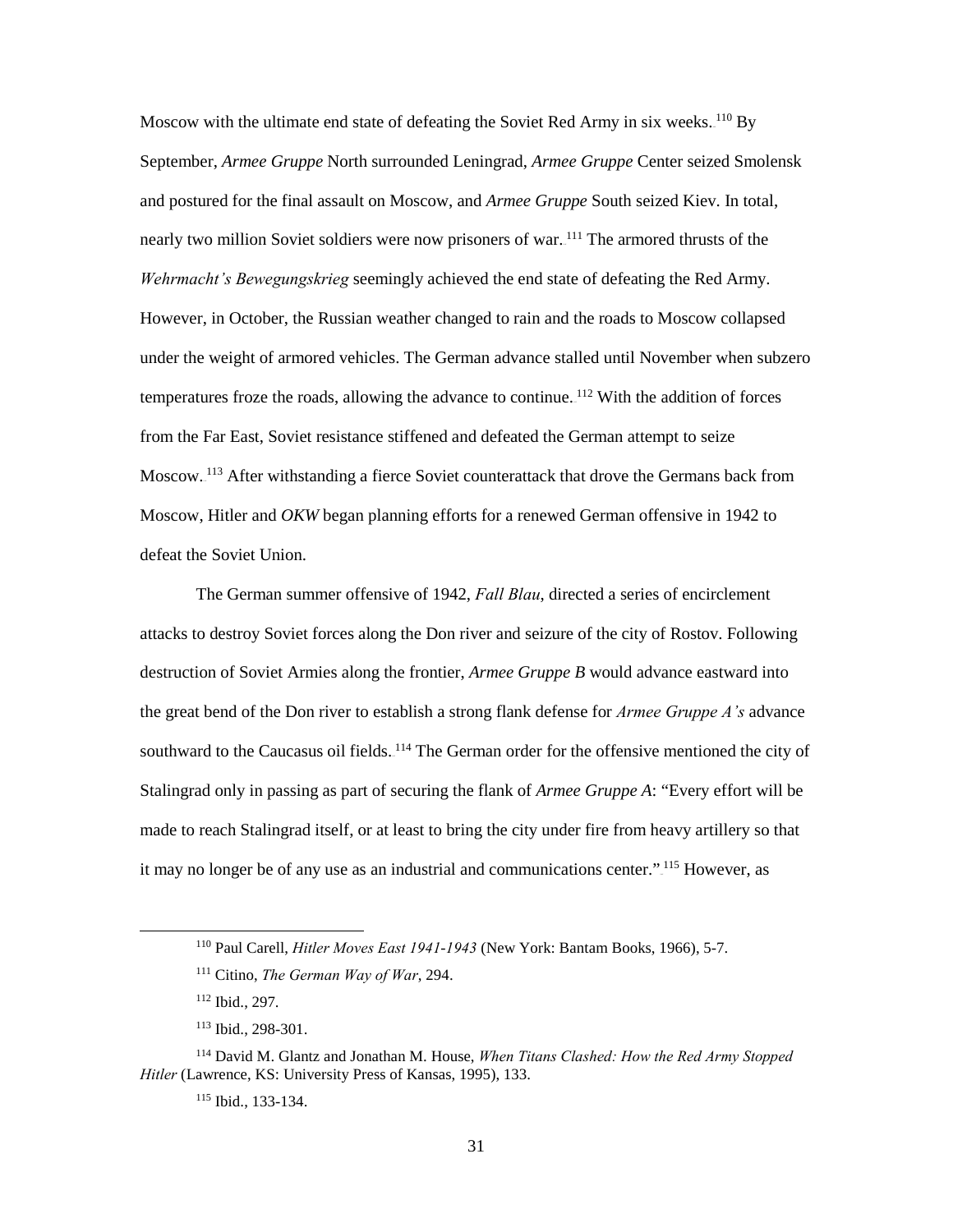Moscow with the ultimate end state of defeating the Soviet Red Army in six weeks.[110] By September, *Armee Gruppe* North surrounded Leningrad, *Armee Gruppe* Center seized Smolensk and postured for the final assault on Moscow, and *Armee Gruppe* South seized Kiev. In total, nearly two million Soviet soldiers were now prisoners of war.[111] The armored thrusts of the *Wehrmacht's Bewegungskrieg* seemingly achieved the end state of defeating the Red Army. However, in October, the Russian weather changed to rain and the roads to Moscow collapsed under the weight of armored vehicles. The German advance stalled until November when subzero temperatures froze the roads, allowing the advance to continue.[112] With the addition of forces from the Far East, Soviet resistance stiffened and defeated the German attempt to seize Moscow.[113] After withstanding a fierce Soviet counterattack that drove the Germans back from Moscow, Hitler and *OKW* began planning efforts for a renewed German offensive in 1942 to defeat the Soviet Union.

The German summer offensive of 1942, *Fall Blau*, directed a series of encirclement attacks to destroy Soviet forces along the Don river and seizure of the city of Rostov. Following destruction of Soviet Armies along the frontier, *Armee Gruppe B* would advance eastward into the great bend of the Don river to establish a strong flank defense for *Armee Gruppe A's* advance southward to the Caucasus oil fields.[114] The German order for the offensive mentioned the city of Stalingrad only in passing as part of securing the flank of *Armee Gruppe A*: "Every effort will be made to reach Stalingrad itself, or at least to bring the city under fire from heavy artillery so that it may no longer be of any use as an industrial and communications center."[115] However, as

---

[110] Paul Carell, *Hitler Moves East 1941-1943* (New York: Bantam Books, 1966), 5-7.

[111] Citino, *The German Way of War*, 294.

[112] Ibid., 297.

[113] Ibid., 298-301.

[114] David M. Glantz and Jonathan M. House, *When Titans Clashed: How the Red Army Stopped Hitler* (Lawrence, KS: University Press of Kansas, 1995), 133.

[115] Ibid., 133-134.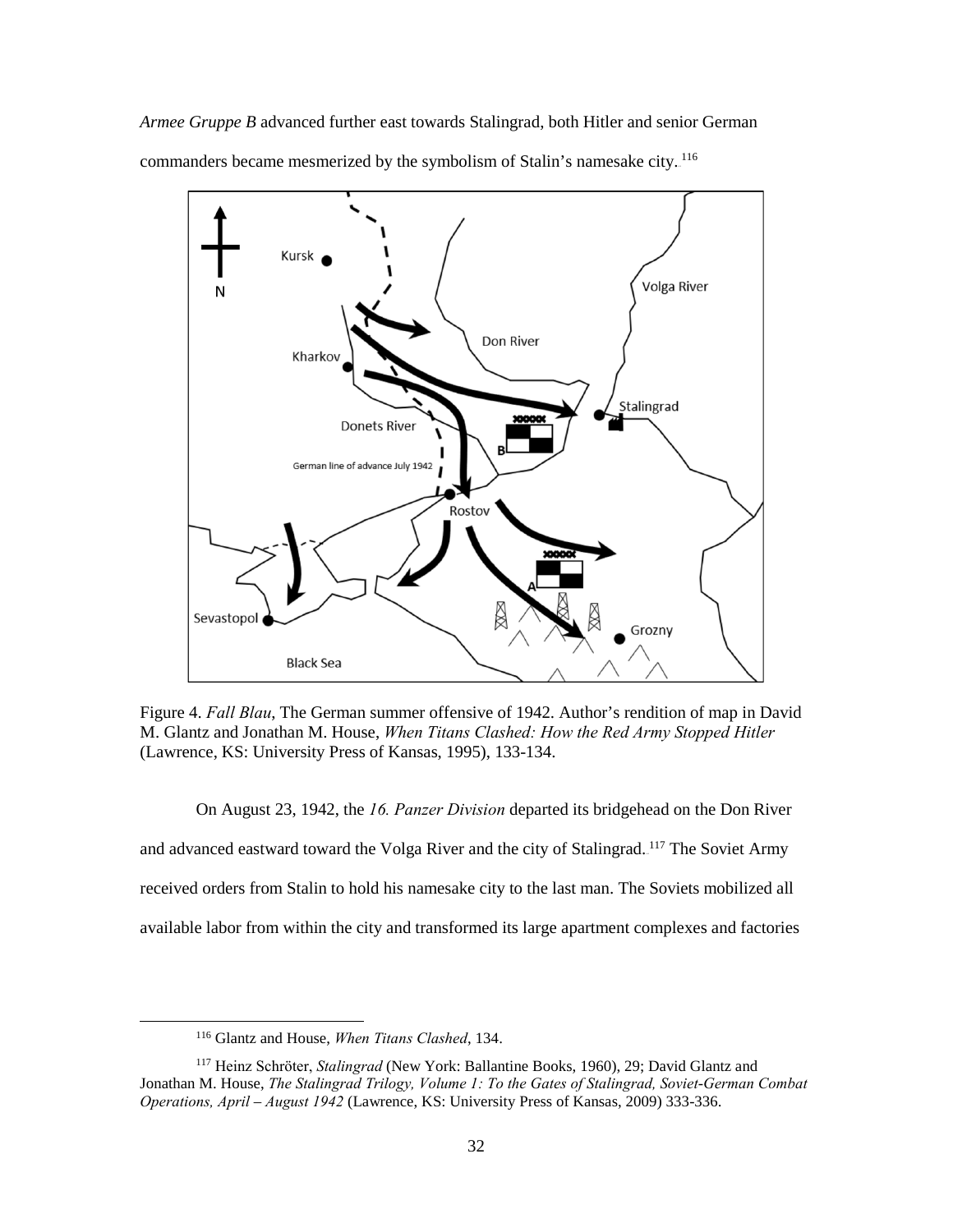*Armee Gruppe B* advanced further east towards Stalingrad, both Hitler and senior German commanders became mesmerized by the symbolism of Stalin's namesake city.[116]

Figure 4. *Fall Blau*, The German summer offensive of 1942. Author's rendition of map in David M. Glantz and Jonathan M. House, *When Titans Clashed: How the Red Army Stopped Hitler* (Lawrence, KS: University Press of Kansas, 1995), 133-134.

On August 23, 1942, the *16. Panzer Division* departed its bridgehead on the Don River and advanced eastward toward the Volga River and the city of Stalingrad.[117] The Soviet Army received orders from Stalin to hold his namesake city to the last man. The Soviets mobilized all available labor from within the city and transformed its large apartment complexes and factories

---

[116] Glantz and House, *When Titans Clashed*, 134.

[117] Heinz Schröter, *Stalingrad* (New York: Ballantine Books, 1960), 29; David Glantz and Jonathan M. House, *The Stalingrad Trilogy, Volume 1: To the Gates of Stalingrad, Soviet-German Combat Operations, April – August 1942* (Lawrence, KS: University Press of Kansas, 2009) 333-336.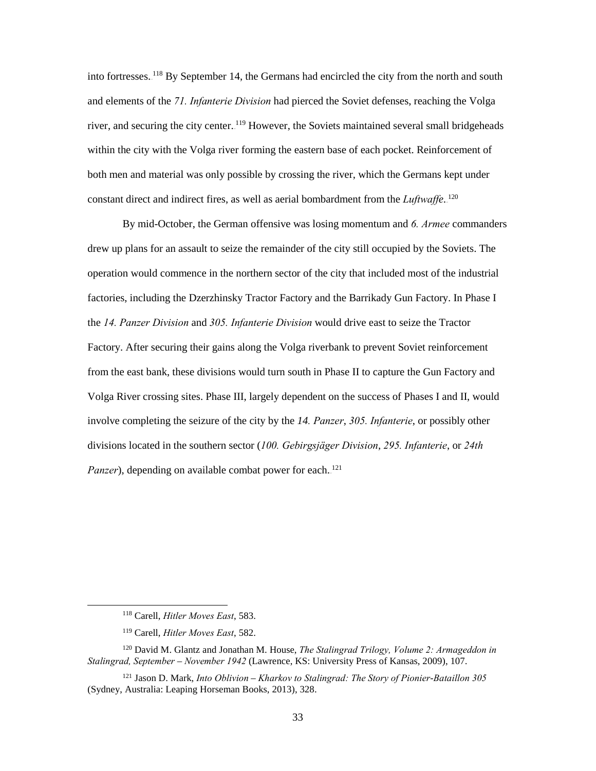into fortresses.[118] By September 14, the Germans had encircled the city from the north and south and elements of the *71. Infanterie Division* had pierced the Soviet defenses, reaching the Volga river, and securing the city center.[119] However, the Soviets maintained several small bridgeheads within the city with the Volga river forming the eastern base of each pocket. Reinforcement of both men and material was only possible by crossing the river, which the Germans kept under constant direct and indirect fires, as well as aerial bombardment from the *Luftwaffe*.[120]

By mid-October, the German offensive was losing momentum and *6. Armee* commanders drew up plans for an assault to seize the remainder of the city still occupied by the Soviets. The operation would commence in the northern sector of the city that included most of the industrial factories, including the Dzerzhinsky Tractor Factory and the Barrikady Gun Factory. In Phase I the *14. Panzer Division* and *305. Infanterie Division* would drive east to seize the Tractor Factory. After securing their gains along the Volga riverbank to prevent Soviet reinforcement from the east bank, these divisions would turn south in Phase II to capture the Gun Factory and Volga River crossing sites. Phase III, largely dependent on the success of Phases I and II, would involve completing the seizure of the city by the *14. Panzer*, *305. Infanterie*, or possibly other divisions located in the southern sector (*100. Gebirgsjäger Division*, *295. Infanterie*, or *24th Panzer*), depending on available combat power for each.[121]

---

[118] Carell, *Hitler Moves East*, 583.

[119] Carell, *Hitler Moves East*, 582.

[120] David M. Glantz and Jonathan M. House, *The Stalingrad Trilogy, Volume 2: Armageddon in Stalingrad, September – November 1942* (Lawrence, KS: University Press of Kansas, 2009), 107.

[121] Jason D. Mark, *Into Oblivion – Kharkov to Stalingrad: The Story of Pionier-Bataillon 305* (Sydney, Australia: Leaping Horseman Books, 2013), 328.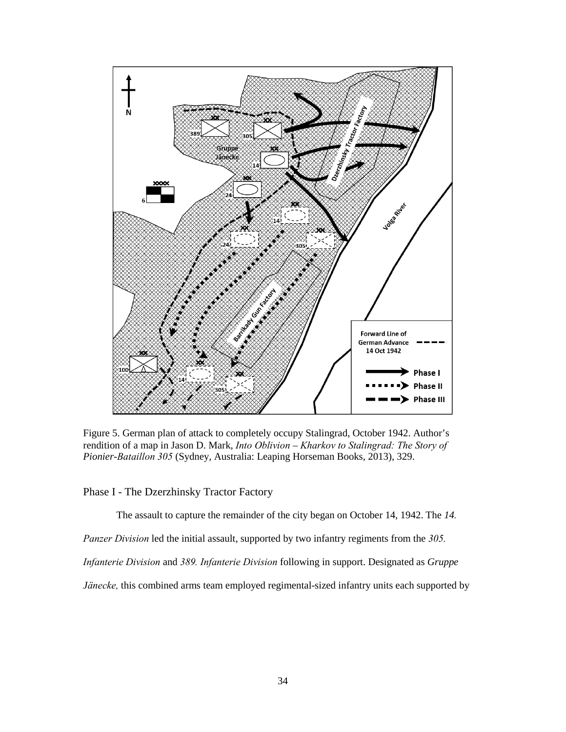Figure 5. German plan of attack to completely occupy Stalingrad, October 1942. Author's rendition of a map in Jason D. Mark, *Into Oblivion – Kharkov to Stalingrad: The Story of Pionier-Bataillon 305* (Sydney, Australia: Leaping Horseman Books, 2013), 329.

## Phase I - The Dzerzhinsky Tractor Factory

The assault to capture the remainder of the city began on October 14, 1942. The *14. Panzer Division* led the initial assault, supported by two infantry regiments from the *305. Infanterie Division* and *389. Infanterie Division* following in support. Designated as *Gruppe Jänecke,* this combined arms team employed regimental-sized infantry units each supported by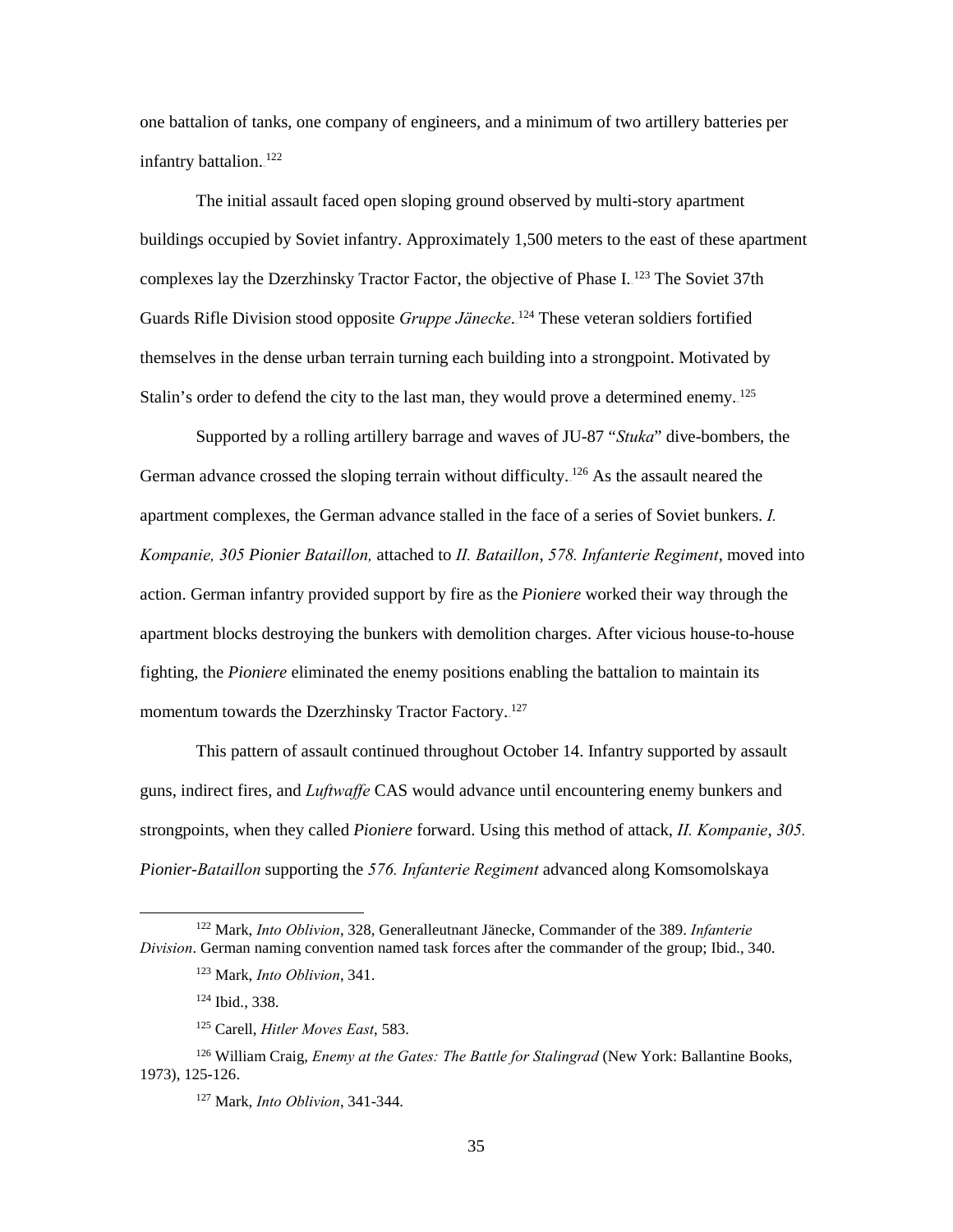one battalion of tanks, one company of engineers, and a minimum of two artillery batteries per infantry battalion.[122]

The initial assault faced open sloping ground observed by multi-story apartment buildings occupied by Soviet infantry. Approximately 1,500 meters to the east of these apartment complexes lay the Dzerzhinsky Tractor Factor, the objective of Phase I.[123] The Soviet 37th Guards Rifle Division stood opposite *Gruppe Jänecke*.[124] These veteran soldiers fortified themselves in the dense urban terrain turning each building into a strongpoint. Motivated by Stalin's order to defend the city to the last man, they would prove a determined enemy.[125]

Supported by a rolling artillery barrage and waves of JU-87 "*Stuka*" dive-bombers, the German advance crossed the sloping terrain without difficulty.[126] As the assault neared the apartment complexes, the German advance stalled in the face of a series of Soviet bunkers. *I. Kompanie, 305 Pionier Bataillon,* attached to *II. Bataillon*, *578. Infanterie Regiment*, moved into action. German infantry provided support by fire as the *Pioniere* worked their way through the apartment blocks destroying the bunkers with demolition charges. After vicious house-to-house fighting, the *Pioniere* eliminated the enemy positions enabling the battalion to maintain its momentum towards the Dzerzhinsky Tractor Factory.[127]

This pattern of assault continued throughout October 14. Infantry supported by assault guns, indirect fires, and *Luftwaffe* CAS would advance until encountering enemy bunkers and strongpoints, when they called *Pioniere* forward. Using this method of attack, *II. Kompanie*, *305. Pionier-Bataillon* supporting the *576. Infanterie Regiment* advanced along Komsomolskaya

---

[122] Mark, *Into Oblivion*, 328, Generalleutnant Jänecke, Commander of the 389. *Infanterie Division*. German naming convention named task forces after the commander of the group; Ibid., 340.

[123] Mark, *Into Oblivion*, 341.

[124] Ibid., 338.

[125] Carell, *Hitler Moves East*, 583.

[126] William Craig, *Enemy at the Gates: The Battle for Stalingrad* (New York: Ballantine Books, 1973), 125-126.

[127] Mark, *Into Oblivion*, 341-344.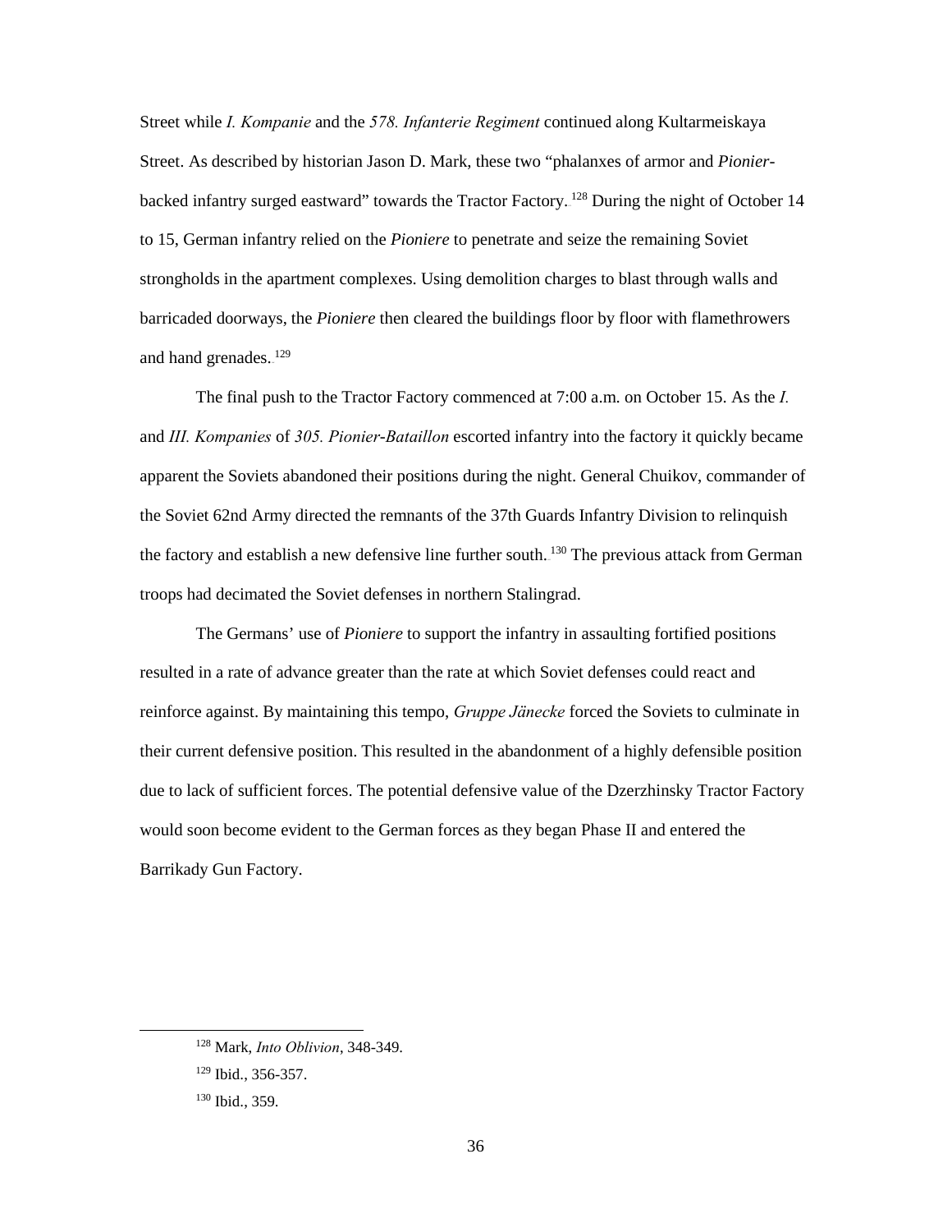Street while *I. Kompanie* and the *578. Infanterie Regiment* continued along Kultarmeiskaya Street. As described by historian Jason D. Mark, these two "phalanxes of armor and *Pionier*-backed infantry surged eastward" towards the Tractor Factory.[128] During the night of October 14 to 15, German infantry relied on the *Pioniere* to penetrate and seize the remaining Soviet strongholds in the apartment complexes. Using demolition charges to blast through walls and barricaded doorways, the *Pioniere* then cleared the buildings floor by floor with flamethrowers and hand grenades.[129]

The final push to the Tractor Factory commenced at 7:00 a.m. on October 15. As the *I.* and *III. Kompanies* of *305. Pionier-Bataillon* escorted infantry into the factory it quickly became apparent the Soviets abandoned their positions during the night. General Chuikov, commander of the Soviet 62nd Army directed the remnants of the 37th Guards Infantry Division to relinquish the factory and establish a new defensive line further south.[130] The previous attack from German troops had decimated the Soviet defenses in northern Stalingrad.

The Germans' use of *Pioniere* to support the infantry in assaulting fortified positions resulted in a rate of advance greater than the rate at which Soviet defenses could react and reinforce against. By maintaining this tempo, *Gruppe Jänecke* forced the Soviets to culminate in their current defensive position. This resulted in the abandonment of a highly defensible position due to lack of sufficient forces. The potential defensive value of the Dzerzhinsky Tractor Factory would soon become evident to the German forces as they began Phase II and entered the Barrikady Gun Factory.

---

[128] Mark, *Into Oblivion*, 348-349.

[129] Ibid., 356-357.

[130] Ibid., 359.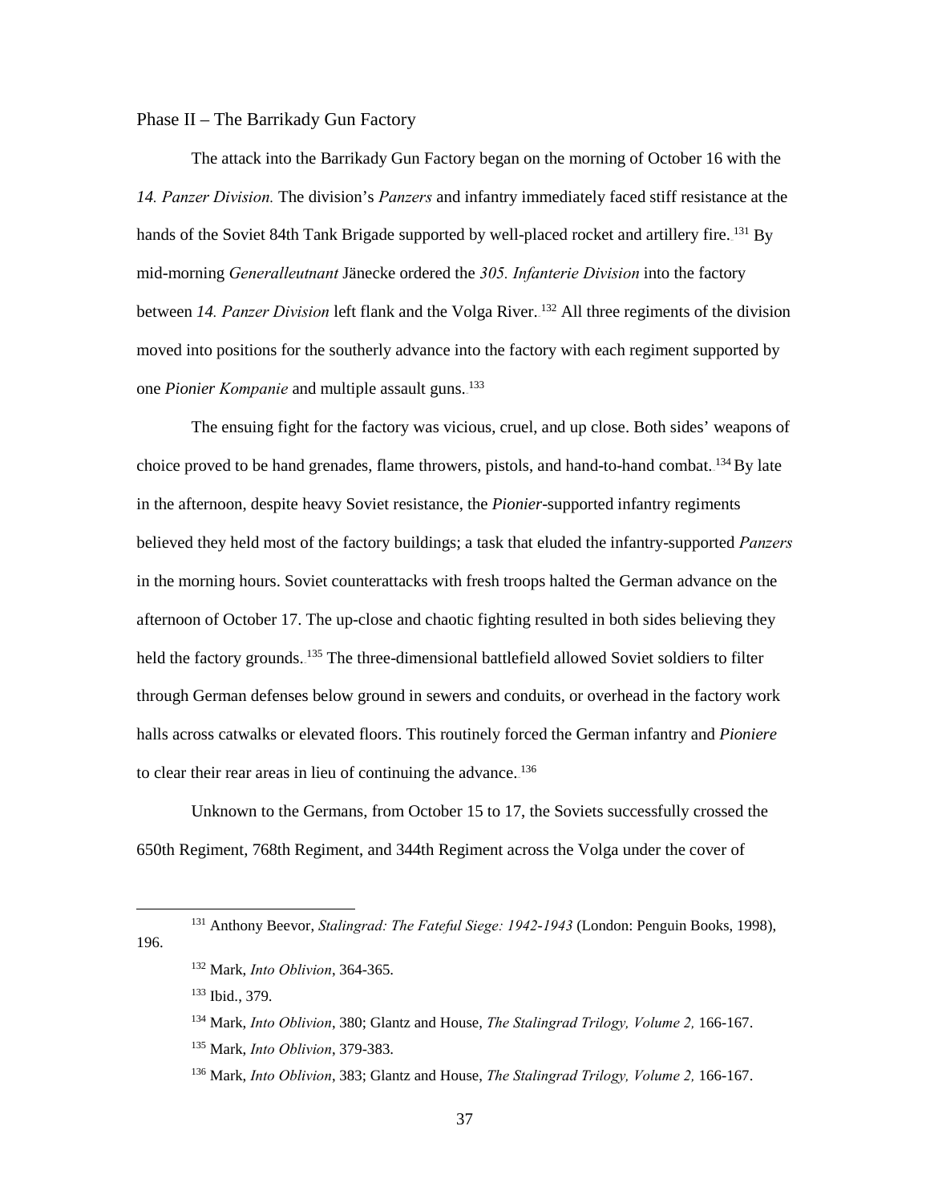Phase II – The Barrikady Gun Factory

The attack into the Barrikady Gun Factory began on the morning of October 16 with the *14. Panzer Division.* The division's *Panzers* and infantry immediately faced stiff resistance at the hands of the Soviet 84th Tank Brigade supported by well-placed rocket and artillery fire.[131] By mid-morning *Generalleutnant* Jänecke ordered the *305. Infanterie Division* into the factory between *14. Panzer Division* left flank and the Volga River.[132] All three regiments of the division moved into positions for the southerly advance into the factory with each regiment supported by one *Pionier Kompanie* and multiple assault guns.[133]

The ensuing fight for the factory was vicious, cruel, and up close. Both sides' weapons of choice proved to be hand grenades, flame throwers, pistols, and hand-to-hand combat.[134] By late in the afternoon, despite heavy Soviet resistance, the *Pionier*-supported infantry regiments believed they held most of the factory buildings; a task that eluded the infantry-supported *Panzers* in the morning hours. Soviet counterattacks with fresh troops halted the German advance on the afternoon of October 17. The up-close and chaotic fighting resulted in both sides believing they held the factory grounds.[135] The three-dimensional battlefield allowed Soviet soldiers to filter through German defenses below ground in sewers and conduits, or overhead in the factory work halls across catwalks or elevated floors. This routinely forced the German infantry and *Pioniere* to clear their rear areas in lieu of continuing the advance.[136]

Unknown to the Germans, from October 15 to 17, the Soviets successfully crossed the 650th Regiment, 768th Regiment, and 344th Regiment across the Volga under the cover of

---

[131] Anthony Beevor, *Stalingrad: The Fateful Siege: 1942-1943* (London: Penguin Books, 1998), 196.

[132] Mark, *Into Oblivion*, 364-365.

[133] Ibid., 379.

[134] Mark, *Into Oblivion*, 380; Glantz and House, *The Stalingrad Trilogy, Volume 2,* 166-167.

[135] Mark, *Into Oblivion*, 379-383.

[136] Mark, *Into Oblivion*, 383; Glantz and House, *The Stalingrad Trilogy, Volume 2,* 166-167.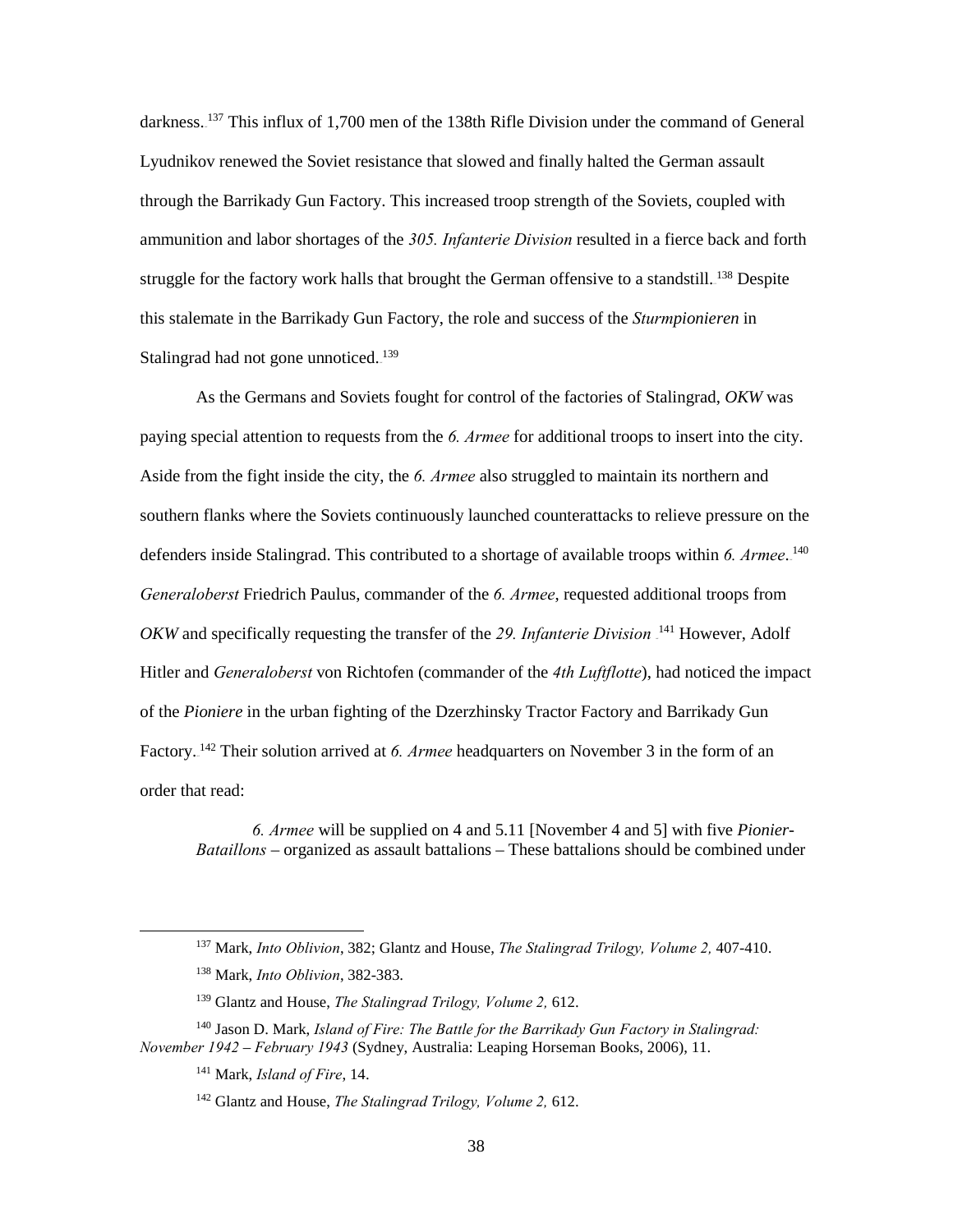darkness.[137] This influx of 1,700 men of the 138th Rifle Division under the command of General Lyudnikov renewed the Soviet resistance that slowed and finally halted the German assault through the Barrikady Gun Factory. This increased troop strength of the Soviets, coupled with ammunition and labor shortages of the *305. Infanterie Division* resulted in a fierce back and forth struggle for the factory work halls that brought the German offensive to a standstill.[138] Despite this stalemate in the Barrikady Gun Factory, the role and success of the *Sturmpionieren* in Stalingrad had not gone unnoticed.[139]

As the Germans and Soviets fought for control of the factories of Stalingrad, *OKW* was paying special attention to requests from the *6. Armee* for additional troops to insert into the city. Aside from the fight inside the city, the *6. Armee* also struggled to maintain its northern and southern flanks where the Soviets continuously launched counterattacks to relieve pressure on the defenders inside Stalingrad. This contributed to a shortage of available troops within *6. Armee*.[140] *Generaloberst* Friedrich Paulus, commander of the *6. Armee*, requested additional troops from *OKW* and specifically requesting the transfer of the *29. Infanterie Division* .[141] However, Adolf Hitler and *Generaloberst* von Richtofen (commander of the *4th Luftflotte*), had noticed the impact of the *Pioniere* in the urban fighting of the Dzerzhinsky Tractor Factory and Barrikady Gun Factory.[142] Their solution arrived at *6. Armee* headquarters on November 3 in the form of an order that read:

> *6. Armee* will be supplied on 4 and 5.11 [November 4 and 5] with five *Pionier-Bataillons* – organized as assault battalions – These battalions should be combined under

---

[137] Mark, *Into Oblivion*, 382; Glantz and House, *The Stalingrad Trilogy, Volume 2,* 407-410.

[138] Mark, *Into Oblivion*, 382-383.

[139] Glantz and House, *The Stalingrad Trilogy, Volume 2,* 612.

[140] Jason D. Mark, *Island of Fire: The Battle for the Barrikady Gun Factory in Stalingrad: November 1942 – February 1943* (Sydney, Australia: Leaping Horseman Books, 2006), 11.

[141] Mark, *Island of Fire*, 14.

[142] Glantz and House, *The Stalingrad Trilogy, Volume 2,* 612.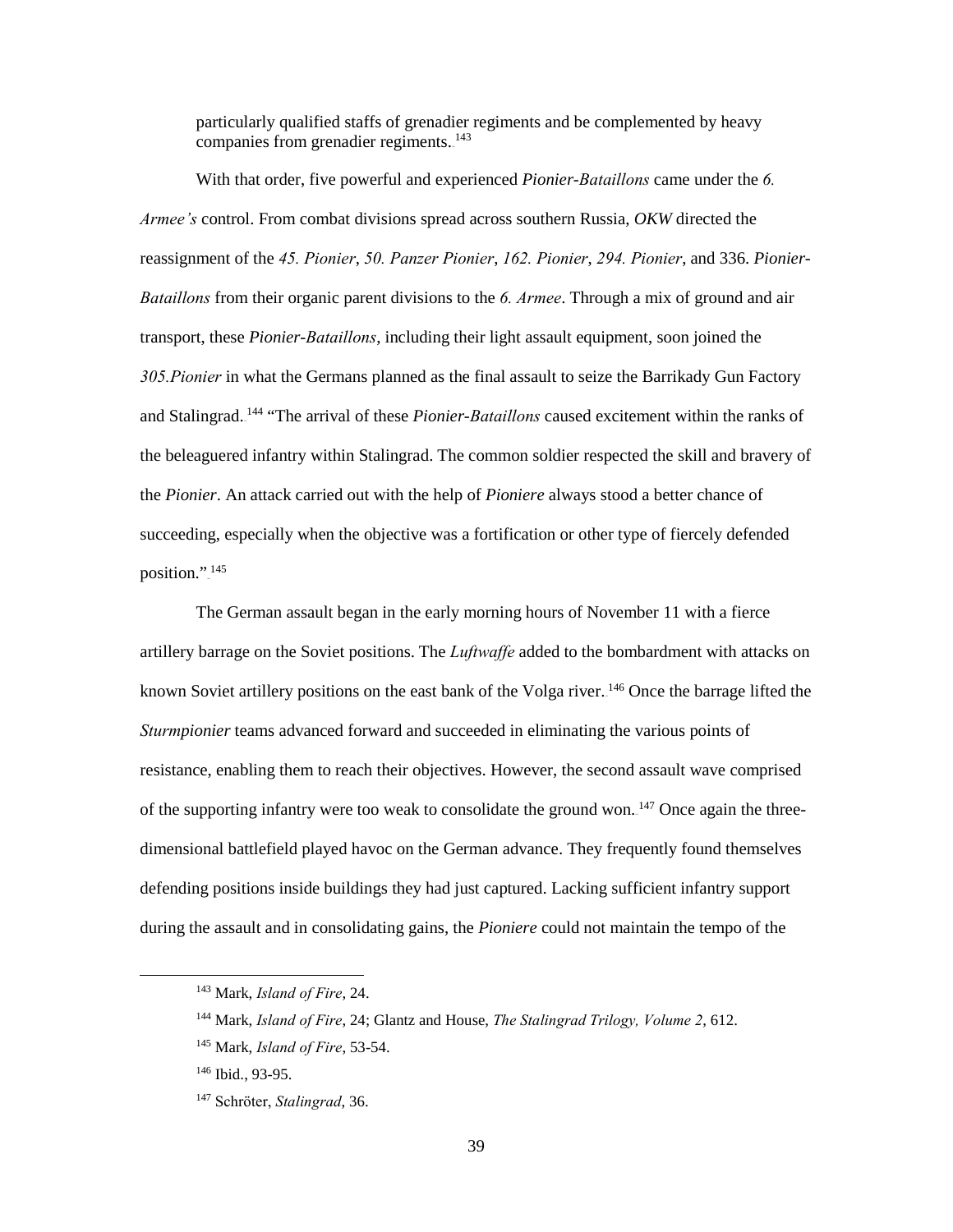particularly qualified staffs of grenadier regiments and be complemented by heavy companies from grenadier regiments.[143]

With that order, five powerful and experienced *Pionier-Bataillons* came under the *6. Armee's* control. From combat divisions spread across southern Russia, *OKW* directed the reassignment of the *45. Pionier*, *50. Panzer Pionier*, *162. Pionier*, *294. Pionier*, and 336. *Pionier-Bataillons* from their organic parent divisions to the *6. Armee*. Through a mix of ground and air transport, these *Pionier-Bataillons*, including their light assault equipment, soon joined the *305.Pionier* in what the Germans planned as the final assault to seize the Barrikady Gun Factory and Stalingrad.[144] "The arrival of these *Pionier-Bataillons* caused excitement within the ranks of the beleaguered infantry within Stalingrad. The common soldier respected the skill and bravery of the *Pionier*. An attack carried out with the help of *Pioniere* always stood a better chance of succeeding, especially when the objective was a fortification or other type of fiercely defended position."[145]

The German assault began in the early morning hours of November 11 with a fierce artillery barrage on the Soviet positions. The *Luftwaffe* added to the bombardment with attacks on known Soviet artillery positions on the east bank of the Volga river.[146] Once the barrage lifted the *Sturmpionier* teams advanced forward and succeeded in eliminating the various points of resistance, enabling them to reach their objectives. However, the second assault wave comprised of the supporting infantry were too weak to consolidate the ground won.[147] Once again the three-dimensional battlefield played havoc on the German advance. They frequently found themselves defending positions inside buildings they had just captured. Lacking sufficient infantry support during the assault and in consolidating gains, the *Pioniere* could not maintain the tempo of the

---

[143] Mark, *Island of Fire*, 24.

[144] Mark, *Island of Fire*, 24; Glantz and House, *The Stalingrad Trilogy, Volume 2*, 612.

[145] Mark, *Island of Fire*, 53-54.

[146] Ibid., 93-95.

[147] Schröter, *Stalingrad*, 36.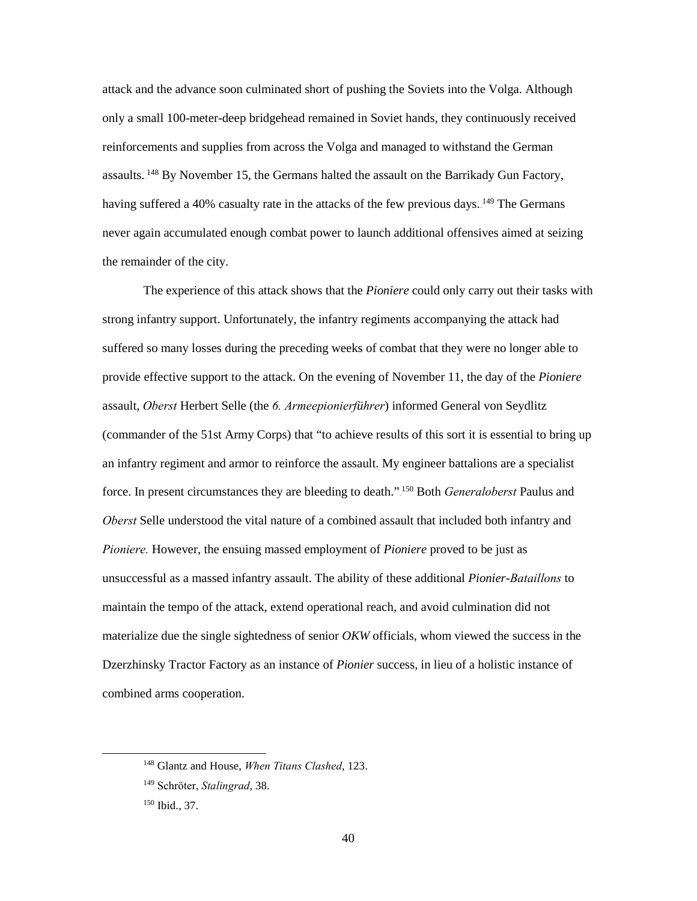attack and the advance soon culminated short of pushing the Soviets into the Volga. Although only a small 100-meter-deep bridgehead remained in Soviet hands, they continuously received reinforcements and supplies from across the Volga and managed to withstand the German assaults.[148] By November 15, the Germans halted the assault on the Barrikady Gun Factory, having suffered a 40% casualty rate in the attacks of the few previous days.[149] The Germans never again accumulated enough combat power to launch additional offensives aimed at seizing the remainder of the city.

The experience of this attack shows that the *Pioniere* could only carry out their tasks with strong infantry support. Unfortunately, the infantry regiments accompanying the attack had suffered so many losses during the preceding weeks of combat that they were no longer able to provide effective support to the attack. On the evening of November 11, the day of the *Pioniere* assault, *Oberst* Herbert Selle (the *6. Armeepionierführer*) informed General von Seydlitz (commander of the 51st Army Corps) that "to achieve results of this sort it is essential to bring up an infantry regiment and armor to reinforce the assault. My engineer battalions are a specialist force. In present circumstances they are bleeding to death."[150] Both *Generaloberst* Paulus and *Oberst* Selle understood the vital nature of a combined assault that included both infantry and *Pioniere.* However, the ensuing massed employment of *Pioniere* proved to be just as unsuccessful as a massed infantry assault. The ability of these additional *Pionier-Bataillons* to maintain the tempo of the attack, extend operational reach, and avoid culmination did not materialize due the single sightedness of senior *OKW* officials, whom viewed the success in the Dzerzhinsky Tractor Factory as an instance of *Pionier* success, in lieu of a holistic instance of combined arms cooperation.

---

[148] Glantz and House, *When Titans Clashed*, 123.

[149] Schröter, *Stalingrad*, 38.

[150] Ibid., 37.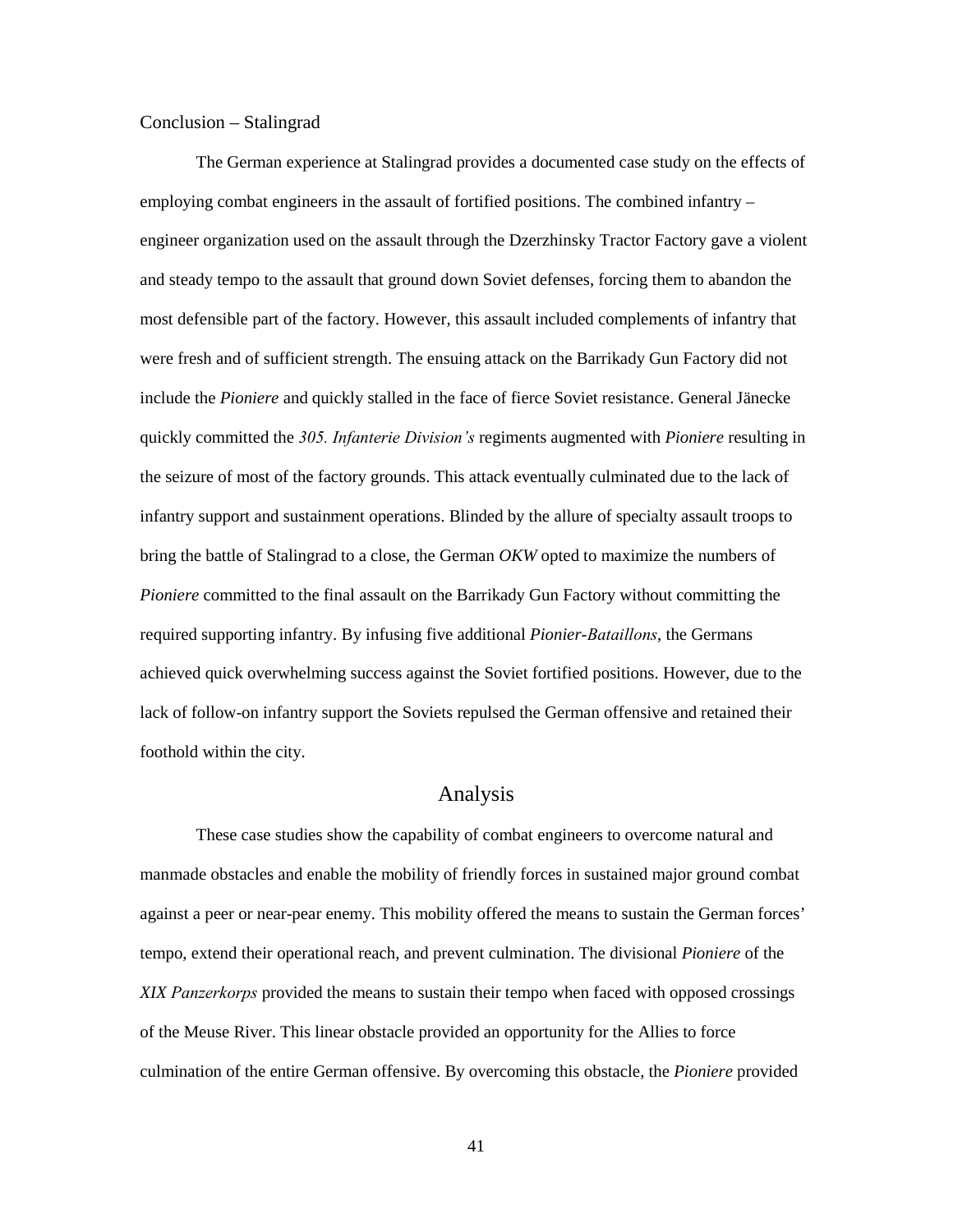Conclusion – Stalingrad

The German experience at Stalingrad provides a documented case study on the effects of employing combat engineers in the assault of fortified positions. The combined infantry – engineer organization used on the assault through the Dzerzhinsky Tractor Factory gave a violent and steady tempo to the assault that ground down Soviet defenses, forcing them to abandon the most defensible part of the factory. However, this assault included complements of infantry that were fresh and of sufficient strength. The ensuing attack on the Barrikady Gun Factory did not include the *Pioniere* and quickly stalled in the face of fierce Soviet resistance. General Jänecke quickly committed the *305. Infanterie Division's* regiments augmented with *Pioniere* resulting in the seizure of most of the factory grounds. This attack eventually culminated due to the lack of infantry support and sustainment operations. Blinded by the allure of specialty assault troops to bring the battle of Stalingrad to a close, the German *OKW* opted to maximize the numbers of *Pioniere* committed to the final assault on the Barrikady Gun Factory without committing the required supporting infantry. By infusing five additional *Pionier-Bataillons*, the Germans achieved quick overwhelming success against the Soviet fortified positions. However, due to the lack of follow-on infantry support the Soviets repulsed the German offensive and retained their foothold within the city.

## Analysis

These case studies show the capability of combat engineers to overcome natural and manmade obstacles and enable the mobility of friendly forces in sustained major ground combat against a peer or near-pear enemy. This mobility offered the means to sustain the German forces' tempo, extend their operational reach, and prevent culmination. The divisional *Pioniere* of the *XIX Panzerkorps* provided the means to sustain their tempo when faced with opposed crossings of the Meuse River. This linear obstacle provided an opportunity for the Allies to force culmination of the entire German offensive. By overcoming this obstacle, the *Pioniere* provided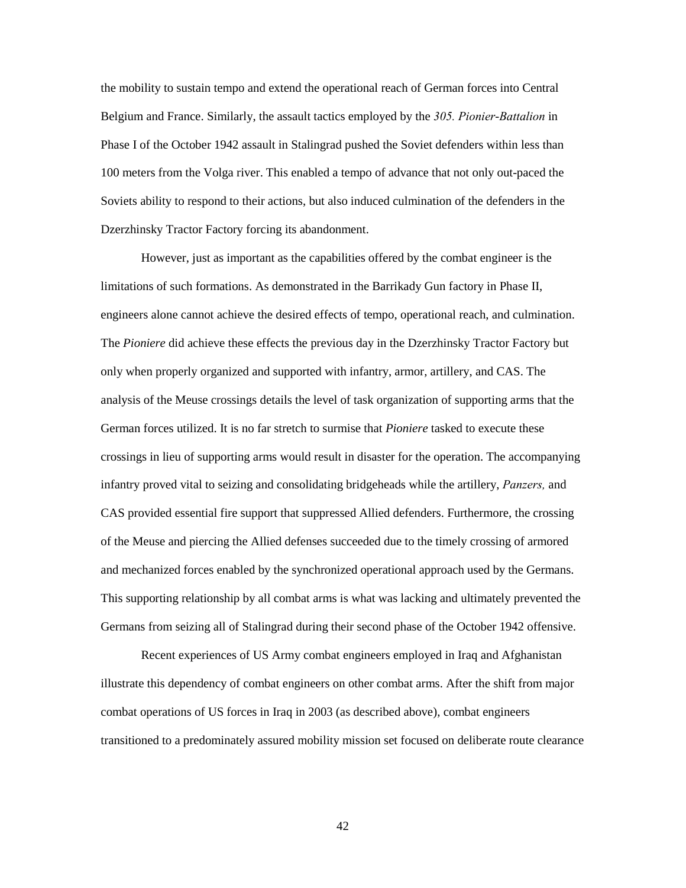the mobility to sustain tempo and extend the operational reach of German forces into Central Belgium and France. Similarly, the assault tactics employed by the *305. Pionier-Battalion* in Phase I of the October 1942 assault in Stalingrad pushed the Soviet defenders within less than 100 meters from the Volga river. This enabled a tempo of advance that not only out-paced the Soviets ability to respond to their actions, but also induced culmination of the defenders in the Dzerzhinsky Tractor Factory forcing its abandonment.

However, just as important as the capabilities offered by the combat engineer is the limitations of such formations. As demonstrated in the Barrikady Gun factory in Phase II, engineers alone cannot achieve the desired effects of tempo, operational reach, and culmination. The *Pioniere* did achieve these effects the previous day in the Dzerzhinsky Tractor Factory but only when properly organized and supported with infantry, armor, artillery, and CAS. The analysis of the Meuse crossings details the level of task organization of supporting arms that the German forces utilized. It is no far stretch to surmise that *Pioniere* tasked to execute these crossings in lieu of supporting arms would result in disaster for the operation. The accompanying infantry proved vital to seizing and consolidating bridgeheads while the artillery, *Panzers,* and CAS provided essential fire support that suppressed Allied defenders. Furthermore, the crossing of the Meuse and piercing the Allied defenses succeeded due to the timely crossing of armored and mechanized forces enabled by the synchronized operational approach used by the Germans. This supporting relationship by all combat arms is what was lacking and ultimately prevented the Germans from seizing all of Stalingrad during their second phase of the October 1942 offensive.

Recent experiences of US Army combat engineers employed in Iraq and Afghanistan illustrate this dependency of combat engineers on other combat arms. After the shift from major combat operations of US forces in Iraq in 2003 (as described above), combat engineers transitioned to a predominately assured mobility mission set focused on deliberate route clearance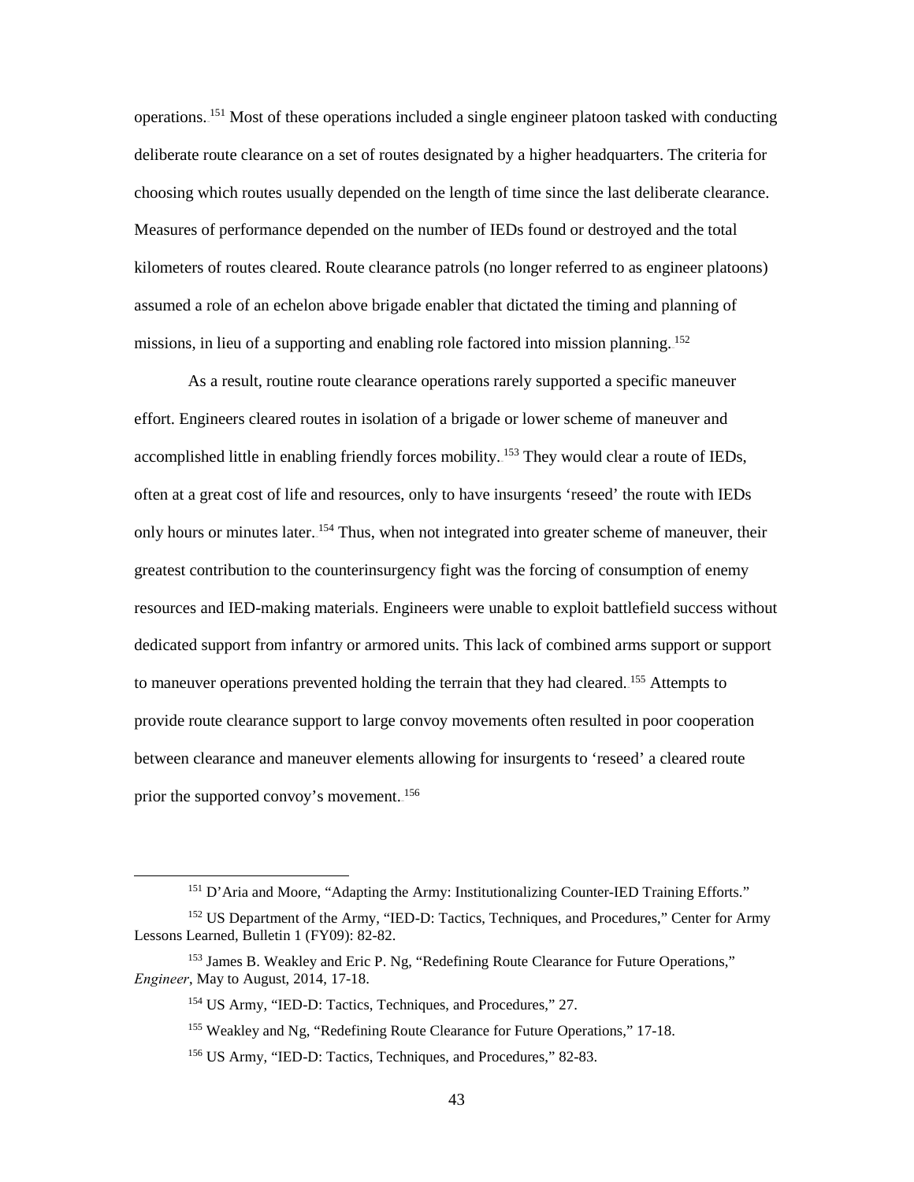operations.[151] Most of these operations included a single engineer platoon tasked with conducting deliberate route clearance on a set of routes designated by a higher headquarters. The criteria for choosing which routes usually depended on the length of time since the last deliberate clearance. Measures of performance depended on the number of IEDs found or destroyed and the total kilometers of routes cleared. Route clearance patrols (no longer referred to as engineer platoons) assumed a role of an echelon above brigade enabler that dictated the timing and planning of missions, in lieu of a supporting and enabling role factored into mission planning.[152]

As a result, routine route clearance operations rarely supported a specific maneuver effort. Engineers cleared routes in isolation of a brigade or lower scheme of maneuver and accomplished little in enabling friendly forces mobility.[153] They would clear a route of IEDs, often at a great cost of life and resources, only to have insurgents 'reseed' the route with IEDs only hours or minutes later.[154] Thus, when not integrated into greater scheme of maneuver, their greatest contribution to the counterinsurgency fight was the forcing of consumption of enemy resources and IED-making materials. Engineers were unable to exploit battlefield success without dedicated support from infantry or armored units. This lack of combined arms support or support to maneuver operations prevented holding the terrain that they had cleared.[155] Attempts to provide route clearance support to large convoy movements often resulted in poor cooperation between clearance and maneuver elements allowing for insurgents to 'reseed' a cleared route prior the supported convoy's movement.[156]

---

[151] D'Aria and Moore, "Adapting the Army: Institutionalizing Counter-IED Training Efforts."

[152] US Department of the Army, "IED-D: Tactics, Techniques, and Procedures," Center for Army Lessons Learned, Bulletin 1 (FY09): 82-82.

[153] James B. Weakley and Eric P. Ng, "Redefining Route Clearance for Future Operations," *Engineer*, May to August, 2014, 17-18.

[154] US Army, "IED-D: Tactics, Techniques, and Procedures," 27.

[155] Weakley and Ng, "Redefining Route Clearance for Future Operations," 17-18.

[156] US Army, "IED-D: Tactics, Techniques, and Procedures," 82-83.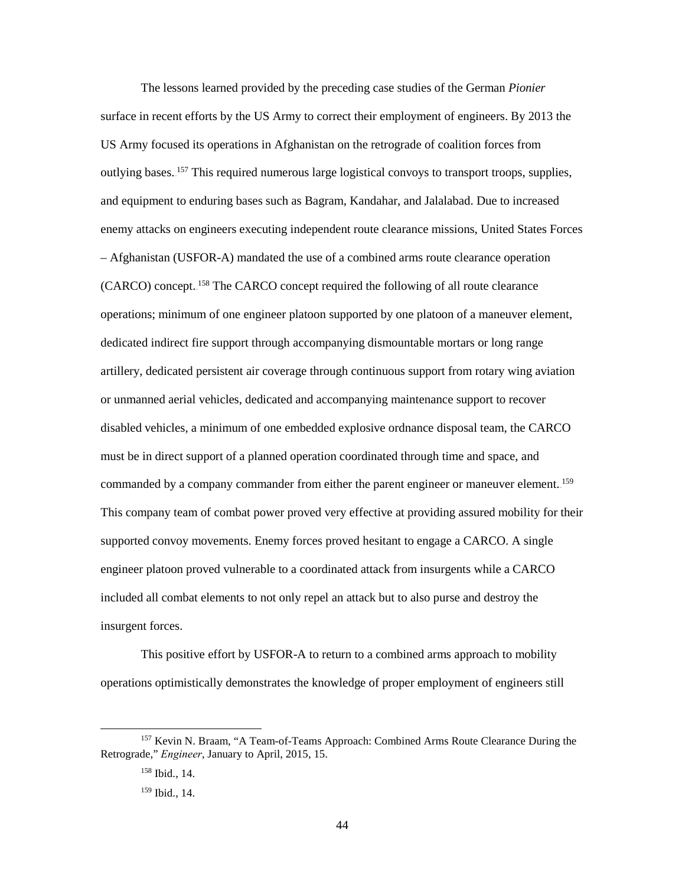The lessons learned provided by the preceding case studies of the German *Pionier* surface in recent efforts by the US Army to correct their employment of engineers. By 2013 the US Army focused its operations in Afghanistan on the retrograde of coalition forces from outlying bases.[157] This required numerous large logistical convoys to transport troops, supplies, and equipment to enduring bases such as Bagram, Kandahar, and Jalalabad. Due to increased enemy attacks on engineers executing independent route clearance missions, United States Forces – Afghanistan (USFOR-A) mandated the use of a combined arms route clearance operation (CARCO) concept.[158] The CARCO concept required the following of all route clearance operations; minimum of one engineer platoon supported by one platoon of a maneuver element, dedicated indirect fire support through accompanying dismountable mortars or long range artillery, dedicated persistent air coverage through continuous support from rotary wing aviation or unmanned aerial vehicles, dedicated and accompanying maintenance support to recover disabled vehicles, a minimum of one embedded explosive ordnance disposal team, the CARCO must be in direct support of a planned operation coordinated through time and space, and commanded by a company commander from either the parent engineer or maneuver element.[159] This company team of combat power proved very effective at providing assured mobility for their supported convoy movements. Enemy forces proved hesitant to engage a CARCO. A single engineer platoon proved vulnerable to a coordinated attack from insurgents while a CARCO included all combat elements to not only repel an attack but to also purse and destroy the insurgent forces.

This positive effort by USFOR-A to return to a combined arms approach to mobility operations optimistically demonstrates the knowledge of proper employment of engineers still

---

[157] Kevin N. Braam, "A Team-of-Teams Approach: Combined Arms Route Clearance During the Retrograde," *Engineer*, January to April, 2015, 15.

[158] Ibid., 14.

[159] Ibid., 14.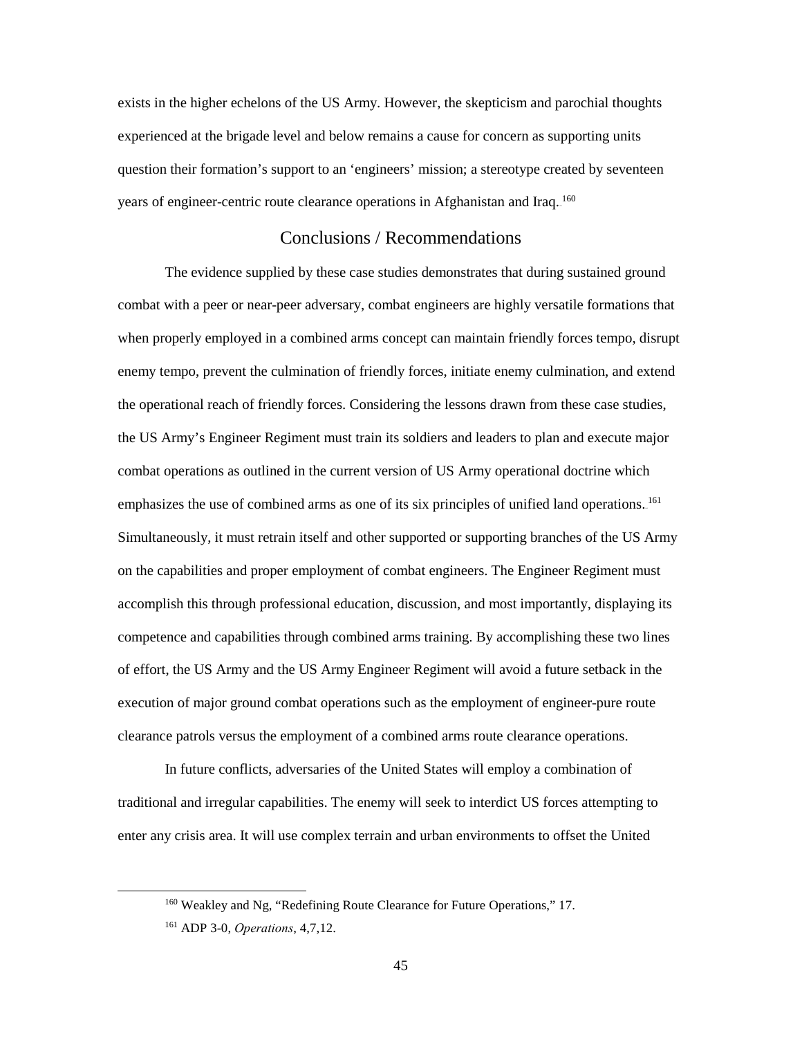exists in the higher echelons of the US Army. However, the skepticism and parochial thoughts experienced at the brigade level and below remains a cause for concern as supporting units question their formation's support to an 'engineers' mission; a stereotype created by seventeen years of engineer-centric route clearance operations in Afghanistan and Iraq.[160]

## Conclusions / Recommendations

The evidence supplied by these case studies demonstrates that during sustained ground combat with a peer or near-peer adversary, combat engineers are highly versatile formations that when properly employed in a combined arms concept can maintain friendly forces tempo, disrupt enemy tempo, prevent the culmination of friendly forces, initiate enemy culmination, and extend the operational reach of friendly forces. Considering the lessons drawn from these case studies, the US Army's Engineer Regiment must train its soldiers and leaders to plan and execute major combat operations as outlined in the current version of US Army operational doctrine which emphasizes the use of combined arms as one of its six principles of unified land operations.[161] Simultaneously, it must retrain itself and other supported or supporting branches of the US Army on the capabilities and proper employment of combat engineers. The Engineer Regiment must accomplish this through professional education, discussion, and most importantly, displaying its competence and capabilities through combined arms training. By accomplishing these two lines of effort, the US Army and the US Army Engineer Regiment will avoid a future setback in the execution of major ground combat operations such as the employment of engineer-pure route clearance patrols versus the employment of a combined arms route clearance operations.

In future conflicts, adversaries of the United States will employ a combination of traditional and irregular capabilities. The enemy will seek to interdict US forces attempting to enter any crisis area. It will use complex terrain and urban environments to offset the United

---

[160] Weakley and Ng, "Redefining Route Clearance for Future Operations," 17.

[161] ADP 3-0, *Operations*, 4,7,12.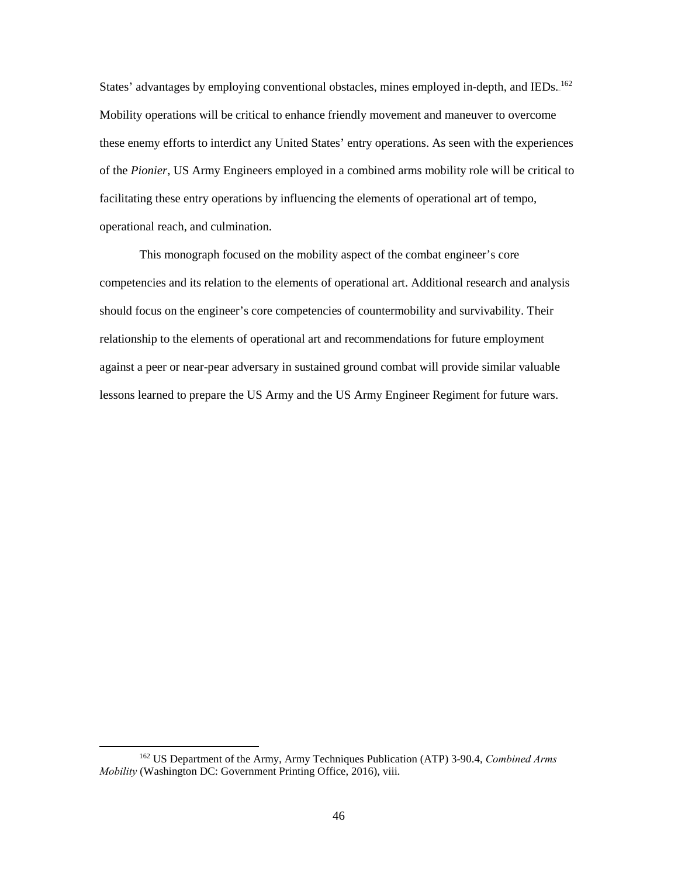States' advantages by employing conventional obstacles, mines employed in-depth, and IEDs.[162] Mobility operations will be critical to enhance friendly movement and maneuver to overcome these enemy efforts to interdict any United States' entry operations. As seen with the experiences of the *Pionier*, US Army Engineers employed in a combined arms mobility role will be critical to facilitating these entry operations by influencing the elements of operational art of tempo, operational reach, and culmination.

This monograph focused on the mobility aspect of the combat engineer's core competencies and its relation to the elements of operational art. Additional research and analysis should focus on the engineer's core competencies of countermobility and survivability. Their relationship to the elements of operational art and recommendations for future employment against a peer or near-pear adversary in sustained ground combat will provide similar valuable lessons learned to prepare the US Army and the US Army Engineer Regiment for future wars.

---

[162] US Department of the Army, Army Techniques Publication (ATP) 3-90.4, *Combined Arms Mobility* (Washington DC: Government Printing Office, 2016), viii.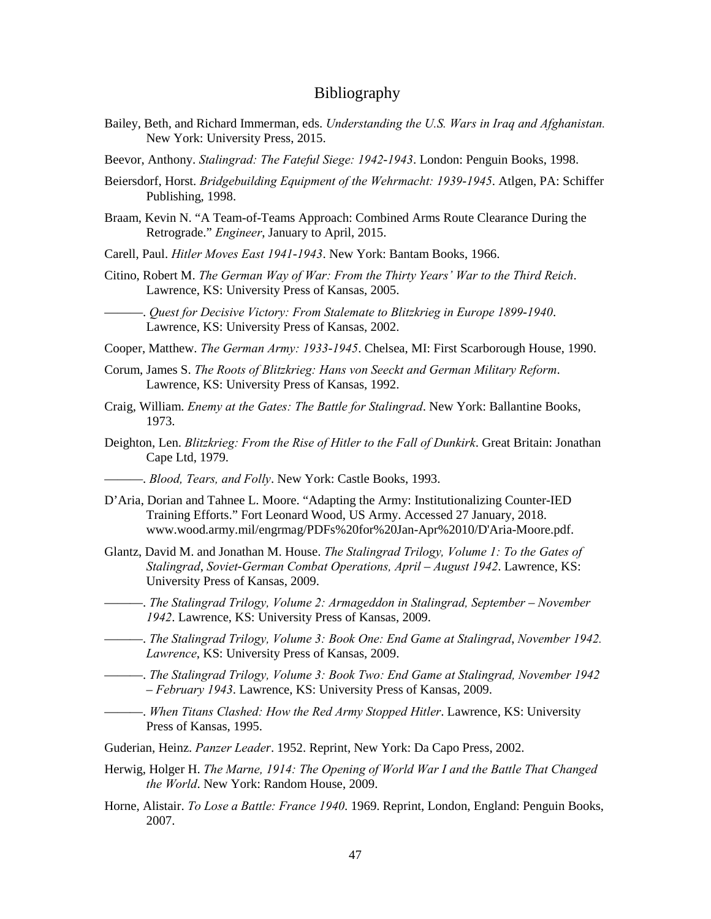# Bibliography

Bailey, Beth, and Richard Immerman, eds. *Understanding the U.S. Wars in Iraq and Afghanistan.* New York: University Press, 2015.

Beevor, Anthony. *Stalingrad: The Fateful Siege: 1942-1943*. London: Penguin Books, 1998.

Beiersdorf, Horst. *Bridgebuilding Equipment of the Wehrmacht: 1939-1945*. Atlgen, PA: Schiffer Publishing, 1998.

Braam, Kevin N. "A Team-of-Teams Approach: Combined Arms Route Clearance During the Retrograde." *Engineer*, January to April, 2015.

Carell, Paul. *Hitler Moves East 1941-1943*. New York: Bantam Books, 1966.

Citino, Robert M. *The German Way of War: From the Thirty Years' War to the Third Reich*. Lawrence, KS: University Press of Kansas, 2005.

———. *Quest for Decisive Victory: From Stalemate to Blitzkrieg in Europe 1899-1940*. Lawrence, KS: University Press of Kansas, 2002.

Cooper, Matthew. *The German Army: 1933-1945*. Chelsea, MI: First Scarborough House, 1990.

Corum, James S. *The Roots of Blitzkrieg: Hans von Seeckt and German Military Reform*. Lawrence, KS: University Press of Kansas, 1992.

Craig, William. *Enemy at the Gates: The Battle for Stalingrad*. New York: Ballantine Books, 1973.

Deighton, Len. *Blitzkrieg: From the Rise of Hitler to the Fall of Dunkirk*. Great Britain: Jonathan Cape Ltd, 1979.

———. *Blood, Tears, and Folly*. New York: Castle Books, 1993.

D'Aria, Dorian and Tahnee L. Moore. "Adapting the Army: Institutionalizing Counter-IED Training Efforts." Fort Leonard Wood, US Army. Accessed 27 January, 2018. www.wood.army.mil/engrmag/PDFs%20for%20Jan-Apr%2010/D'Aria-Moore.pdf.

Glantz, David M. and Jonathan M. House. *The Stalingrad Trilogy, Volume 1: To the Gates of Stalingrad*, *Soviet-German Combat Operations, April – August 1942*. Lawrence, KS: University Press of Kansas, 2009.

———. *The Stalingrad Trilogy, Volume 2: Armageddon in Stalingrad, September – November 1942*. Lawrence, KS: University Press of Kansas, 2009.

———. *The Stalingrad Trilogy, Volume 3: Book One: End Game at Stalingrad*, *November 1942. Lawrence*, KS: University Press of Kansas, 2009.

———. *The Stalingrad Trilogy, Volume 3: Book Two: End Game at Stalingrad, November 1942 – February 1943*. Lawrence, KS: University Press of Kansas, 2009.

———. *When Titans Clashed: How the Red Army Stopped Hitler*. Lawrence, KS: University Press of Kansas, 1995.

Guderian, Heinz. *Panzer Leader*. 1952. Reprint, New York: Da Capo Press, 2002.

Herwig, Holger H. *The Marne, 1914: The Opening of World War I and the Battle That Changed the World*. New York: Random House, 2009.

Horne, Alistair. *To Lose a Battle: France 1940*. 1969. Reprint, London, England: Penguin Books, 2007.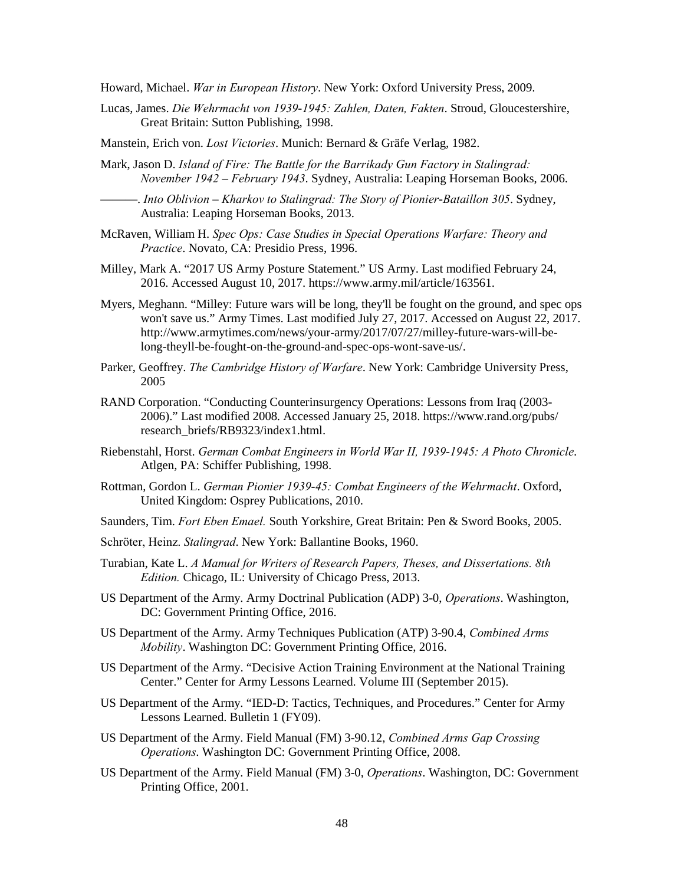Howard, Michael. *War in European History*. New York: Oxford University Press, 2009.

Lucas, James. *Die Wehrmacht von 1939-1945: Zahlen, Daten, Fakten*. Stroud, Gloucestershire, Great Britain: Sutton Publishing, 1998.

Manstein, Erich von. *Lost Victories*. Munich: Bernard & Gräfe Verlag, 1982.

Mark, Jason D. *Island of Fire: The Battle for the Barrikady Gun Factory in Stalingrad: November 1942 – February 1943*. Sydney, Australia: Leaping Horseman Books, 2006.

———. *Into Oblivion – Kharkov to Stalingrad: The Story of Pionier-Bataillon 305*. Sydney, Australia: Leaping Horseman Books, 2013.

McRaven, William H. *Spec Ops: Case Studies in Special Operations Warfare: Theory and Practice*. Novato, CA: Presidio Press, 1996.

Milley, Mark A. "2017 US Army Posture Statement." US Army. Last modified February 24, 2016. Accessed August 10, 2017. https://www.army.mil/article/163561.

Myers, Meghann. "Milley: Future wars will be long, they'll be fought on the ground, and spec ops won't save us." Army Times. Last modified July 27, 2017. Accessed on August 22, 2017. http://www.armytimes.com/news/your-army/2017/07/27/milley-future-wars-will-be-long-theyll-be-fought-on-the-ground-and-spec-ops-wont-save-us/.

Parker, Geoffrey. *The Cambridge History of Warfare*. New York: Cambridge University Press, 2005

RAND Corporation. "Conducting Counterinsurgency Operations: Lessons from Iraq (2003-2006)." Last modified 2008. Accessed January 25, 2018. https://www.rand.org/pubs/research_briefs/RB9323/index1.html.

Riebenstahl, Horst. *German Combat Engineers in World War II, 1939-1945: A Photo Chronicle*. Atlgen, PA: Schiffer Publishing, 1998.

Rottman, Gordon L. *German Pionier 1939-45: Combat Engineers of the Wehrmacht*. Oxford, United Kingdom: Osprey Publications, 2010.

Saunders, Tim. *Fort Eben Emael.* South Yorkshire, Great Britain: Pen & Sword Books, 2005.

Schröter, Heinz. *Stalingrad*. New York: Ballantine Books, 1960.

Turabian, Kate L. *A Manual for Writers of Research Papers, Theses, and Dissertations. 8th Edition.* Chicago, IL: University of Chicago Press, 2013.

US Department of the Army. Army Doctrinal Publication (ADP) 3-0, *Operations*. Washington, DC: Government Printing Office, 2016.

US Department of the Army. Army Techniques Publication (ATP) 3-90.4, *Combined Arms Mobility*. Washington DC: Government Printing Office, 2016.

US Department of the Army. "Decisive Action Training Environment at the National Training Center." Center for Army Lessons Learned. Volume III (September 2015).

US Department of the Army. "IED-D: Tactics, Techniques, and Procedures." Center for Army Lessons Learned. Bulletin 1 (FY09).

US Department of the Army. Field Manual (FM) 3-90.12, *Combined Arms Gap Crossing Operations*. Washington DC: Government Printing Office, 2008.

US Department of the Army. Field Manual (FM) 3-0, *Operations*. Washington, DC: Government Printing Office, 2001.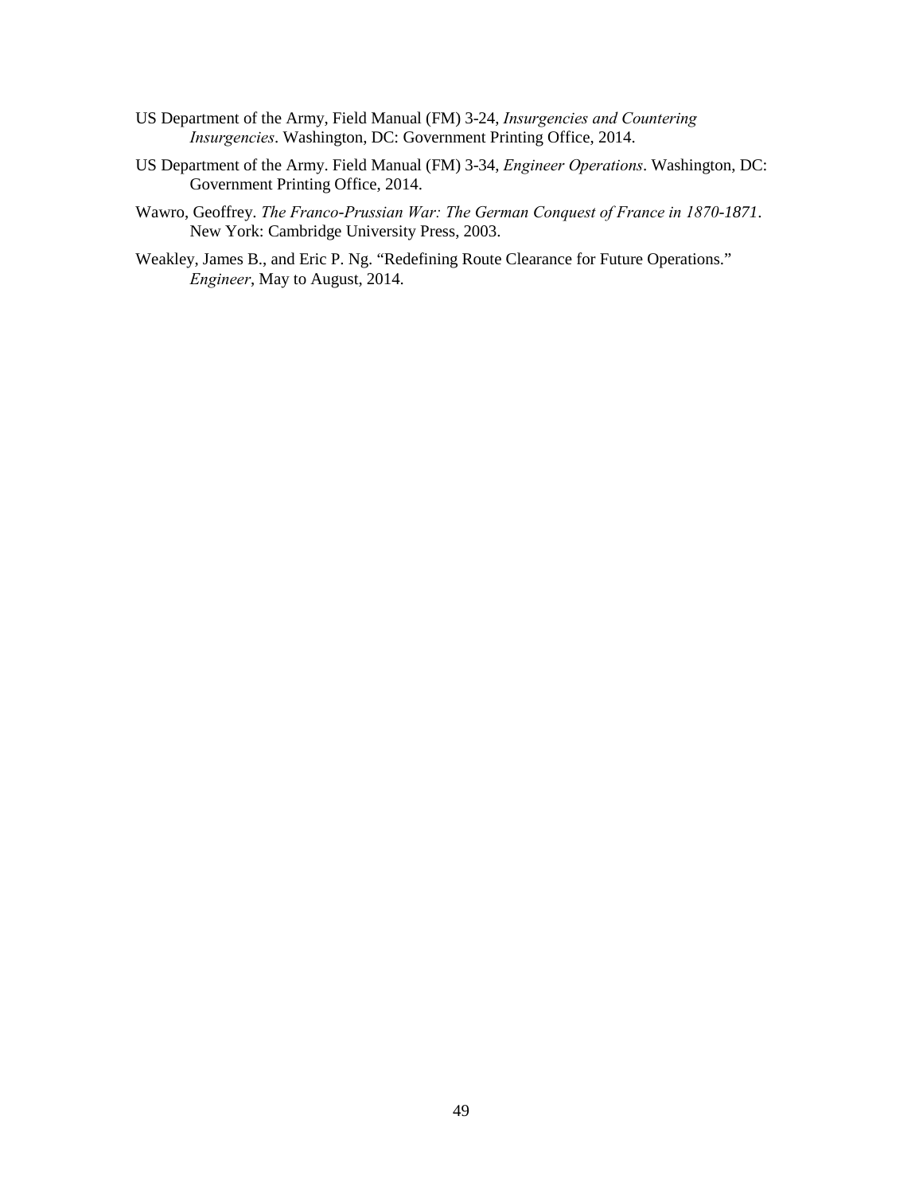US Department of the Army, Field Manual (FM) 3-24, *Insurgencies and Countering Insurgencies*. Washington, DC: Government Printing Office, 2014.

US Department of the Army. Field Manual (FM) 3-34, *Engineer Operations*. Washington, DC: Government Printing Office, 2014.

Wawro, Geoffrey. *The Franco-Prussian War: The German Conquest of France in 1870-1871*. New York: Cambridge University Press, 2003.

Weakley, James B., and Eric P. Ng. "Redefining Route Clearance for Future Operations." *Engineer*, May to August, 2014.